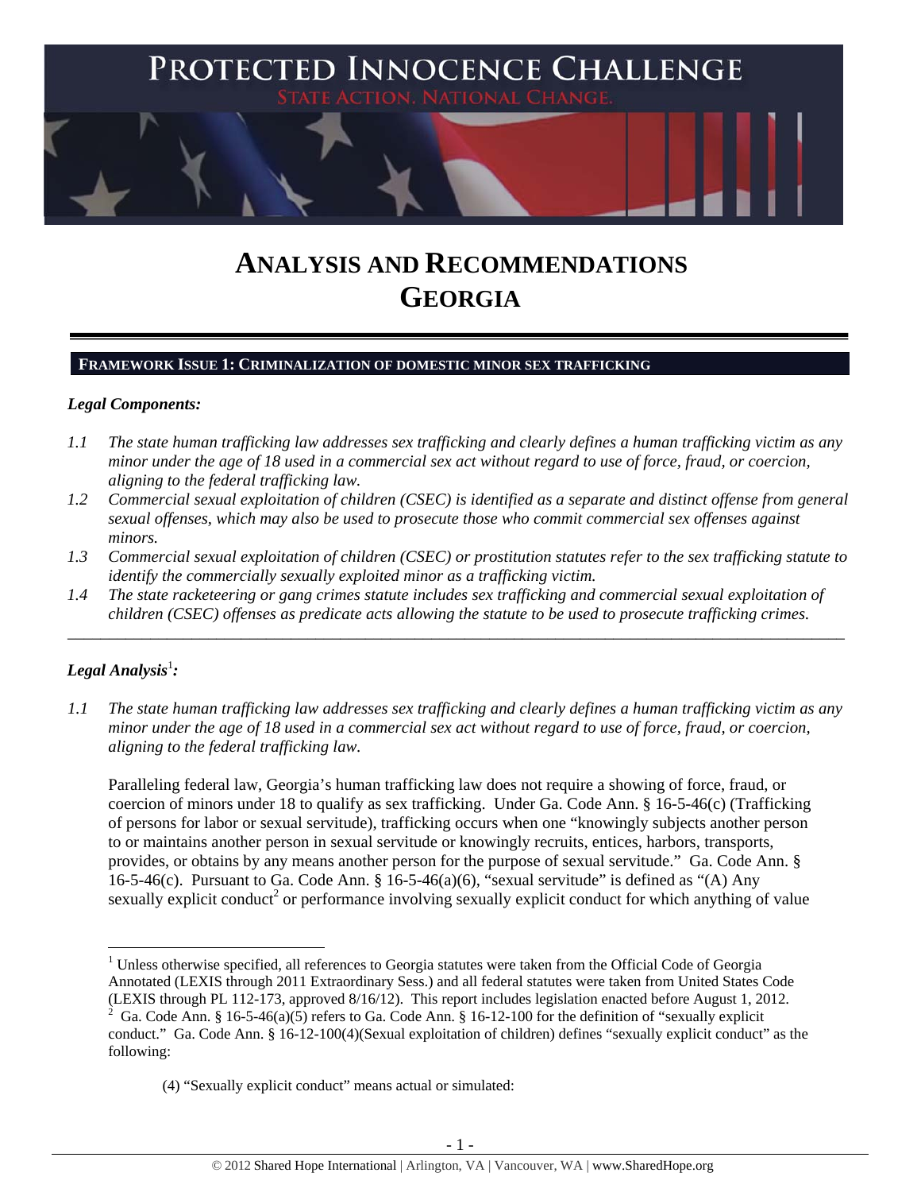# PROTECTED INNOCENCE CHALLENGE

STATE ACTION. NATIONAL CHANGE.

# ANALYSIS AND RECOMMENDATIONS GEORGIA

## FRAMEWORK ISSUE 1: CRIMINALIZATION OF DOMESTIC MINOR SEX TRAFFICKING

### *Legal Components:*

*1.1 The state human trafficking law addresses sex trafficking and clearly defines a human trafficking victim as any minor under the age of 18 used in a commercial sex act without regard to use of force, fraud, or coercion, aligning to the federal trafficking law.*

*1.2 Commercial sexual exploitation of children (CSEC) is identified as a separate and distinct offense from general sexual offenses, which may also be used to prosecute those who commit commercial sex offenses against minors.*

*1.3 Commercial sexual exploitation of children (CSEC) or prostitution statutes refer to the sex trafficking statute to identify the commercially sexually exploited minor as a trafficking victim.*

*1.4 The state racketeering or gang crimes statute includes sex trafficking and commercial sexual exploitation of children (CSEC) offenses as predicate acts allowing the statute to be used to prosecute trafficking crimes.*

---

### *Legal Analysis*[1]*:*

*1.1 The state human trafficking law addresses sex trafficking and clearly defines a human trafficking victim as any minor under the age of 18 used in a commercial sex act without regard to use of force, fraud, or coercion, aligning to the federal trafficking law.*

Paralleling federal law, Georgia's human trafficking law does not require a showing of force, fraud, or coercion of minors under 18 to qualify as sex trafficking. Under Ga. Code Ann. § 16-5-46(c) (Trafficking of persons for labor or sexual servitude), trafficking occurs when one "knowingly subjects another person to or maintains another person in sexual servitude or knowingly recruits, entices, harbors, transports, provides, or obtains by any means another person for the purpose of sexual servitude." Ga. Code Ann. § 16-5-46(c). Pursuant to Ga. Code Ann. § 16-5-46(a)(6), "sexual servitude" is defined as "(A) Any sexually explicit conduct[2] or performance involving sexually explicit conduct for which anything of value

---

[1] Unless otherwise specified, all references to Georgia statutes were taken from the Official Code of Georgia Annotated (LEXIS through 2011 Extraordinary Sess.) and all federal statutes were taken from United States Code (LEXIS through PL 112-173, approved 8/16/12). This report includes legislation enacted before August 1, 2012.

[2] Ga. Code Ann. § 16-5-46(a)(5) refers to Ga. Code Ann. § 16-12-100 for the definition of "sexually explicit conduct." Ga. Code Ann. § 16-12-100(4)(Sexual exploitation of children) defines "sexually explicit conduct" as the following:

> (4) "Sexually explicit conduct" means actual or simulated: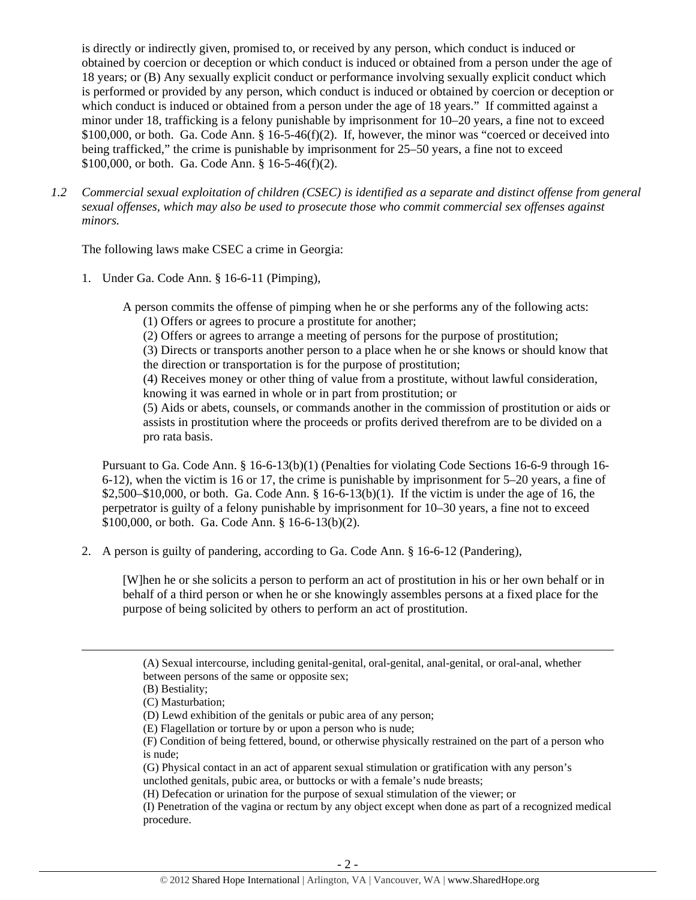is directly or indirectly given, promised to, or received by any person, which conduct is induced or obtained by coercion or deception or which conduct is induced or obtained from a person under the age of 18 years; or (B) Any sexually explicit conduct or performance involving sexually explicit conduct which is performed or provided by any person, which conduct is induced or obtained by coercion or deception or which conduct is induced or obtained from a person under the age of 18 years." If committed against a minor under 18, trafficking is a felony punishable by imprisonment for 10–20 years, a fine not to exceed $100,000, or both. Ga. Code Ann. § 16-5-46(f)(2). If, however, the minor was "coerced or deceived into being trafficked," the crime is punishable by imprisonment for 25–50 years, a fine not to exceed $100,000, or both. Ga. Code Ann. § 16-5-46(f)(2).

*1.2 Commercial sexual exploitation of children (CSEC) is identified as a separate and distinct offense from general sexual offenses, which may also be used to prosecute those who commit commercial sex offenses against minors.*

The following laws make CSEC a crime in Georgia:

1. Under Ga. Code Ann. § 16-6-11 (Pimping),

   A person commits the offense of pimping when he or she performs any of the following acts:
   (1) Offers or agrees to procure a prostitute for another;
   (2) Offers or agrees to arrange a meeting of persons for the purpose of prostitution;
   (3) Directs or transports another person to a place when he or she knows or should know that the direction or transportation is for the purpose of prostitution;
   (4) Receives money or other thing of value from a prostitute, without lawful consideration, knowing it was earned in whole or in part from prostitution; or
   (5) Aids or abets, counsels, or commands another in the commission of prostitution or aids or assists in prostitution where the proceeds or profits derived therefrom are to be divided on a pro rata basis.

   Pursuant to Ga. Code Ann. § 16-6-13(b)(1) (Penalties for violating Code Sections 16-6-9 through 16-6-12), when the victim is 16 or 17, the crime is punishable by imprisonment for 5–20 years, a fine of $2,500–$10,000, or both. Ga. Code Ann. § 16-6-13(b)(1). If the victim is under the age of 16, the perpetrator is guilty of a felony punishable by imprisonment for 10–30 years, a fine not to exceed $100,000, or both. Ga. Code Ann. § 16-6-13(b)(2).

2. A person is guilty of pandering, according to Ga. Code Ann. § 16-6-12 (Pandering),

   [W]hen he or she solicits a person to perform an act of prostitution in his or her own behalf or in behalf of a third person or when he or she knowingly assembles persons at a fixed place for the purpose of being solicited by others to perform an act of prostitution.

---

(A) Sexual intercourse, including genital-genital, oral-genital, anal-genital, or oral-anal, whether between persons of the same or opposite sex;
(B) Bestiality;
(C) Masturbation;
(D) Lewd exhibition of the genitals or pubic area of any person;
(E) Flagellation or torture by or upon a person who is nude;
(F) Condition of being fettered, bound, or otherwise physically restrained on the part of a person who is nude;
(G) Physical contact in an act of apparent sexual stimulation or gratification with any person's unclothed genitals, pubic area, or buttocks or with a female's nude breasts;
(H) Defecation or urination for the purpose of sexual stimulation of the viewer; or
(I) Penetration of the vagina or rectum by any object except when done as part of a recognized medical procedure.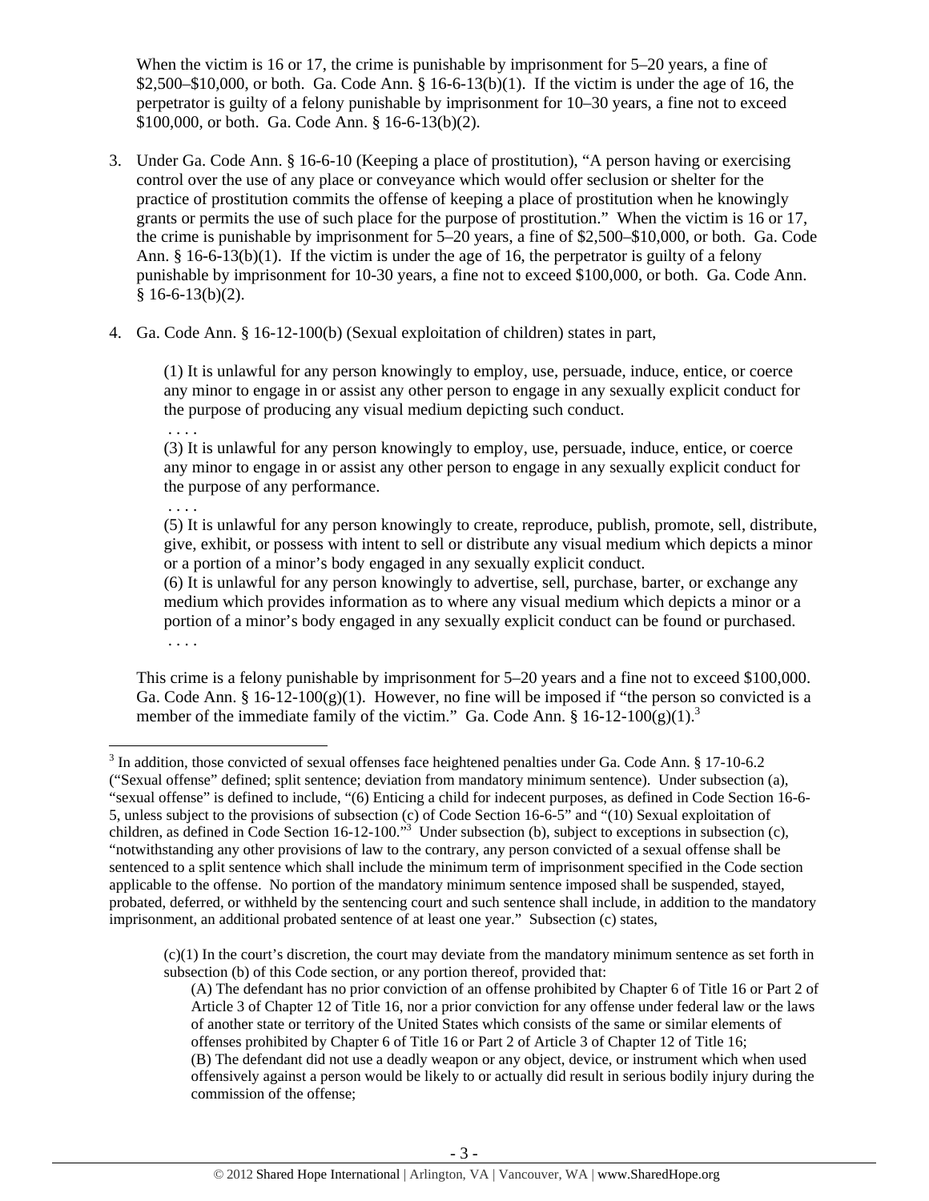When the victim is 16 or 17, the crime is punishable by imprisonment for 5–20 years, a fine of $2,500–$10,000, or both. Ga. Code Ann. § 16-6-13(b)(1). If the victim is under the age of 16, the perpetrator is guilty of a felony punishable by imprisonment for 10–30 years, a fine not to exceed $100,000, or both. Ga. Code Ann. § 16-6-13(b)(2).

3. Under Ga. Code Ann. § 16-6-10 (Keeping a place of prostitution), "A person having or exercising control over the use of any place or conveyance which would offer seclusion or shelter for the practice of prostitution commits the offense of keeping a place of prostitution when he knowingly grants or permits the use of such place for the purpose of prostitution." When the victim is 16 or 17, the crime is punishable by imprisonment for 5–20 years, a fine of $2,500–$10,000, or both. Ga. Code Ann. § 16-6-13(b)(1). If the victim is under the age of 16, the perpetrator is guilty of a felony punishable by imprisonment for 10-30 years, a fine not to exceed $100,000, or both. Ga. Code Ann. § 16-6-13(b)(2).

4. Ga. Code Ann. § 16-12-100(b) (Sexual exploitation of children) states in part,

   > (1) It is unlawful for any person knowingly to employ, use, persuade, induce, entice, or coerce any minor to engage in or assist any other person to engage in any sexually explicit conduct for the purpose of producing any visual medium depicting such conduct.
   > . . . .
   > (3) It is unlawful for any person knowingly to employ, use, persuade, induce, entice, or coerce any minor to engage in or assist any other person to engage in any sexually explicit conduct for the purpose of any performance.
   > . . . .
   > (5) It is unlawful for any person knowingly to create, reproduce, publish, promote, sell, distribute, give, exhibit, or possess with intent to sell or distribute any visual medium which depicts a minor or a portion of a minor's body engaged in any sexually explicit conduct.
   > (6) It is unlawful for any person knowingly to advertise, sell, purchase, barter, or exchange any medium which provides information as to where any visual medium which depicts a minor or a portion of a minor's body engaged in any sexually explicit conduct can be found or purchased.
   > . . . .

   This crime is a felony punishable by imprisonment for 5–20 years and a fine not to exceed $100,000. Ga. Code Ann. § 16-12-100(g)(1). However, no fine will be imposed if "the person so convicted is a member of the immediate family of the victim." Ga. Code Ann. § 16-12-100(g)(1).[3]

---

[3] In addition, those convicted of sexual offenses face heightened penalties under Ga. Code Ann. § 17-10-6.2 ("Sexual offense" defined; split sentence; deviation from mandatory minimum sentence). Under subsection (a), "sexual offense" is defined to include, "(6) Enticing a child for indecent purposes, as defined in Code Section 16-6-5, unless subject to the provisions of subsection (c) of Code Section 16-6-5" and "(10) Sexual exploitation of children, as defined in Code Section 16-12-100."[3] Under subsection (b), subject to exceptions in subsection (c), "notwithstanding any other provisions of law to the contrary, any person convicted of a sexual offense shall be sentenced to a split sentence which shall include the minimum term of imprisonment specified in the Code section applicable to the offense. No portion of the mandatory minimum sentence imposed shall be suspended, stayed, probated, deferred, or withheld by the sentencing court and such sentence shall include, in addition to the mandatory imprisonment, an additional probated sentence of at least one year." Subsection (c) states,

> (c)(1) In the court's discretion, the court may deviate from the mandatory minimum sentence as set forth in subsection (b) of this Code section, or any portion thereof, provided that:
>
> (A) The defendant has no prior conviction of an offense prohibited by Chapter 6 of Title 16 or Part 2 of Article 3 of Chapter 12 of Title 16, nor a prior conviction for any offense under federal law or the laws of another state or territory of the United States which consists of the same or similar elements of offenses prohibited by Chapter 6 of Title 16 or Part 2 of Article 3 of Chapter 12 of Title 16;
> (B) The defendant did not use a deadly weapon or any object, device, or instrument which when used offensively against a person would be likely to or actually did result in serious bodily injury during the commission of the offense;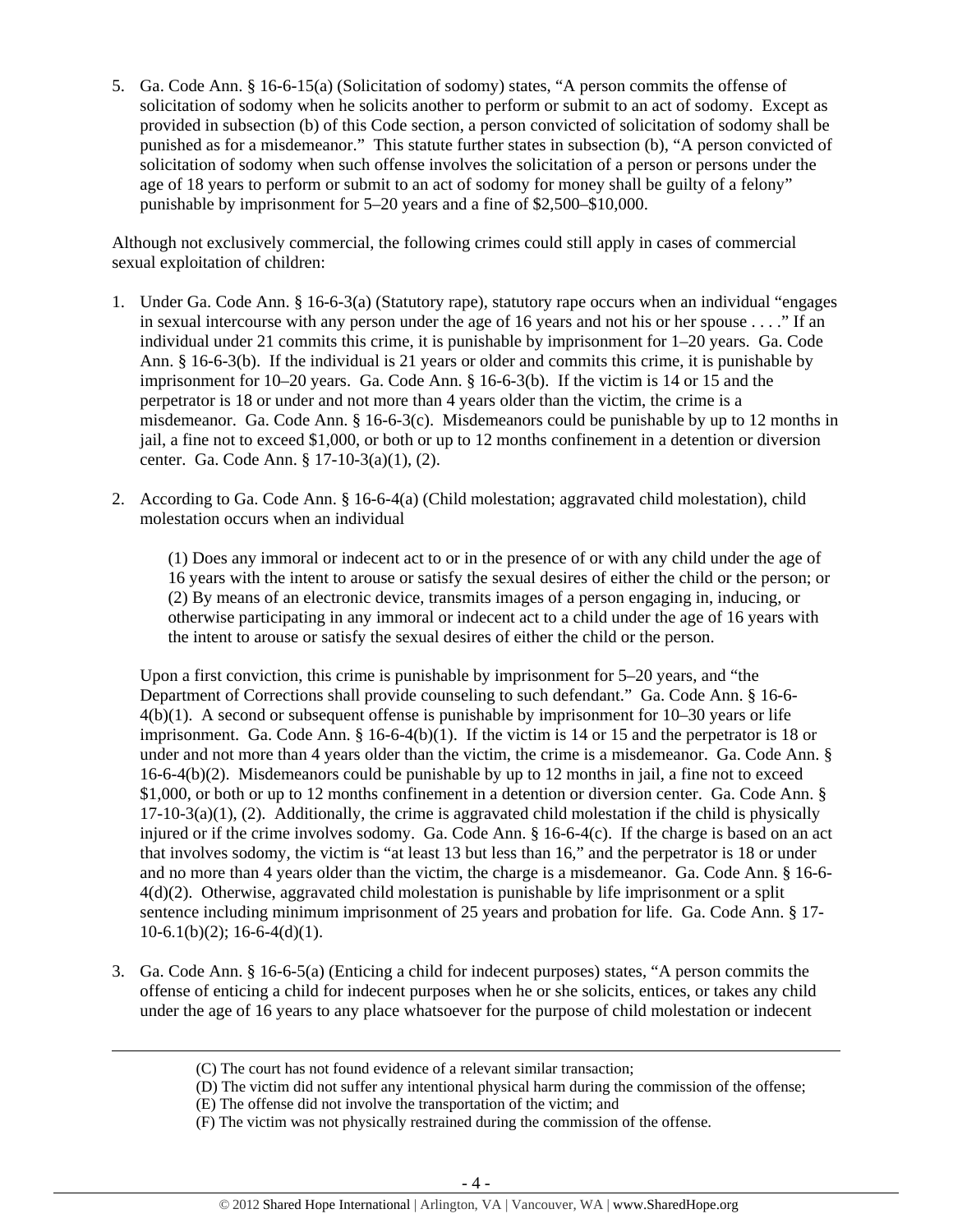5. Ga. Code Ann. § 16-6-15(a) (Solicitation of sodomy) states, "A person commits the offense of solicitation of sodomy when he solicits another to perform or submit to an act of sodomy. Except as provided in subsection (b) of this Code section, a person convicted of solicitation of sodomy shall be punished as for a misdemeanor." This statute further states in subsection (b), "A person convicted of solicitation of sodomy when such offense involves the solicitation of a person or persons under the age of 18 years to perform or submit to an act of sodomy for money shall be guilty of a felony" punishable by imprisonment for 5–20 years and a fine of $2,500–$10,000.

Although not exclusively commercial, the following crimes could still apply in cases of commercial sexual exploitation of children:

1. Under Ga. Code Ann. § 16-6-3(a) (Statutory rape), statutory rape occurs when an individual "engages in sexual intercourse with any person under the age of 16 years and not his or her spouse . . . ." If an individual under 21 commits this crime, it is punishable by imprisonment for 1–20 years. Ga. Code Ann. § 16-6-3(b). If the individual is 21 years or older and commits this crime, it is punishable by imprisonment for 10–20 years. Ga. Code Ann. § 16-6-3(b). If the victim is 14 or 15 and the perpetrator is 18 or under and not more than 4 years older than the victim, the crime is a misdemeanor. Ga. Code Ann. § 16-6-3(c). Misdemeanors could be punishable by up to 12 months in jail, a fine not to exceed $1,000, or both or up to 12 months confinement in a detention or diversion center. Ga. Code Ann. § 17-10-3(a)(1), (2).

2. According to Ga. Code Ann. § 16-6-4(a) (Child molestation; aggravated child molestation), child molestation occurs when an individual

   > (1) Does any immoral or indecent act to or in the presence of or with any child under the age of 16 years with the intent to arouse or satisfy the sexual desires of either the child or the person; or
   > (2) By means of an electronic device, transmits images of a person engaging in, inducing, or otherwise participating in any immoral or indecent act to a child under the age of 16 years with the intent to arouse or satisfy the sexual desires of either the child or the person.

   Upon a first conviction, this crime is punishable by imprisonment for 5–20 years, and "the Department of Corrections shall provide counseling to such defendant." Ga. Code Ann. § 16-6-4(b)(1). A second or subsequent offense is punishable by imprisonment for 10–30 years or life imprisonment. Ga. Code Ann. § 16-6-4(b)(1). If the victim is 14 or 15 and the perpetrator is 18 or under and not more than 4 years older than the victim, the crime is a misdemeanor. Ga. Code Ann. § 16-6-4(b)(2). Misdemeanors could be punishable by up to 12 months in jail, a fine not to exceed $1,000, or both or up to 12 months confinement in a detention or diversion center. Ga. Code Ann. § 17-10-3(a)(1), (2). Additionally, the crime is aggravated child molestation if the child is physically injured or if the crime involves sodomy. Ga. Code Ann. § 16-6-4(c). If the charge is based on an act that involves sodomy, the victim is "at least 13 but less than 16," and the perpetrator is 18 or under and no more than 4 years older than the victim, the charge is a misdemeanor. Ga. Code Ann. § 16-6-4(d)(2). Otherwise, aggravated child molestation is punishable by life imprisonment or a split sentence including minimum imprisonment of 25 years and probation for life. Ga. Code Ann. § 17-10-6.1(b)(2); 16-6-4(d)(1).

3. Ga. Code Ann. § 16-6-5(a) (Enticing a child for indecent purposes) states, "A person commits the offense of enticing a child for indecent purposes when he or she solicits, entices, or takes any child under the age of 16 years to any place whatsoever for the purpose of child molestation or indecent

---

(C) The court has not found evidence of a relevant similar transaction;
(D) The victim did not suffer any intentional physical harm during the commission of the offense;
(E) The offense did not involve the transportation of the victim; and
(F) The victim was not physically restrained during the commission of the offense.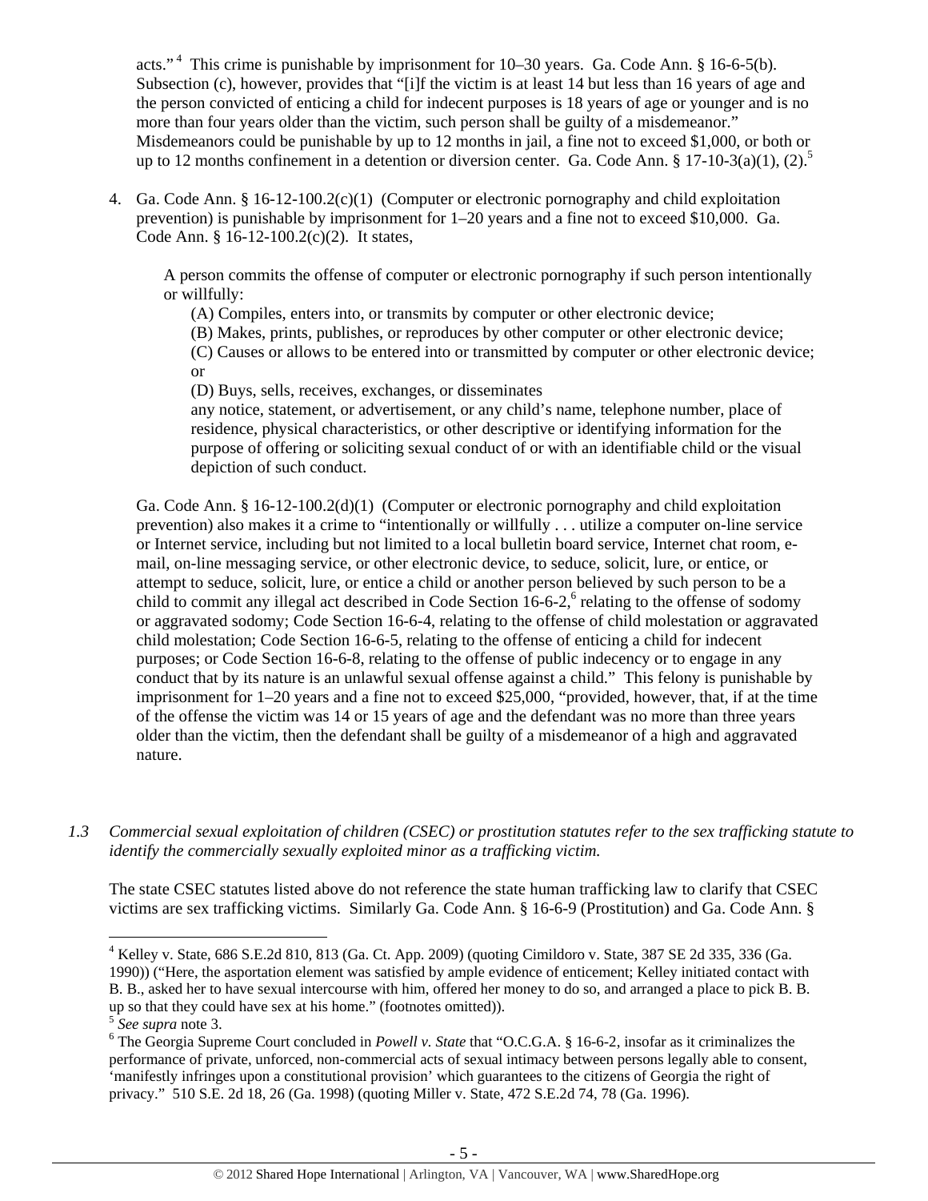acts."[4] This crime is punishable by imprisonment for 10–30 years. Ga. Code Ann. § 16-6-5(b). Subsection (c), however, provides that "[i]f the victim is at least 14 but less than 16 years of age and the person convicted of enticing a child for indecent purposes is 18 years of age or younger and is no more than four years older than the victim, such person shall be guilty of a misdemeanor." Misdemeanors could be punishable by up to 12 months in jail, a fine not to exceed $1,000, or both or up to 12 months confinement in a detention or diversion center. Ga. Code Ann. § 17-10-3(a)(1), (2).[5]

4. Ga. Code Ann. § 16-12-100.2(c)(1) (Computer or electronic pornography and child exploitation prevention) is punishable by imprisonment for 1–20 years and a fine not to exceed $10,000. Ga. Code Ann. § 16-12-100.2(c)(2). It states,

   > A person commits the offense of computer or electronic pornography if such person intentionally or willfully:
   >
   > (A) Compiles, enters into, or transmits by computer or other electronic device;
   >
   > (B) Makes, prints, publishes, or reproduces by other computer or other electronic device;
   >
   > (C) Causes or allows to be entered into or transmitted by computer or other electronic device; or
   >
   > (D) Buys, sells, receives, exchanges, or disseminates
   >
   > any notice, statement, or advertisement, or any child's name, telephone number, place of residence, physical characteristics, or other descriptive or identifying information for the purpose of offering or soliciting sexual conduct of or with an identifiable child or the visual depiction of such conduct.

   Ga. Code Ann. § 16-12-100.2(d)(1) (Computer or electronic pornography and child exploitation prevention) also makes it a crime to "intentionally or willfully . . . utilize a computer on-line service or Internet service, including but not limited to a local bulletin board service, Internet chat room, e-mail, on-line messaging service, or other electronic device, to seduce, solicit, lure, or entice, or attempt to seduce, solicit, lure, or entice a child or another person believed by such person to be a child to commit any illegal act described in Code Section 16-6-2,[6] relating to the offense of sodomy or aggravated sodomy; Code Section 16-6-4, relating to the offense of child molestation or aggravated child molestation; Code Section 16-6-5, relating to the offense of enticing a child for indecent purposes; or Code Section 16-6-8, relating to the offense of public indecency or to engage in any conduct that by its nature is an unlawful sexual offense against a child." This felony is punishable by imprisonment for 1–20 years and a fine not to exceed $25,000, "provided, however, that, if at the time of the offense the victim was 14 or 15 years of age and the defendant was no more than three years older than the victim, then the defendant shall be guilty of a misdemeanor of a high and aggravated nature.

*1.3 Commercial sexual exploitation of children (CSEC) or prostitution statutes refer to the sex trafficking statute to identify the commercially sexually exploited minor as a trafficking victim.*

The state CSEC statutes listed above do not reference the state human trafficking law to clarify that CSEC victims are sex trafficking victims. Similarly Ga. Code Ann. § 16-6-9 (Prostitution) and Ga. Code Ann. §

---

[4] Kelley v. State, 686 S.E.2d 810, 813 (Ga. Ct. App. 2009) (quoting Cimildoro v. State, 387 SE 2d 335, 336 (Ga. 1990)) ("Here, the asportation element was satisfied by ample evidence of enticement; Kelley initiated contact with B. B., asked her to have sexual intercourse with him, offered her money to do so, and arranged a place to pick B. B. up so that they could have sex at his home." (footnotes omitted)).

[5] *See supra* note 3.

[6] The Georgia Supreme Court concluded in *Powell v. State* that "O.C.G.A. § 16-6-2, insofar as it criminalizes the performance of private, unforced, non-commercial acts of sexual intimacy between persons legally able to consent, 'manifestly infringes upon a constitutional provision' which guarantees to the citizens of Georgia the right of privacy." 510 S.E. 2d 18, 26 (Ga. 1998) (quoting Miller v. State, 472 S.E.2d 74, 78 (Ga. 1996).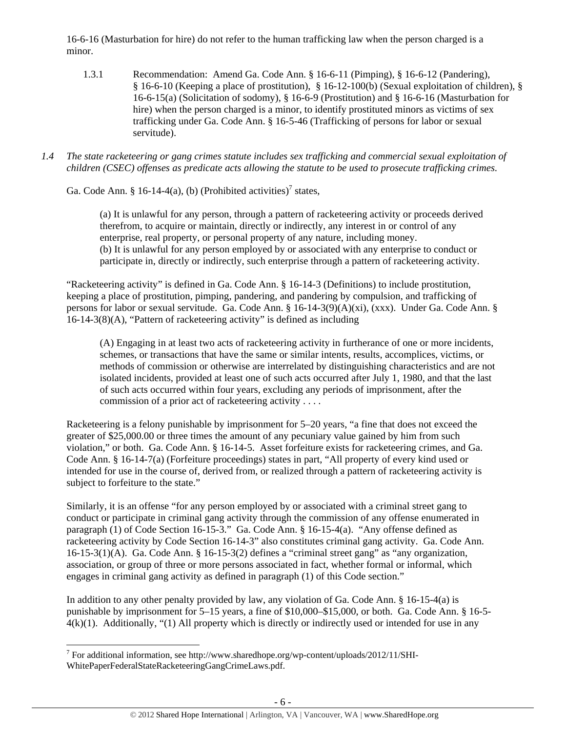16-6-16 (Masturbation for hire) do not refer to the human trafficking law when the person charged is a minor.

1.3.1 Recommendation: Amend Ga. Code Ann. § 16-6-11 (Pimping), § 16-6-12 (Pandering), § 16-6-10 (Keeping a place of prostitution), § 16-12-100(b) (Sexual exploitation of children), § 16-6-15(a) (Solicitation of sodomy), § 16-6-9 (Prostitution) and § 16-6-16 (Masturbation for hire) when the person charged is a minor, to identify prostituted minors as victims of sex trafficking under Ga. Code Ann. § 16-5-46 (Trafficking of persons for labor or sexual servitude).

*1.4 The state racketeering or gang crimes statute includes sex trafficking and commercial sexual exploitation of children (CSEC) offenses as predicate acts allowing the statute to be used to prosecute trafficking crimes.*

Ga. Code Ann. § 16-14-4(a), (b) (Prohibited activities)[7] states,

> (a) It is unlawful for any person, through a pattern of racketeering activity or proceeds derived therefrom, to acquire or maintain, directly or indirectly, any interest in or control of any enterprise, real property, or personal property of any nature, including money.
> (b) It is unlawful for any person employed by or associated with any enterprise to conduct or participate in, directly or indirectly, such enterprise through a pattern of racketeering activity.

"Racketeering activity" is defined in Ga. Code Ann. § 16-14-3 (Definitions) to include prostitution, keeping a place of prostitution, pimping, pandering, and pandering by compulsion, and trafficking of persons for labor or sexual servitude. Ga. Code Ann. § 16-14-3(9)(A)(xi), (xxx). Under Ga. Code Ann. § 16-14-3(8)(A), "Pattern of racketeering activity" is defined as including

> (A) Engaging in at least two acts of racketeering activity in furtherance of one or more incidents, schemes, or transactions that have the same or similar intents, results, accomplices, victims, or methods of commission or otherwise are interrelated by distinguishing characteristics and are not isolated incidents, provided at least one of such acts occurred after July 1, 1980, and that the last of such acts occurred within four years, excluding any periods of imprisonment, after the commission of a prior act of racketeering activity . . . .

Racketeering is a felony punishable by imprisonment for 5–20 years, "a fine that does not exceed the greater of $25,000.00 or three times the amount of any pecuniary value gained by him from such violation," or both. Ga. Code Ann. § 16-14-5. Asset forfeiture exists for racketeering crimes, and Ga. Code Ann. § 16-14-7(a) (Forfeiture proceedings) states in part, "All property of every kind used or intended for use in the course of, derived from, or realized through a pattern of racketeering activity is subject to forfeiture to the state."

Similarly, it is an offense "for any person employed by or associated with a criminal street gang to conduct or participate in criminal gang activity through the commission of any offense enumerated in paragraph (1) of Code Section 16-15-3." Ga. Code Ann. § 16-15-4(a). "Any offense defined as racketeering activity by Code Section 16-14-3" also constitutes criminal gang activity. Ga. Code Ann. 16-15-3(1)(A). Ga. Code Ann. § 16-15-3(2) defines a "criminal street gang" as "any organization, association, or group of three or more persons associated in fact, whether formal or informal, which engages in criminal gang activity as defined in paragraph (1) of this Code section."

In addition to any other penalty provided by law, any violation of Ga. Code Ann. § 16-15-4(a) is punishable by imprisonment for 5–15 years, a fine of $10,000–$15,000, or both. Ga. Code Ann. § 16-5-4(k)(1). Additionally, "(1) All property which is directly or indirectly used or intended for use in any

[7] For additional information, see http://www.sharedhope.org/wp-content/uploads/2012/11/SHI-WhitePaperFederalStateRacketeeringGangCrimeLaws.pdf.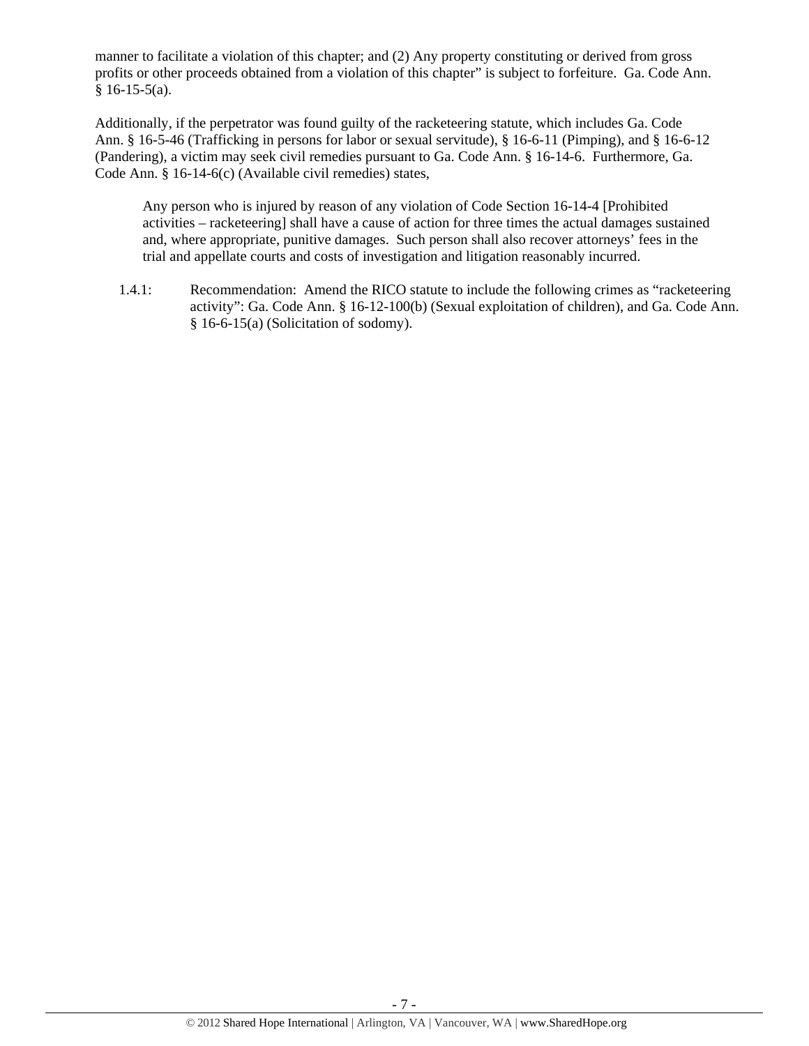manner to facilitate a violation of this chapter; and (2) Any property constituting or derived from gross profits or other proceeds obtained from a violation of this chapter" is subject to forfeiture. Ga. Code Ann. § 16-15-5(a).

Additionally, if the perpetrator was found guilty of the racketeering statute, which includes Ga. Code Ann. § 16-5-46 (Trafficking in persons for labor or sexual servitude), § 16-6-11 (Pimping), and § 16-6-12 (Pandering), a victim may seek civil remedies pursuant to Ga. Code Ann. § 16-14-6. Furthermore, Ga. Code Ann. § 16-14-6(c) (Available civil remedies) states,

> Any person who is injured by reason of any violation of Code Section 16-14-4 [Prohibited activities – racketeering] shall have a cause of action for three times the actual damages sustained and, where appropriate, punitive damages. Such person shall also recover attorneys' fees in the trial and appellate courts and costs of investigation and litigation reasonably incurred.

1.4.1: Recommendation: Amend the RICO statute to include the following crimes as "racketeering activity": Ga. Code Ann. § 16-12-100(b) (Sexual exploitation of children), and Ga. Code Ann. § 16-6-15(a) (Solicitation of sodomy).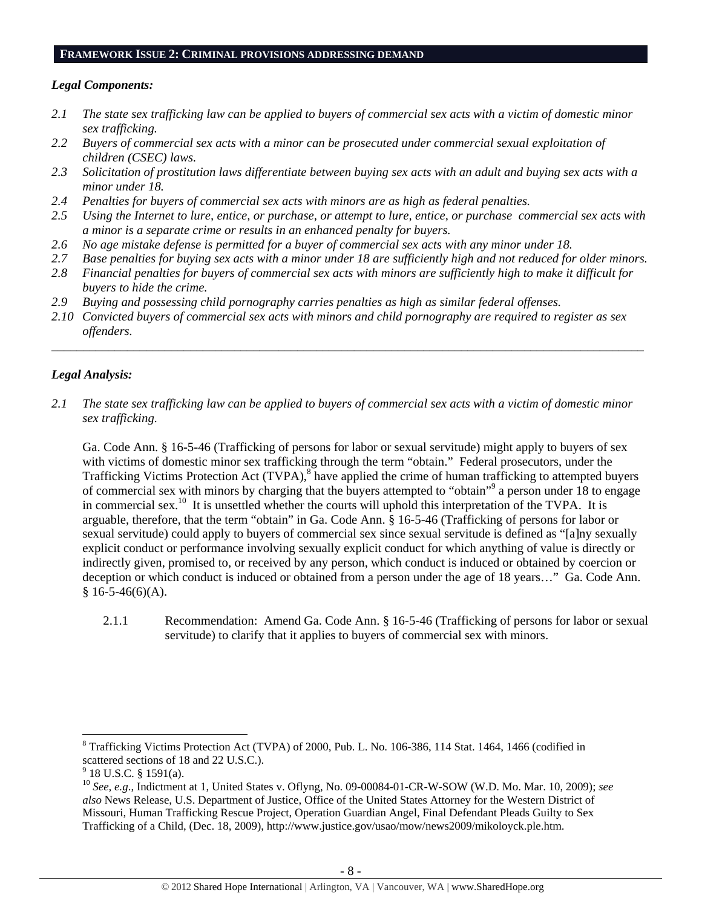## FRAMEWORK ISSUE 2: CRIMINAL PROVISIONS ADDRESSING DEMAND

### *Legal Components:*

*2.1 The state sex trafficking law can be applied to buyers of commercial sex acts with a victim of domestic minor sex trafficking.*

*2.2 Buyers of commercial sex acts with a minor can be prosecuted under commercial sexual exploitation of children (CSEC) laws.*

*2.3 Solicitation of prostitution laws differentiate between buying sex acts with an adult and buying sex acts with a minor under 18.*

*2.4 Penalties for buyers of commercial sex acts with minors are as high as federal penalties.*

*2.5 Using the Internet to lure, entice, or purchase, or attempt to lure, entice, or purchase commercial sex acts with a minor is a separate crime or results in an enhanced penalty for buyers.*

*2.6 No age mistake defense is permitted for a buyer of commercial sex acts with any minor under 18.*

*2.7 Base penalties for buying sex acts with a minor under 18 are sufficiently high and not reduced for older minors.*

*2.8 Financial penalties for buyers of commercial sex acts with minors are sufficiently high to make it difficult for buyers to hide the crime.*

*2.9 Buying and possessing child pornography carries penalties as high as similar federal offenses.*

*2.10 Convicted buyers of commercial sex acts with minors and child pornography are required to register as sex offenders.*

---

### *Legal Analysis:*

*2.1 The state sex trafficking law can be applied to buyers of commercial sex acts with a victim of domestic minor sex trafficking.*

Ga. Code Ann. § 16-5-46 (Trafficking of persons for labor or sexual servitude) might apply to buyers of sex with victims of domestic minor sex trafficking through the term "obtain." Federal prosecutors, under the Trafficking Victims Protection Act (TVPA),[8] have applied the crime of human trafficking to attempted buyers of commercial sex with minors by charging that the buyers attempted to "obtain"[9] a person under 18 to engage in commercial sex.[10] It is unsettled whether the courts will uphold this interpretation of the TVPA. It is arguable, therefore, that the term "obtain" in Ga. Code Ann. § 16-5-46 (Trafficking of persons for labor or sexual servitude) could apply to buyers of commercial sex since sexual servitude is defined as "[a]ny sexually explicit conduct or performance involving sexually explicit conduct for which anything of value is directly or indirectly given, promised to, or received by any person, which conduct is induced or obtained by coercion or deception or which conduct is induced or obtained from a person under the age of 18 years…" Ga. Code Ann. § 16-5-46(6)(A).

2.1.1 Recommendation: Amend Ga. Code Ann. § 16-5-46 (Trafficking of persons for labor or sexual servitude) to clarify that it applies to buyers of commercial sex with minors.

---

[8] Trafficking Victims Protection Act (TVPA) of 2000, Pub. L. No. 106-386, 114 Stat. 1464, 1466 (codified in scattered sections of 18 and 22 U.S.C.).

[9] 18 U.S.C. § 1591(a).

[10] *See, e.g.*, Indictment at 1, United States v. Oflyng, No. 09-00084-01-CR-W-SOW (W.D. Mo. Mar. 10, 2009); *see also* News Release, U.S. Department of Justice, Office of the United States Attorney for the Western District of Missouri, Human Trafficking Rescue Project, Operation Guardian Angel, Final Defendant Pleads Guilty to Sex Trafficking of a Child, (Dec. 18, 2009), http://www.justice.gov/usao/mow/news2009/mikoloyck.ple.htm.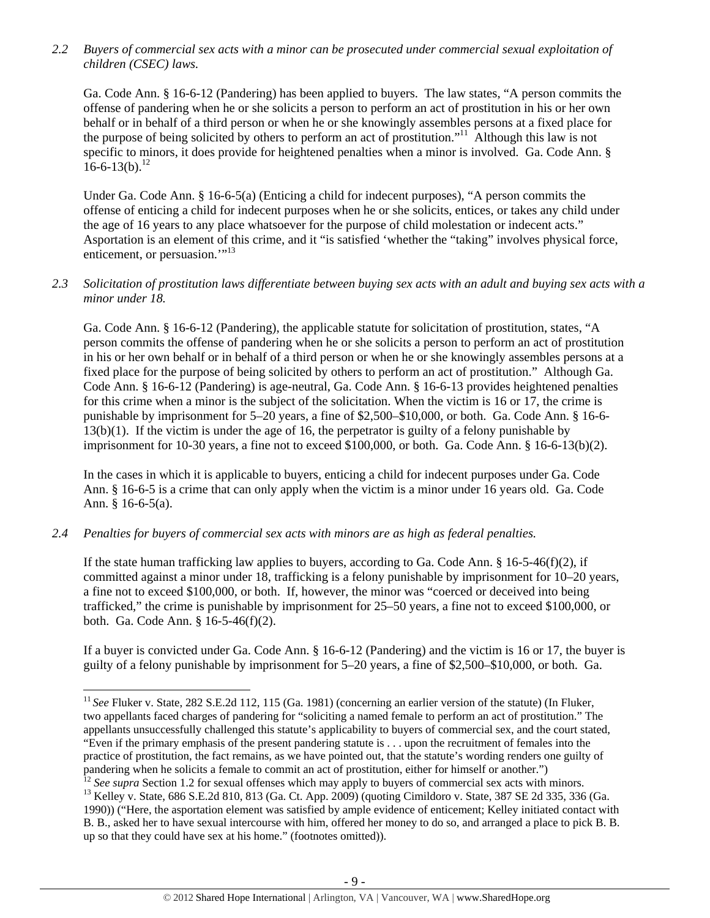*2.2 Buyers of commercial sex acts with a minor can be prosecuted under commercial sexual exploitation of children (CSEC) laws.*

Ga. Code Ann. § 16-6-12 (Pandering) has been applied to buyers. The law states, "A person commits the offense of pandering when he or she solicits a person to perform an act of prostitution in his or her own behalf or in behalf of a third person or when he or she knowingly assembles persons at a fixed place for the purpose of being solicited by others to perform an act of prostitution."[11] Although this law is not specific to minors, it does provide for heightened penalties when a minor is involved. Ga. Code Ann. § 16-6-13(b).[12]

Under Ga. Code Ann. § 16-6-5(a) (Enticing a child for indecent purposes), "A person commits the offense of enticing a child for indecent purposes when he or she solicits, entices, or takes any child under the age of 16 years to any place whatsoever for the purpose of child molestation or indecent acts." Asportation is an element of this crime, and it "is satisfied 'whether the "taking" involves physical force, enticement, or persuasion.'"[13]

*2.3 Solicitation of prostitution laws differentiate between buying sex acts with an adult and buying sex acts with a minor under 18.*

Ga. Code Ann. § 16-6-12 (Pandering), the applicable statute for solicitation of prostitution, states, "A person commits the offense of pandering when he or she solicits a person to perform an act of prostitution in his or her own behalf or in behalf of a third person or when he or she knowingly assembles persons at a fixed place for the purpose of being solicited by others to perform an act of prostitution." Although Ga. Code Ann. § 16-6-12 (Pandering) is age-neutral, Ga. Code Ann. § 16-6-13 provides heightened penalties for this crime when a minor is the subject of the solicitation. When the victim is 16 or 17, the crime is punishable by imprisonment for 5–20 years, a fine of $2,500–$10,000, or both. Ga. Code Ann. § 16-6-13(b)(1). If the victim is under the age of 16, the perpetrator is guilty of a felony punishable by imprisonment for 10-30 years, a fine not to exceed $100,000, or both. Ga. Code Ann. § 16-6-13(b)(2).

In the cases in which it is applicable to buyers, enticing a child for indecent purposes under Ga. Code Ann. § 16-6-5 is a crime that can only apply when the victim is a minor under 16 years old. Ga. Code Ann. § 16-6-5(a).

*2.4 Penalties for buyers of commercial sex acts with minors are as high as federal penalties.*

If the state human trafficking law applies to buyers, according to Ga. Code Ann. § 16-5-46(f)(2), if committed against a minor under 18, trafficking is a felony punishable by imprisonment for 10–20 years, a fine not to exceed $100,000, or both. If, however, the minor was "coerced or deceived into being trafficked," the crime is punishable by imprisonment for 25–50 years, a fine not to exceed $100,000, or both. Ga. Code Ann. § 16-5-46(f)(2).

If a buyer is convicted under Ga. Code Ann. § 16-6-12 (Pandering) and the victim is 16 or 17, the buyer is guilty of a felony punishable by imprisonment for 5–20 years, a fine of $2,500–$10,000, or both. Ga.

---

[11] *See* Fluker v. State, 282 S.E.2d 112, 115 (Ga. 1981) (concerning an earlier version of the statute) (In Fluker, two appellants faced charges of pandering for "soliciting a named female to perform an act of prostitution." The appellants unsuccessfully challenged this statute's applicability to buyers of commercial sex, and the court stated, "Even if the primary emphasis of the present pandering statute is . . . upon the recruitment of females into the practice of prostitution, the fact remains, as we have pointed out, that the statute's wording renders one guilty of pandering when he solicits a female to commit an act of prostitution, either for himself or another.")

[12] *See supra* Section 1.2 for sexual offenses which may apply to buyers of commercial sex acts with minors.

[13] Kelley v. State, 686 S.E.2d 810, 813 (Ga. Ct. App. 2009) (quoting Cimildoro v. State, 387 SE 2d 335, 336 (Ga. 1990)) ("Here, the asportation element was satisfied by ample evidence of enticement; Kelley initiated contact with B. B., asked her to have sexual intercourse with him, offered her money to do so, and arranged a place to pick B. B. up so that they could have sex at his home." (footnotes omitted)).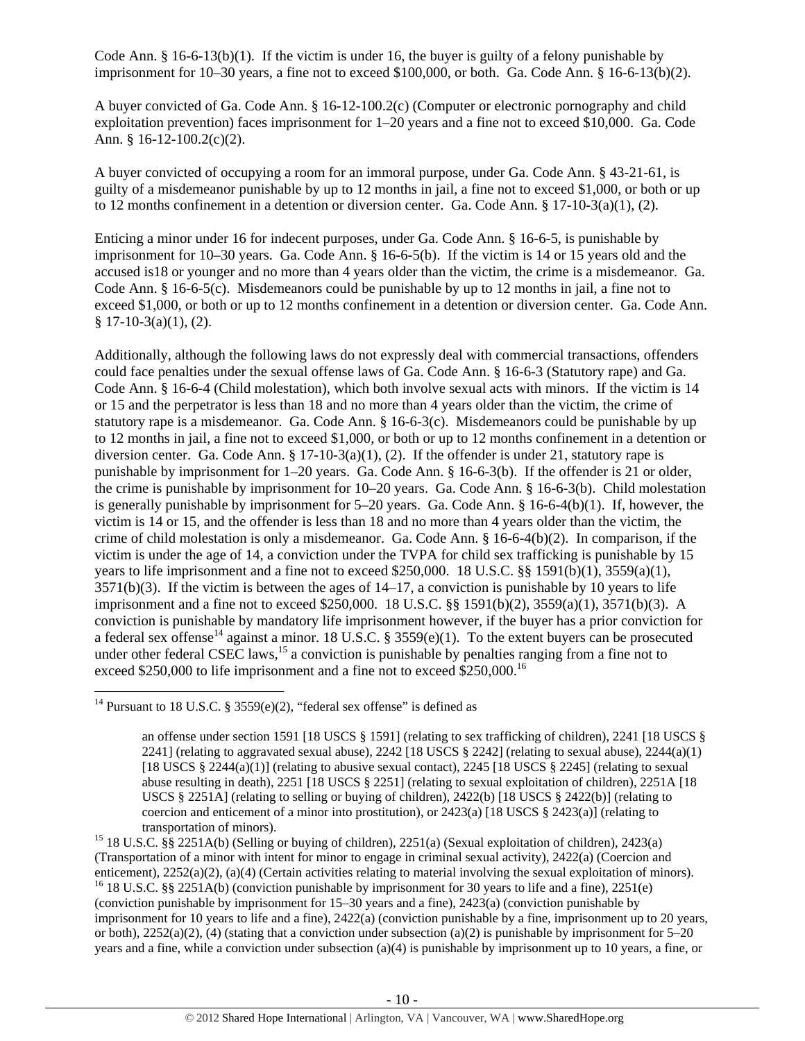Code Ann. § 16-6-13(b)(1). If the victim is under 16, the buyer is guilty of a felony punishable by imprisonment for 10–30 years, a fine not to exceed $100,000, or both. Ga. Code Ann. § 16-6-13(b)(2).

A buyer convicted of Ga. Code Ann. § 16-12-100.2(c) (Computer or electronic pornography and child exploitation prevention) faces imprisonment for 1–20 years and a fine not to exceed $10,000. Ga. Code Ann. § 16-12-100.2(c)(2).

A buyer convicted of occupying a room for an immoral purpose, under Ga. Code Ann. § 43-21-61, is guilty of a misdemeanor punishable by up to 12 months in jail, a fine not to exceed $1,000, or both or up to 12 months confinement in a detention or diversion center. Ga. Code Ann. § 17-10-3(a)(1), (2).

Enticing a minor under 16 for indecent purposes, under Ga. Code Ann. § 16-6-5, is punishable by imprisonment for 10–30 years. Ga. Code Ann. § 16-6-5(b). If the victim is 14 or 15 years old and the accused is18 or younger and no more than 4 years older than the victim, the crime is a misdemeanor. Ga. Code Ann. § 16-6-5(c). Misdemeanors could be punishable by up to 12 months in jail, a fine not to exceed $1,000, or both or up to 12 months confinement in a detention or diversion center. Ga. Code Ann. § 17-10-3(a)(1), (2).

Additionally, although the following laws do not expressly deal with commercial transactions, offenders could face penalties under the sexual offense laws of Ga. Code Ann. § 16-6-3 (Statutory rape) and Ga. Code Ann. § 16-6-4 (Child molestation), which both involve sexual acts with minors. If the victim is 14 or 15 and the perpetrator is less than 18 and no more than 4 years older than the victim, the crime of statutory rape is a misdemeanor. Ga. Code Ann. § 16-6-3(c). Misdemeanors could be punishable by up to 12 months in jail, a fine not to exceed $1,000, or both or up to 12 months confinement in a detention or diversion center. Ga. Code Ann. § 17-10-3(a)(1), (2). If the offender is under 21, statutory rape is punishable by imprisonment for 1–20 years. Ga. Code Ann. § 16-6-3(b). If the offender is 21 or older, the crime is punishable by imprisonment for 10–20 years. Ga. Code Ann. § 16-6-3(b). Child molestation is generally punishable by imprisonment for 5–20 years. Ga. Code Ann. § 16-6-4(b)(1). If, however, the victim is 14 or 15, and the offender is less than 18 and no more than 4 years older than the victim, the crime of child molestation is only a misdemeanor. Ga. Code Ann. § 16-6-4(b)(2). In comparison, if the victim is under the age of 14, a conviction under the TVPA for child sex trafficking is punishable by 15 years to life imprisonment and a fine not to exceed $250,000. 18 U.S.C. §§ 1591(b)(1), 3559(a)(1), 3571(b)(3). If the victim is between the ages of 14–17, a conviction is punishable by 10 years to life imprisonment and a fine not to exceed $250,000. 18 U.S.C. §§ 1591(b)(2), 3559(a)(1), 3571(b)(3). A conviction is punishable by mandatory life imprisonment however, if the buyer has a prior conviction for a federal sex offense[14] against a minor. 18 U.S.C. § 3559(e)(1). To the extent buyers can be prosecuted under other federal CSEC laws,[15] a conviction is punishable by penalties ranging from a fine not to exceed $250,000 to life imprisonment and a fine not to exceed $250,000.[16]

---

[14] Pursuant to 18 U.S.C. § 3559(e)(2), "federal sex offense" is defined as

> an offense under section 1591 [18 USCS § 1591] (relating to sex trafficking of children), 2241 [18 USCS § 2241] (relating to aggravated sexual abuse), 2242 [18 USCS § 2242] (relating to sexual abuse), 2244(a)(1) [18 USCS § 2244(a)(1)] (relating to abusive sexual contact), 2245 [18 USCS § 2245] (relating to sexual abuse resulting in death), 2251 [18 USCS § 2251] (relating to sexual exploitation of children), 2251A [18 USCS § 2251A] (relating to selling or buying of children), 2422(b) [18 USCS § 2422(b)] (relating to coercion and enticement of a minor into prostitution), or 2423(a) [18 USCS § 2423(a)] (relating to transportation of minors).

[15] 18 U.S.C. §§ 2251A(b) (Selling or buying of children), 2251(a) (Sexual exploitation of children), 2423(a) (Transportation of a minor with intent for minor to engage in criminal sexual activity), 2422(a) (Coercion and enticement), 2252(a)(2), (a)(4) (Certain activities relating to material involving the sexual exploitation of minors).

[16] 18 U.S.C. §§ 2251A(b) (conviction punishable by imprisonment for 30 years to life and a fine), 2251(e) (conviction punishable by imprisonment for 15–30 years and a fine), 2423(a) (conviction punishable by imprisonment for 10 years to life and a fine), 2422(a) (conviction punishable by a fine, imprisonment up to 20 years, or both), 2252(a)(2), (4) (stating that a conviction under subsection (a)(2) is punishable by imprisonment for 5–20 years and a fine, while a conviction under subsection (a)(4) is punishable by imprisonment up to 10 years, a fine, or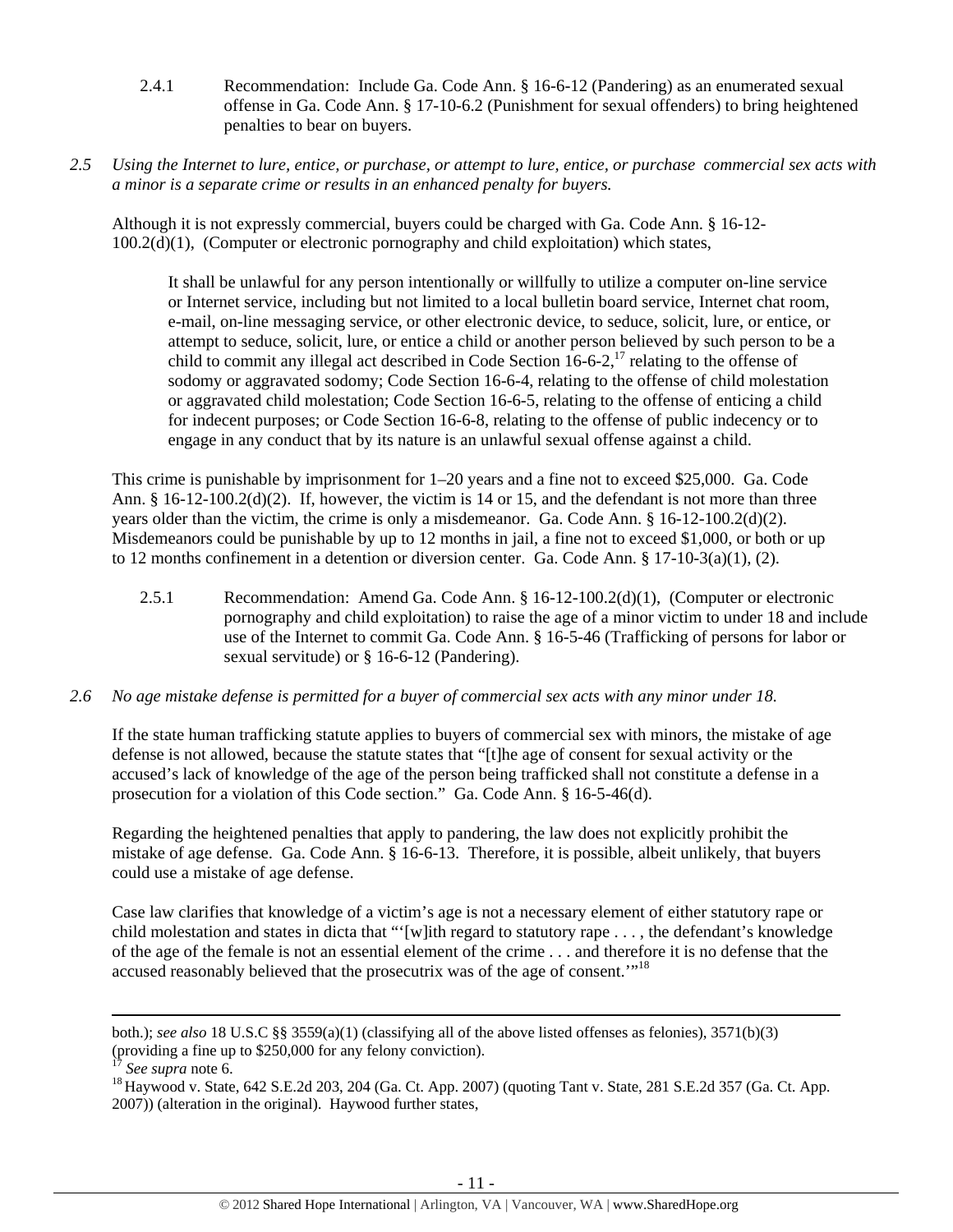2.4.1 Recommendation: Include Ga. Code Ann. § 16-6-12 (Pandering) as an enumerated sexual offense in Ga. Code Ann. § 17-10-6.2 (Punishment for sexual offenders) to bring heightened penalties to bear on buyers.

*2.5 Using the Internet to lure, entice, or purchase, or attempt to lure, entice, or purchase commercial sex acts with a minor is a separate crime or results in an enhanced penalty for buyers.*

Although it is not expressly commercial, buyers could be charged with Ga. Code Ann. § 16-12-100.2(d)(1), (Computer or electronic pornography and child exploitation) which states,

> It shall be unlawful for any person intentionally or willfully to utilize a computer on-line service or Internet service, including but not limited to a local bulletin board service, Internet chat room, e-mail, on-line messaging service, or other electronic device, to seduce, solicit, lure, or entice, or attempt to seduce, solicit, lure, or entice a child or another person believed by such person to be a child to commit any illegal act described in Code Section 16-6-2,[17] relating to the offense of sodomy or aggravated sodomy; Code Section 16-6-4, relating to the offense of child molestation or aggravated child molestation; Code Section 16-6-5, relating to the offense of enticing a child for indecent purposes; or Code Section 16-6-8, relating to the offense of public indecency or to engage in any conduct that by its nature is an unlawful sexual offense against a child.

This crime is punishable by imprisonment for 1–20 years and a fine not to exceed $25,000. Ga. Code Ann. § 16-12-100.2(d)(2). If, however, the victim is 14 or 15, and the defendant is not more than three years older than the victim, the crime is only a misdemeanor. Ga. Code Ann. § 16-12-100.2(d)(2). Misdemeanors could be punishable by up to 12 months in jail, a fine not to exceed $1,000, or both or up to 12 months confinement in a detention or diversion center. Ga. Code Ann. § 17-10-3(a)(1), (2).

2.5.1 Recommendation: Amend Ga. Code Ann. § 16-12-100.2(d)(1), (Computer or electronic pornography and child exploitation) to raise the age of a minor victim to under 18 and include use of the Internet to commit Ga. Code Ann. § 16-5-46 (Trafficking of persons for labor or sexual servitude) or § 16-6-12 (Pandering).

*2.6 No age mistake defense is permitted for a buyer of commercial sex acts with any minor under 18.*

If the state human trafficking statute applies to buyers of commercial sex with minors, the mistake of age defense is not allowed, because the statute states that "[t]he age of consent for sexual activity or the accused's lack of knowledge of the age of the person being trafficked shall not constitute a defense in a prosecution for a violation of this Code section." Ga. Code Ann. § 16-5-46(d).

Regarding the heightened penalties that apply to pandering, the law does not explicitly prohibit the mistake of age defense. Ga. Code Ann. § 16-6-13. Therefore, it is possible, albeit unlikely, that buyers could use a mistake of age defense.

Case law clarifies that knowledge of a victim's age is not a necessary element of either statutory rape or child molestation and states in dicta that "'[w]ith regard to statutory rape . . . , the defendant's knowledge of the age of the female is not an essential element of the crime . . . and therefore it is no defense that the accused reasonably believed that the prosecutrix was of the age of consent.'"[18]

---

both.); *see also* 18 U.S.C §§ 3559(a)(1) (classifying all of the above listed offenses as felonies), 3571(b)(3) (providing a fine up to $250,000 for any felony conviction).

[17] *See supra* note 6.

[18] Haywood v. State, 642 S.E.2d 203, 204 (Ga. Ct. App. 2007) (quoting Tant v. State, 281 S.E.2d 357 (Ga. Ct. App. 2007)) (alteration in the original). Haywood further states,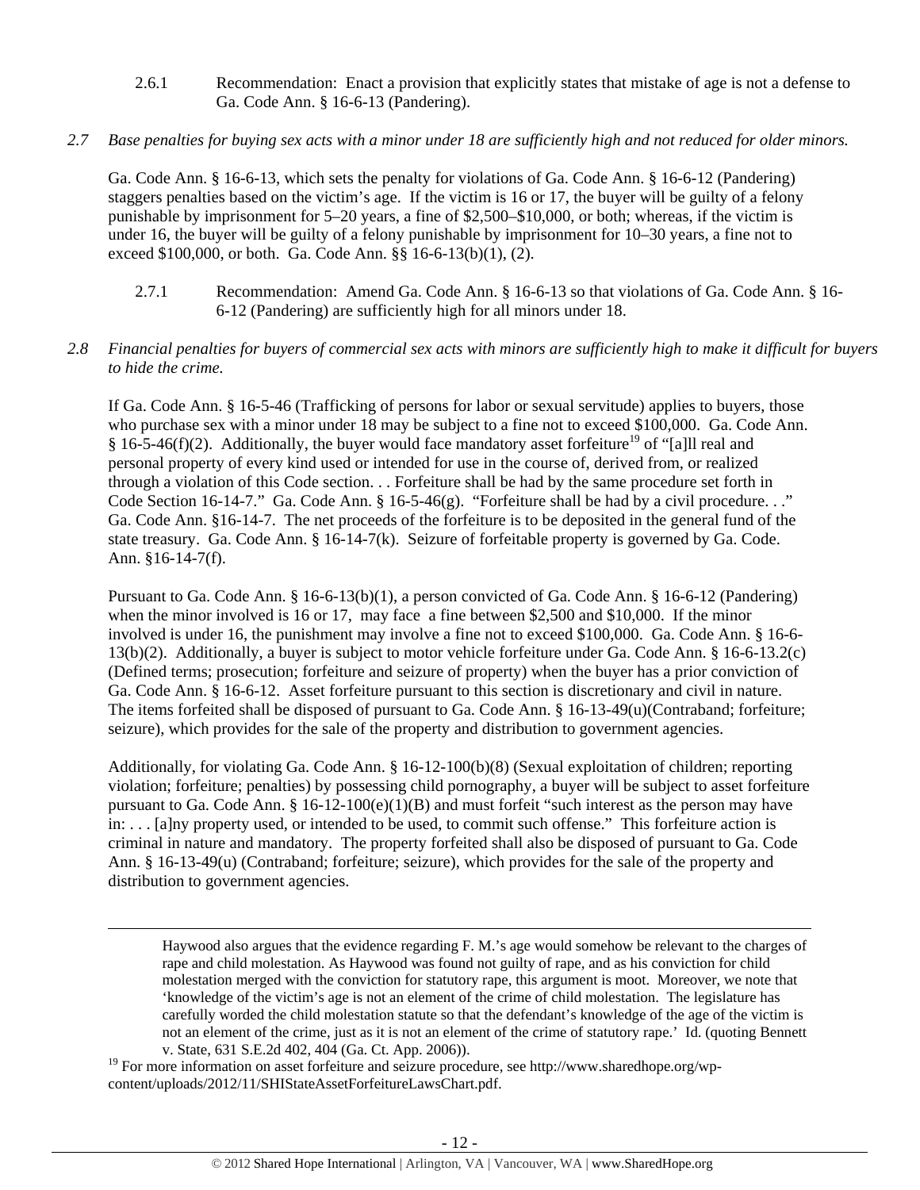2.6.1 Recommendation: Enact a provision that explicitly states that mistake of age is not a defense to Ga. Code Ann. § 16-6-13 (Pandering).

*2.7 Base penalties for buying sex acts with a minor under 18 are sufficiently high and not reduced for older minors.*

Ga. Code Ann. § 16-6-13, which sets the penalty for violations of Ga. Code Ann. § 16-6-12 (Pandering) staggers penalties based on the victim's age. If the victim is 16 or 17, the buyer will be guilty of a felony punishable by imprisonment for 5–20 years, a fine of $2,500–$10,000, or both; whereas, if the victim is under 16, the buyer will be guilty of a felony punishable by imprisonment for 10–30 years, a fine not to exceed $100,000, or both. Ga. Code Ann. §§ 16-6-13(b)(1), (2).

2.7.1 Recommendation: Amend Ga. Code Ann. § 16-6-13 so that violations of Ga. Code Ann. § 16-6-12 (Pandering) are sufficiently high for all minors under 18.

*2.8 Financial penalties for buyers of commercial sex acts with minors are sufficiently high to make it difficult for buyers to hide the crime.*

If Ga. Code Ann. § 16-5-46 (Trafficking of persons for labor or sexual servitude) applies to buyers, those who purchase sex with a minor under 18 may be subject to a fine not to exceed $100,000. Ga. Code Ann. § 16-5-46(f)(2). Additionally, the buyer would face mandatory asset forfeiture[19] of "[a]ll real and personal property of every kind used or intended for use in the course of, derived from, or realized through a violation of this Code section. . . Forfeiture shall be had by the same procedure set forth in Code Section 16-14-7." Ga. Code Ann. § 16-5-46(g). "Forfeiture shall be had by a civil procedure. . ." Ga. Code Ann. §16-14-7. The net proceeds of the forfeiture is to be deposited in the general fund of the state treasury. Ga. Code Ann. § 16-14-7(k). Seizure of forfeitable property is governed by Ga. Code. Ann. §16-14-7(f).

Pursuant to Ga. Code Ann. § 16-6-13(b)(1), a person convicted of Ga. Code Ann. § 16-6-12 (Pandering) when the minor involved is 16 or 17, may face a fine between $2,500 and $10,000. If the minor involved is under 16, the punishment may involve a fine not to exceed $100,000. Ga. Code Ann. § 16-6-13(b)(2). Additionally, a buyer is subject to motor vehicle forfeiture under Ga. Code Ann. § 16-6-13.2(c) (Defined terms; prosecution; forfeiture and seizure of property) when the buyer has a prior conviction of Ga. Code Ann. § 16-6-12. Asset forfeiture pursuant to this section is discretionary and civil in nature. The items forfeited shall be disposed of pursuant to Ga. Code Ann. § 16-13-49(u)(Contraband; forfeiture; seizure), which provides for the sale of the property and distribution to government agencies.

Additionally, for violating Ga. Code Ann. § 16-12-100(b)(8) (Sexual exploitation of children; reporting violation; forfeiture; penalties) by possessing child pornography, a buyer will be subject to asset forfeiture pursuant to Ga. Code Ann. § 16-12-100(e)(1)(B) and must forfeit "such interest as the person may have in: . . . [a]ny property used, or intended to be used, to commit such offense." This forfeiture action is criminal in nature and mandatory. The property forfeited shall also be disposed of pursuant to Ga. Code Ann. § 16-13-49(u) (Contraband; forfeiture; seizure), which provides for the sale of the property and distribution to government agencies.

---

Haywood also argues that the evidence regarding F. M.'s age would somehow be relevant to the charges of rape and child molestation. As Haywood was found not guilty of rape, and as his conviction for child molestation merged with the conviction for statutory rape, this argument is moot. Moreover, we note that 'knowledge of the victim's age is not an element of the crime of child molestation. The legislature has carefully worded the child molestation statute so that the defendant's knowledge of the age of the victim is not an element of the crime, just as it is not an element of the crime of statutory rape.' Id. (quoting Bennett v. State, 631 S.E.2d 402, 404 (Ga. Ct. App. 2006)).

[19] For more information on asset forfeiture and seizure procedure, see http://www.sharedhope.org/wp-content/uploads/2012/11/SHIStateAssetForfeitureLawsChart.pdf.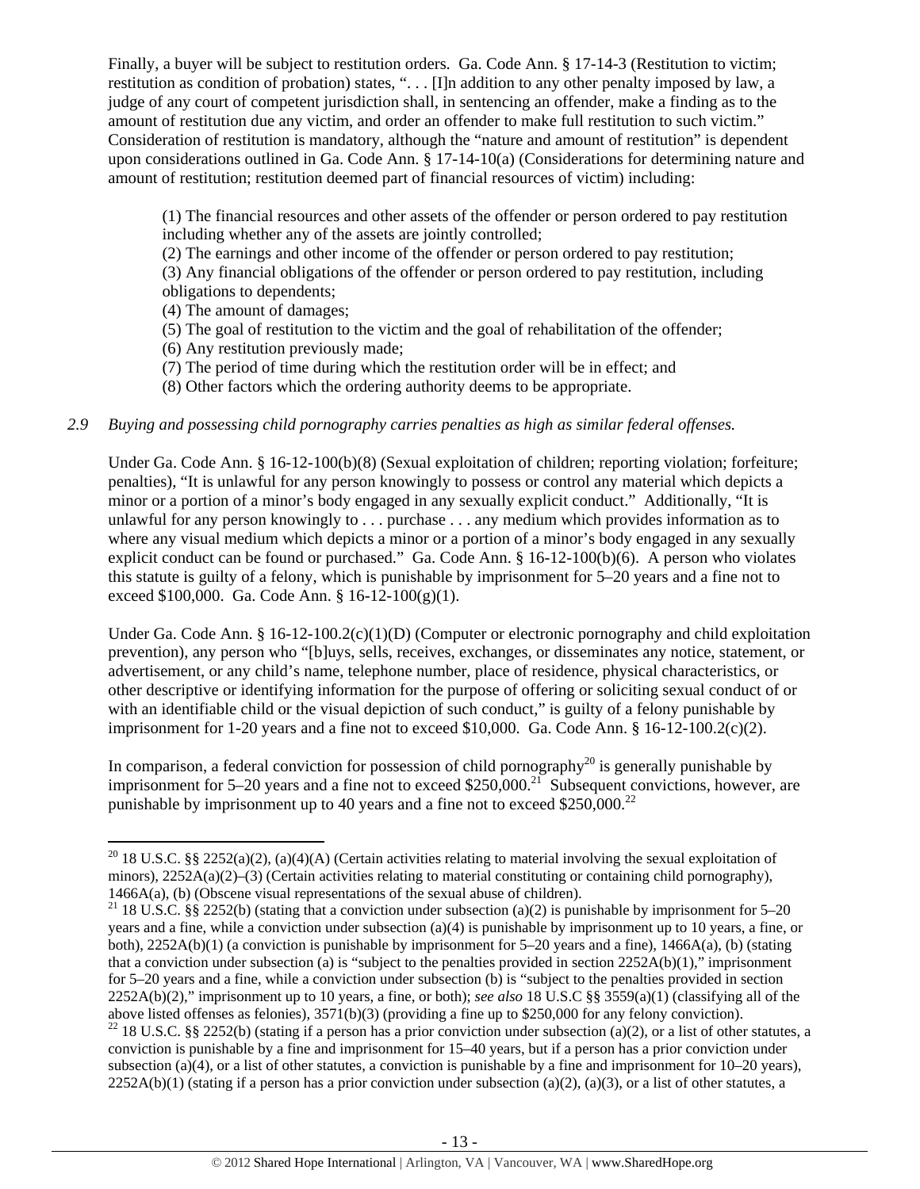Finally, a buyer will be subject to restitution orders. Ga. Code Ann. § 17-14-3 (Restitution to victim; restitution as condition of probation) states, ". . . [I]n addition to any other penalty imposed by law, a judge of any court of competent jurisdiction shall, in sentencing an offender, make a finding as to the amount of restitution due any victim, and order an offender to make full restitution to such victim." Consideration of restitution is mandatory, although the "nature and amount of restitution" is dependent upon considerations outlined in Ga. Code Ann. § 17-14-10(a) (Considerations for determining nature and amount of restitution; restitution deemed part of financial resources of victim) including:

> (1) The financial resources and other assets of the offender or person ordered to pay restitution including whether any of the assets are jointly controlled;
> (2) The earnings and other income of the offender or person ordered to pay restitution;
> (3) Any financial obligations of the offender or person ordered to pay restitution, including obligations to dependents;
> (4) The amount of damages;
> (5) The goal of restitution to the victim and the goal of rehabilitation of the offender;
> (6) Any restitution previously made;
> (7) The period of time during which the restitution order will be in effect; and
> (8) Other factors which the ordering authority deems to be appropriate.

*2.9 Buying and possessing child pornography carries penalties as high as similar federal offenses.*

Under Ga. Code Ann. § 16-12-100(b)(8) (Sexual exploitation of children; reporting violation; forfeiture; penalties), "It is unlawful for any person knowingly to possess or control any material which depicts a minor or a portion of a minor's body engaged in any sexually explicit conduct." Additionally, "It is unlawful for any person knowingly to . . . purchase . . . any medium which provides information as to where any visual medium which depicts a minor or a portion of a minor's body engaged in any sexually explicit conduct can be found or purchased." Ga. Code Ann. § 16-12-100(b)(6). A person who violates this statute is guilty of a felony, which is punishable by imprisonment for 5–20 years and a fine not to exceed $100,000. Ga. Code Ann. § 16-12-100(g)(1).

Under Ga. Code Ann. § 16-12-100.2(c)(1)(D) (Computer or electronic pornography and child exploitation prevention), any person who "[b]uys, sells, receives, exchanges, or disseminates any notice, statement, or advertisement, or any child's name, telephone number, place of residence, physical characteristics, or other descriptive or identifying information for the purpose of offering or soliciting sexual conduct of or with an identifiable child or the visual depiction of such conduct," is guilty of a felony punishable by imprisonment for 1-20 years and a fine not to exceed $10,000. Ga. Code Ann. § 16-12-100.2(c)(2).

In comparison, a federal conviction for possession of child pornography[20] is generally punishable by imprisonment for 5–20 years and a fine not to exceed $250,000.[21] Subsequent convictions, however, are punishable by imprisonment up to 40 years and a fine not to exceed $250,000.[22]

---

[20] 18 U.S.C. §§ 2252(a)(2), (a)(4)(A) (Certain activities relating to material involving the sexual exploitation of minors), 2252A(a)(2)–(3) (Certain activities relating to material constituting or containing child pornography), 1466A(a), (b) (Obscene visual representations of the sexual abuse of children).

[21] 18 U.S.C. §§ 2252(b) (stating that a conviction under subsection (a)(2) is punishable by imprisonment for 5–20 years and a fine, while a conviction under subsection (a)(4) is punishable by imprisonment up to 10 years, a fine, or both), 2252A(b)(1) (a conviction is punishable by imprisonment for 5–20 years and a fine), 1466A(a), (b) (stating that a conviction under subsection (a) is "subject to the penalties provided in section 2252A(b)(1)," imprisonment for 5–20 years and a fine, while a conviction under subsection (b) is "subject to the penalties provided in section 2252A(b)(2)," imprisonment up to 10 years, a fine, or both); *see also* 18 U.S.C §§ 3559(a)(1) (classifying all of the above listed offenses as felonies), 3571(b)(3) (providing a fine up to $250,000 for any felony conviction).

[22] 18 U.S.C. §§ 2252(b) (stating if a person has a prior conviction under subsection (a)(2), or a list of other statutes, a conviction is punishable by a fine and imprisonment for 15–40 years, but if a person has a prior conviction under subsection (a)(4), or a list of other statutes, a conviction is punishable by a fine and imprisonment for 10–20 years), 2252A(b)(1) (stating if a person has a prior conviction under subsection (a)(2), (a)(3), or a list of other statutes, a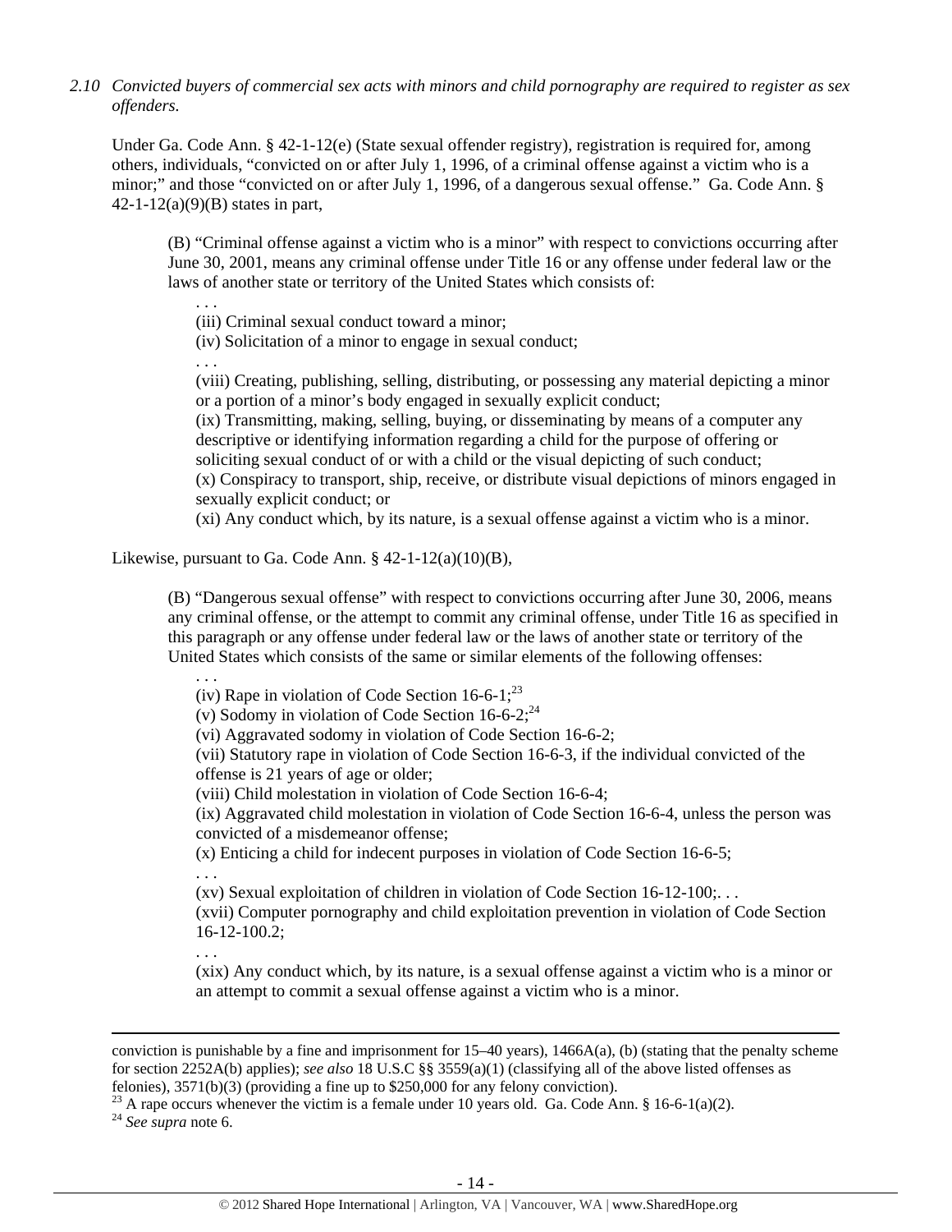*2.10 Convicted buyers of commercial sex acts with minors and child pornography are required to register as sex offenders.*

Under Ga. Code Ann. § 42-1-12(e) (State sexual offender registry), registration is required for, among others, individuals, "convicted on or after July 1, 1996, of a criminal offense against a victim who is a minor;" and those "convicted on or after July 1, 1996, of a dangerous sexual offense." Ga. Code Ann. § 42-1-12(a)(9)(B) states in part,

> (B) "Criminal offense against a victim who is a minor" with respect to convictions occurring after June 30, 2001, means any criminal offense under Title 16 or any offense under federal law or the laws of another state or territory of the United States which consists of:
>
> . . .
>
> (iii) Criminal sexual conduct toward a minor;
>
> (iv) Solicitation of a minor to engage in sexual conduct;
>
> . . .
>
> (viii) Creating, publishing, selling, distributing, or possessing any material depicting a minor or a portion of a minor's body engaged in sexually explicit conduct;
>
> (ix) Transmitting, making, selling, buying, or disseminating by means of a computer any descriptive or identifying information regarding a child for the purpose of offering or soliciting sexual conduct of or with a child or the visual depicting of such conduct;
>
> (x) Conspiracy to transport, ship, receive, or distribute visual depictions of minors engaged in sexually explicit conduct; or
>
> (xi) Any conduct which, by its nature, is a sexual offense against a victim who is a minor.

Likewise, pursuant to Ga. Code Ann. § 42-1-12(a)(10)(B),

> (B) "Dangerous sexual offense" with respect to convictions occurring after June 30, 2006, means any criminal offense, or the attempt to commit any criminal offense, under Title 16 as specified in this paragraph or any offense under federal law or the laws of another state or territory of the United States which consists of the same or similar elements of the following offenses:
>
> . . .
>
> (iv) Rape in violation of Code Section 16-6-1;[23]
>
> (v) Sodomy in violation of Code Section 16-6-2;[24]
>
> (vi) Aggravated sodomy in violation of Code Section 16-6-2;
>
> (vii) Statutory rape in violation of Code Section 16-6-3, if the individual convicted of the offense is 21 years of age or older;
>
> (viii) Child molestation in violation of Code Section 16-6-4;
>
> (ix) Aggravated child molestation in violation of Code Section 16-6-4, unless the person was convicted of a misdemeanor offense;
>
> (x) Enticing a child for indecent purposes in violation of Code Section 16-6-5;
>
> . . .
>
> (xv) Sexual exploitation of children in violation of Code Section 16-12-100;. . .
>
> (xvii) Computer pornography and child exploitation prevention in violation of Code Section 16-12-100.2;
>
> . . .
>
> (xix) Any conduct which, by its nature, is a sexual offense against a victim who is a minor or an attempt to commit a sexual offense against a victim who is a minor.

---

conviction is punishable by a fine and imprisonment for 15–40 years), 1466A(a), (b) (stating that the penalty scheme for section 2252A(b) applies); *see also* 18 U.S.C §§ 3559(a)(1) (classifying all of the above listed offenses as felonies), 3571(b)(3) (providing a fine up to $250,000 for any felony conviction).

[23] A rape occurs whenever the victim is a female under 10 years old. Ga. Code Ann. § 16-6-1(a)(2).

[24] *See supra* note 6.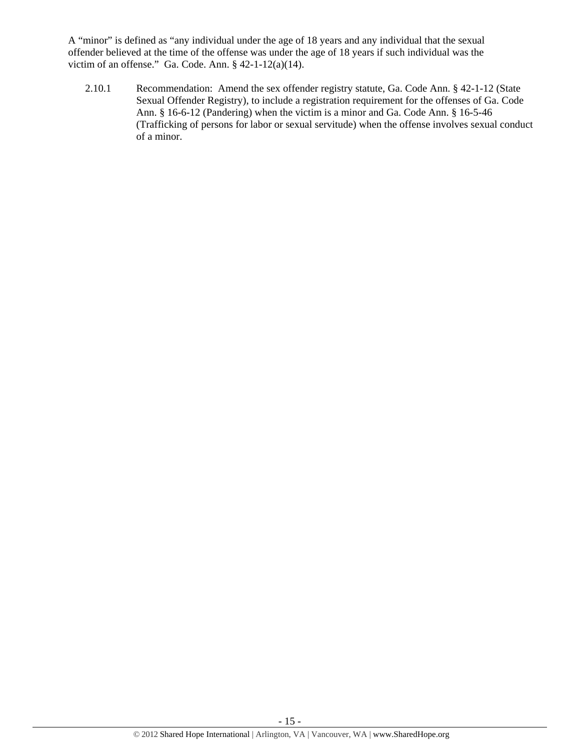A "minor" is defined as "any individual under the age of 18 years and any individual that the sexual offender believed at the time of the offense was under the age of 18 years if such individual was the victim of an offense." Ga. Code. Ann. § 42-1-12(a)(14).

2.10.1 Recommendation: Amend the sex offender registry statute, Ga. Code Ann. § 42-1-12 (State Sexual Offender Registry), to include a registration requirement for the offenses of Ga. Code Ann. § 16-6-12 (Pandering) when the victim is a minor and Ga. Code Ann. § 16-5-46 (Trafficking of persons for labor or sexual servitude) when the offense involves sexual conduct of a minor.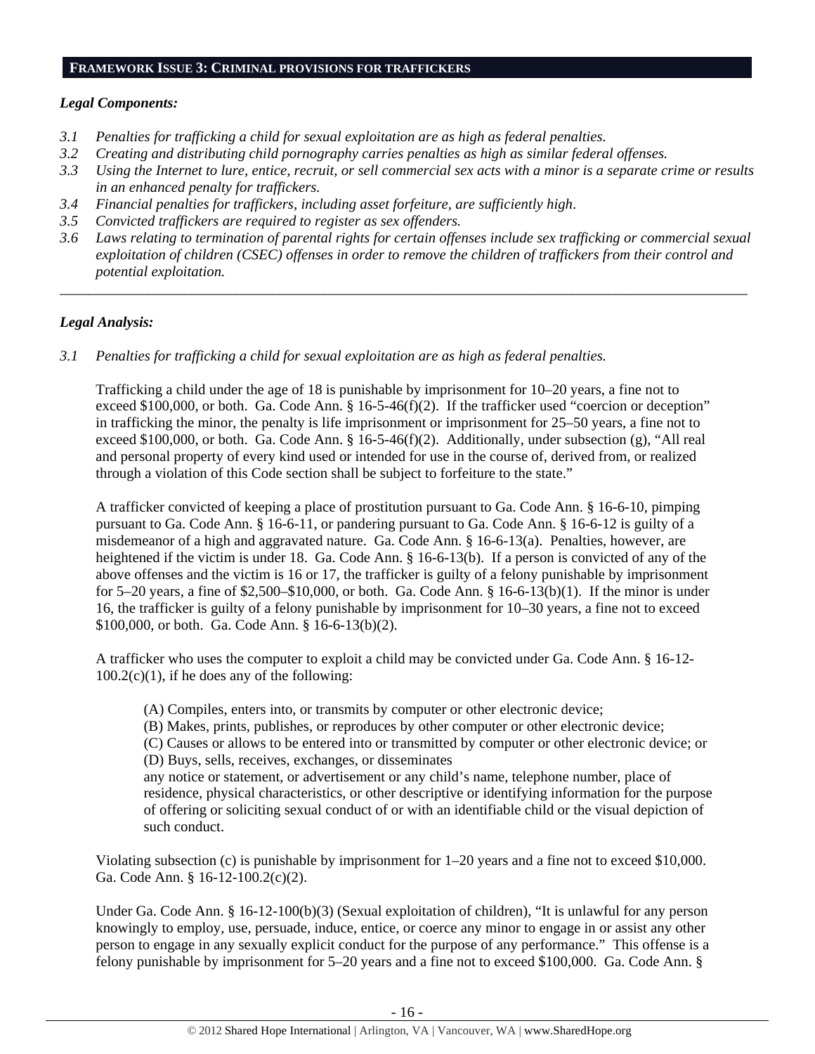## FRAMEWORK ISSUE 3: CRIMINAL PROVISIONS FOR TRAFFICKERS

***Legal Components:***

*3.1 Penalties for trafficking a child for sexual exploitation are as high as federal penalties.*
*3.2 Creating and distributing child pornography carries penalties as high as similar federal offenses.*
*3.3 Using the Internet to lure, entice, recruit, or sell commercial sex acts with a minor is a separate crime or results in an enhanced penalty for traffickers.*
*3.4 Financial penalties for traffickers, including asset forfeiture, are sufficiently high.*
*3.5 Convicted traffickers are required to register as sex offenders.*
*3.6 Laws relating to termination of parental rights for certain offenses include sex trafficking or commercial sexual exploitation of children (CSEC) offenses in order to remove the children of traffickers from their control and potential exploitation.*

---

***Legal Analysis:***

*3.1 Penalties for trafficking a child for sexual exploitation are as high as federal penalties.*

Trafficking a child under the age of 18 is punishable by imprisonment for 10–20 years, a fine not to exceed $100,000, or both. Ga. Code Ann. § 16-5-46(f)(2). If the trafficker used "coercion or deception" in trafficking the minor, the penalty is life imprisonment or imprisonment for 25–50 years, a fine not to exceed $100,000, or both. Ga. Code Ann. § 16-5-46(f)(2). Additionally, under subsection (g), "All real and personal property of every kind used or intended for use in the course of, derived from, or realized through a violation of this Code section shall be subject to forfeiture to the state."

A trafficker convicted of keeping a place of prostitution pursuant to Ga. Code Ann. § 16-6-10, pimping pursuant to Ga. Code Ann. § 16-6-11, or pandering pursuant to Ga. Code Ann. § 16-6-12 is guilty of a misdemeanor of a high and aggravated nature. Ga. Code Ann. § 16-6-13(a). Penalties, however, are heightened if the victim is under 18. Ga. Code Ann. § 16-6-13(b). If a person is convicted of any of the above offenses and the victim is 16 or 17, the trafficker is guilty of a felony punishable by imprisonment for 5–20 years, a fine of $2,500–$10,000, or both. Ga. Code Ann. § 16-6-13(b)(1). If the minor is under 16, the trafficker is guilty of a felony punishable by imprisonment for 10–30 years, a fine not to exceed $100,000, or both. Ga. Code Ann. § 16-6-13(b)(2).

A trafficker who uses the computer to exploit a child may be convicted under Ga. Code Ann. § 16-12-100.2(c)(1), if he does any of the following:

> (A) Compiles, enters into, or transmits by computer or other electronic device;
> (B) Makes, prints, publishes, or reproduces by other computer or other electronic device;
> (C) Causes or allows to be entered into or transmitted by computer or other electronic device; or
> (D) Buys, sells, receives, exchanges, or disseminates
> any notice or statement, or advertisement or any child's name, telephone number, place of residence, physical characteristics, or other descriptive or identifying information for the purpose of offering or soliciting sexual conduct of or with an identifiable child or the visual depiction of such conduct.

Violating subsection (c) is punishable by imprisonment for 1–20 years and a fine not to exceed $10,000. Ga. Code Ann. § 16-12-100.2(c)(2).

Under Ga. Code Ann. § 16-12-100(b)(3) (Sexual exploitation of children), "It is unlawful for any person knowingly to employ, use, persuade, induce, entice, or coerce any minor to engage in or assist any other person to engage in any sexually explicit conduct for the purpose of any performance." This offense is a felony punishable by imprisonment for 5–20 years and a fine not to exceed $100,000. Ga. Code Ann. §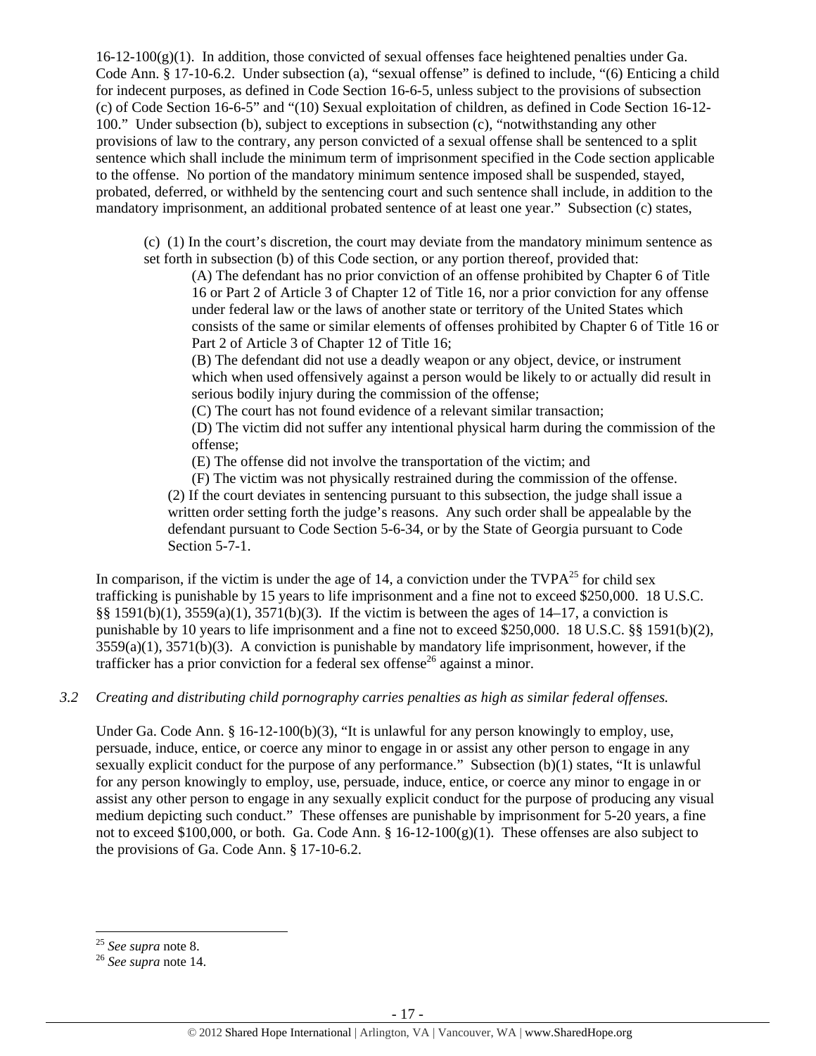16-12-100(g)(1). In addition, those convicted of sexual offenses face heightened penalties under Ga. Code Ann. § 17-10-6.2. Under subsection (a), "sexual offense" is defined to include, "(6) Enticing a child for indecent purposes, as defined in Code Section 16-6-5, unless subject to the provisions of subsection (c) of Code Section 16-6-5" and "(10) Sexual exploitation of children, as defined in Code Section 16-12-100." Under subsection (b), subject to exceptions in subsection (c), "notwithstanding any other provisions of law to the contrary, any person convicted of a sexual offense shall be sentenced to a split sentence which shall include the minimum term of imprisonment specified in the Code section applicable to the offense. No portion of the mandatory minimum sentence imposed shall be suspended, stayed, probated, deferred, or withheld by the sentencing court and such sentence shall include, in addition to the mandatory imprisonment, an additional probated sentence of at least one year." Subsection (c) states,

> (c) (1) In the court's discretion, the court may deviate from the mandatory minimum sentence as set forth in subsection (b) of this Code section, or any portion thereof, provided that:
>
> > (A) The defendant has no prior conviction of an offense prohibited by Chapter 6 of Title 16 or Part 2 of Article 3 of Chapter 12 of Title 16, nor a prior conviction for any offense under federal law or the laws of another state or territory of the United States which consists of the same or similar elements of offenses prohibited by Chapter 6 of Title 16 or Part 2 of Article 3 of Chapter 12 of Title 16;
> >
> > (B) The defendant did not use a deadly weapon or any object, device, or instrument which when used offensively against a person would be likely to or actually did result in serious bodily injury during the commission of the offense;
> >
> > (C) The court has not found evidence of a relevant similar transaction;
> >
> > (D) The victim did not suffer any intentional physical harm during the commission of the offense;
> >
> > (E) The offense did not involve the transportation of the victim; and
> >
> > (F) The victim was not physically restrained during the commission of the offense.
>
> (2) If the court deviates in sentencing pursuant to this subsection, the judge shall issue a written order setting forth the judge's reasons. Any such order shall be appealable by the defendant pursuant to Code Section 5-6-34, or by the State of Georgia pursuant to Code Section 5-7-1.

In comparison, if the victim is under the age of 14, a conviction under the TVPA[25] for child sex trafficking is punishable by 15 years to life imprisonment and a fine not to exceed $250,000. 18 U.S.C. §§ 1591(b)(1), 3559(a)(1), 3571(b)(3). If the victim is between the ages of 14–17, a conviction is punishable by 10 years to life imprisonment and a fine not to exceed $250,000. 18 U.S.C. §§ 1591(b)(2), 3559(a)(1), 3571(b)(3). A conviction is punishable by mandatory life imprisonment, however, if the trafficker has a prior conviction for a federal sex offense[26] against a minor.

*3.2 Creating and distributing child pornography carries penalties as high as similar federal offenses.*

Under Ga. Code Ann. § 16-12-100(b)(3), "It is unlawful for any person knowingly to employ, use, persuade, induce, entice, or coerce any minor to engage in or assist any other person to engage in any sexually explicit conduct for the purpose of any performance." Subsection (b)(1) states, "It is unlawful for any person knowingly to employ, use, persuade, induce, entice, or coerce any minor to engage in or assist any other person to engage in any sexually explicit conduct for the purpose of producing any visual medium depicting such conduct." These offenses are punishable by imprisonment for 5-20 years, a fine not to exceed $100,000, or both. Ga. Code Ann. § 16-12-100(g)(1). These offenses are also subject to the provisions of Ga. Code Ann. § 17-10-6.2.

---

[25] *See supra* note 8.

[26] *See supra* note 14.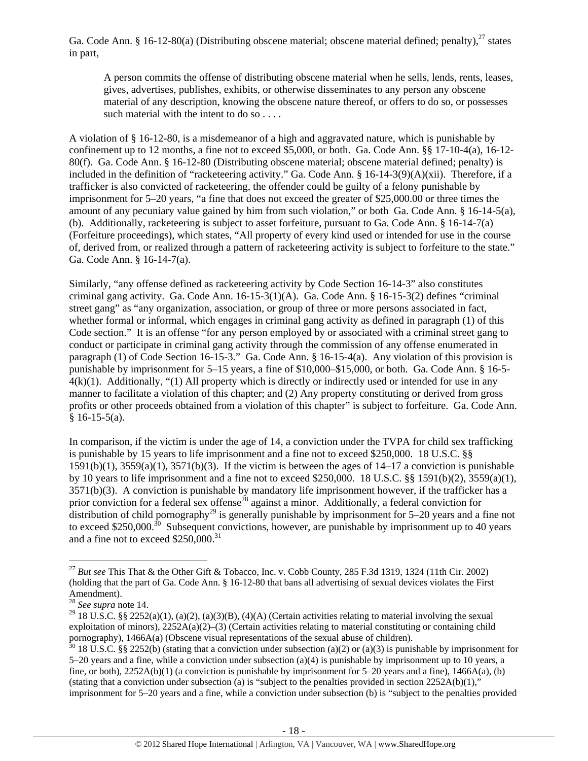Ga. Code Ann. § 16-12-80(a) (Distributing obscene material; obscene material defined; penalty),[27] states in part,

> A person commits the offense of distributing obscene material when he sells, lends, rents, leases, gives, advertises, publishes, exhibits, or otherwise disseminates to any person any obscene material of any description, knowing the obscene nature thereof, or offers to do so, or possesses such material with the intent to do so . . . .

A violation of § 16-12-80, is a misdemeanor of a high and aggravated nature, which is punishable by confinement up to 12 months, a fine not to exceed $5,000, or both. Ga. Code Ann. §§ 17-10-4(a), 16-12-80(f). Ga. Code Ann. § 16-12-80 (Distributing obscene material; obscene material defined; penalty) is included in the definition of "racketeering activity." Ga. Code Ann. § 16-14-3(9)(A)(xii). Therefore, if a trafficker is also convicted of racketeering, the offender could be guilty of a felony punishable by imprisonment for 5–20 years, "a fine that does not exceed the greater of $25,000.00 or three times the amount of any pecuniary value gained by him from such violation," or both Ga. Code Ann. § 16-14-5(a), (b). Additionally, racketeering is subject to asset forfeiture, pursuant to Ga. Code Ann. § 16-14-7(a) (Forfeiture proceedings), which states, "All property of every kind used or intended for use in the course of, derived from, or realized through a pattern of racketeering activity is subject to forfeiture to the state." Ga. Code Ann. § 16-14-7(a).

Similarly, "any offense defined as racketeering activity by Code Section 16-14-3" also constitutes criminal gang activity. Ga. Code Ann. 16-15-3(1)(A). Ga. Code Ann. § 16-15-3(2) defines "criminal street gang" as "any organization, association, or group of three or more persons associated in fact, whether formal or informal, which engages in criminal gang activity as defined in paragraph (1) of this Code section." It is an offense "for any person employed by or associated with a criminal street gang to conduct or participate in criminal gang activity through the commission of any offense enumerated in paragraph (1) of Code Section 16-15-3." Ga. Code Ann. § 16-15-4(a). Any violation of this provision is punishable by imprisonment for 5–15 years, a fine of $10,000–$15,000, or both. Ga. Code Ann. § 16-5-4(k)(1). Additionally, "(1) All property which is directly or indirectly used or intended for use in any manner to facilitate a violation of this chapter; and (2) Any property constituting or derived from gross profits or other proceeds obtained from a violation of this chapter" is subject to forfeiture. Ga. Code Ann. § 16-15-5(a).

In comparison, if the victim is under the age of 14, a conviction under the TVPA for child sex trafficking is punishable by 15 years to life imprisonment and a fine not to exceed $250,000. 18 U.S.C. §§ 1591(b)(1), 3559(a)(1), 3571(b)(3). If the victim is between the ages of 14–17 a conviction is punishable by 10 years to life imprisonment and a fine not to exceed $250,000. 18 U.S.C. §§ 1591(b)(2), 3559(a)(1), 3571(b)(3). A conviction is punishable by mandatory life imprisonment however, if the trafficker has a prior conviction for a federal sex offense[28] against a minor. Additionally, a federal conviction for distribution of child pornography[29] is generally punishable by imprisonment for 5–20 years and a fine not to exceed $250,000.[30] Subsequent convictions, however, are punishable by imprisonment up to 40 years and a fine not to exceed $250,000.[31]

---

[27] *But see* This That & the Other Gift & Tobacco, Inc. v. Cobb County, 285 F.3d 1319, 1324 (11th Cir. 2002) (holding that the part of Ga. Code Ann. § 16-12-80 that bans all advertising of sexual devices violates the First Amendment).

[28] *See supra* note 14.

[29] 18 U.S.C. §§ 2252(a)(1), (a)(2), (a)(3)(B), (4)(A) (Certain activities relating to material involving the sexual exploitation of minors), 2252A(a)(2)–(3) (Certain activities relating to material constituting or containing child pornography), 1466A(a) (Obscene visual representations of the sexual abuse of children).

[30] 18 U.S.C. §§ 2252(b) (stating that a conviction under subsection (a)(2) or (a)(3) is punishable by imprisonment for 5–20 years and a fine, while a conviction under subsection (a)(4) is punishable by imprisonment up to 10 years, a fine, or both), 2252A(b)(1) (a conviction is punishable by imprisonment for 5–20 years and a fine), 1466A(a), (b) (stating that a conviction under subsection (a) is "subject to the penalties provided in section 2252A(b)(1)," imprisonment for 5–20 years and a fine, while a conviction under subsection (b) is "subject to the penalties provided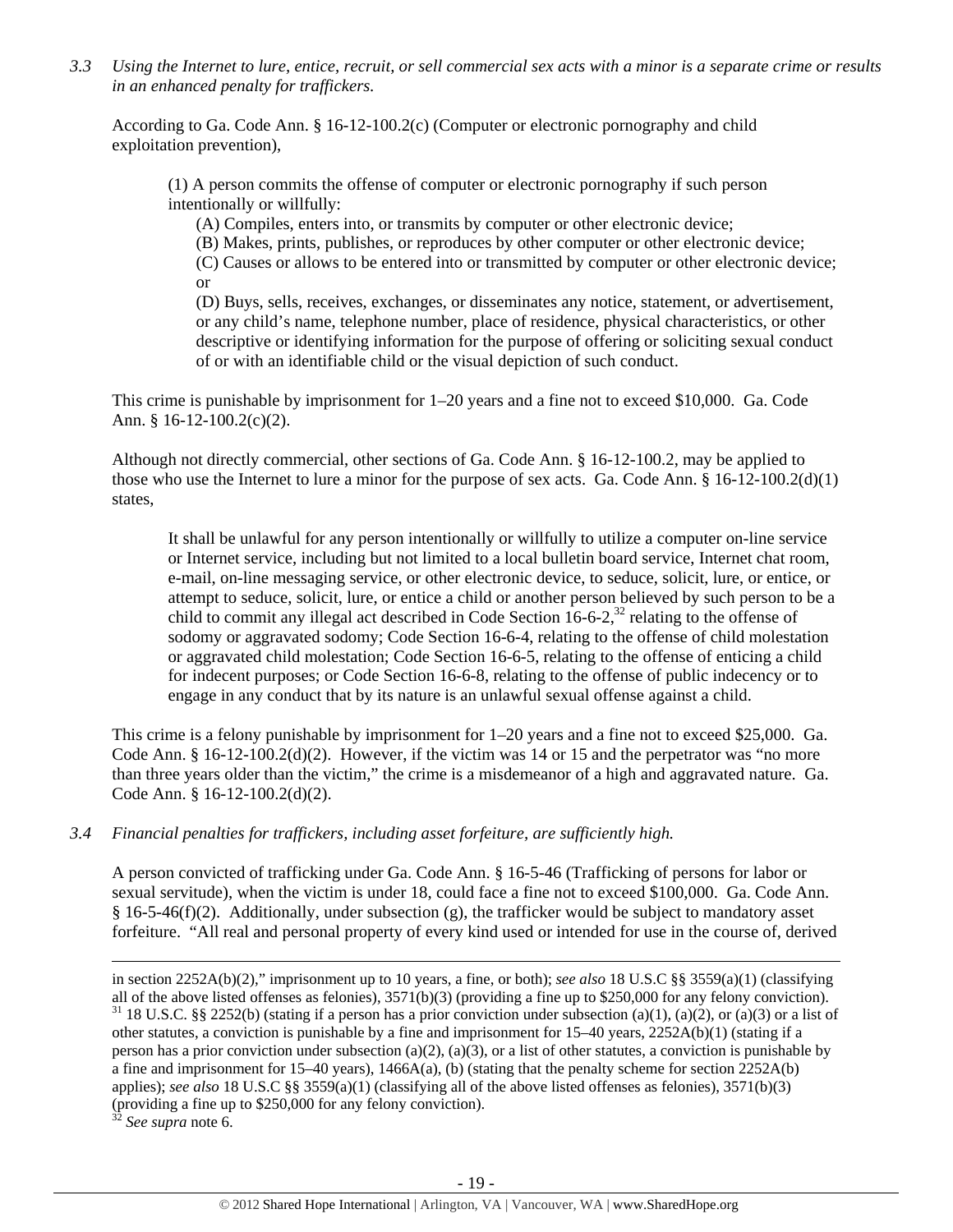*3.3 Using the Internet to lure, entice, recruit, or sell commercial sex acts with a minor is a separate crime or results in an enhanced penalty for traffickers.*

According to Ga. Code Ann. § 16-12-100.2(c) (Computer or electronic pornography and child exploitation prevention),

> (1) A person commits the offense of computer or electronic pornography if such person intentionally or willfully:
>
> (A) Compiles, enters into, or transmits by computer or other electronic device;
>
> (B) Makes, prints, publishes, or reproduces by other computer or other electronic device;
>
> (C) Causes or allows to be entered into or transmitted by computer or other electronic device; or
>
> (D) Buys, sells, receives, exchanges, or disseminates any notice, statement, or advertisement, or any child's name, telephone number, place of residence, physical characteristics, or other descriptive or identifying information for the purpose of offering or soliciting sexual conduct of or with an identifiable child or the visual depiction of such conduct.

This crime is punishable by imprisonment for 1–20 years and a fine not to exceed $10,000. Ga. Code Ann. § 16-12-100.2(c)(2).

Although not directly commercial, other sections of Ga. Code Ann. § 16-12-100.2, may be applied to those who use the Internet to lure a minor for the purpose of sex acts. Ga. Code Ann. § 16-12-100.2(d)(1) states,

> It shall be unlawful for any person intentionally or willfully to utilize a computer on-line service or Internet service, including but not limited to a local bulletin board service, Internet chat room, e-mail, on-line messaging service, or other electronic device, to seduce, solicit, lure, or entice, or attempt to seduce, solicit, lure, or entice a child or another person believed by such person to be a child to commit any illegal act described in Code Section 16-6-2,[32] relating to the offense of sodomy or aggravated sodomy; Code Section 16-6-4, relating to the offense of child molestation or aggravated child molestation; Code Section 16-6-5, relating to the offense of enticing a child for indecent purposes; or Code Section 16-6-8, relating to the offense of public indecency or to engage in any conduct that by its nature is an unlawful sexual offense against a child.

This crime is a felony punishable by imprisonment for 1–20 years and a fine not to exceed $25,000. Ga. Code Ann. § 16-12-100.2(d)(2). However, if the victim was 14 or 15 and the perpetrator was "no more than three years older than the victim," the crime is a misdemeanor of a high and aggravated nature. Ga. Code Ann. § 16-12-100.2(d)(2).

*3.4 Financial penalties for traffickers, including asset forfeiture, are sufficiently high.*

A person convicted of trafficking under Ga. Code Ann. § 16-5-46 (Trafficking of persons for labor or sexual servitude), when the victim is under 18, could face a fine not to exceed $100,000. Ga. Code Ann. § 16-5-46(f)(2). Additionally, under subsection (g), the trafficker would be subject to mandatory asset forfeiture. "All real and personal property of every kind used or intended for use in the course of, derived

---

in section 2252A(b)(2)," imprisonment up to 10 years, a fine, or both); *see also* 18 U.S.C §§ 3559(a)(1) (classifying all of the above listed offenses as felonies), 3571(b)(3) (providing a fine up to $250,000 for any felony conviction).

[31] 18 U.S.C. §§ 2252(b) (stating if a person has a prior conviction under subsection (a)(1), (a)(2), or (a)(3) or a list of other statutes, a conviction is punishable by a fine and imprisonment for 15–40 years, 2252A(b)(1) (stating if a person has a prior conviction under subsection (a)(2), (a)(3), or a list of other statutes, a conviction is punishable by a fine and imprisonment for 15–40 years), 1466A(a), (b) (stating that the penalty scheme for section 2252A(b) applies); *see also* 18 U.S.C §§ 3559(a)(1) (classifying all of the above listed offenses as felonies), 3571(b)(3) (providing a fine up to $250,000 for any felony conviction).

[32] *See supra* note 6.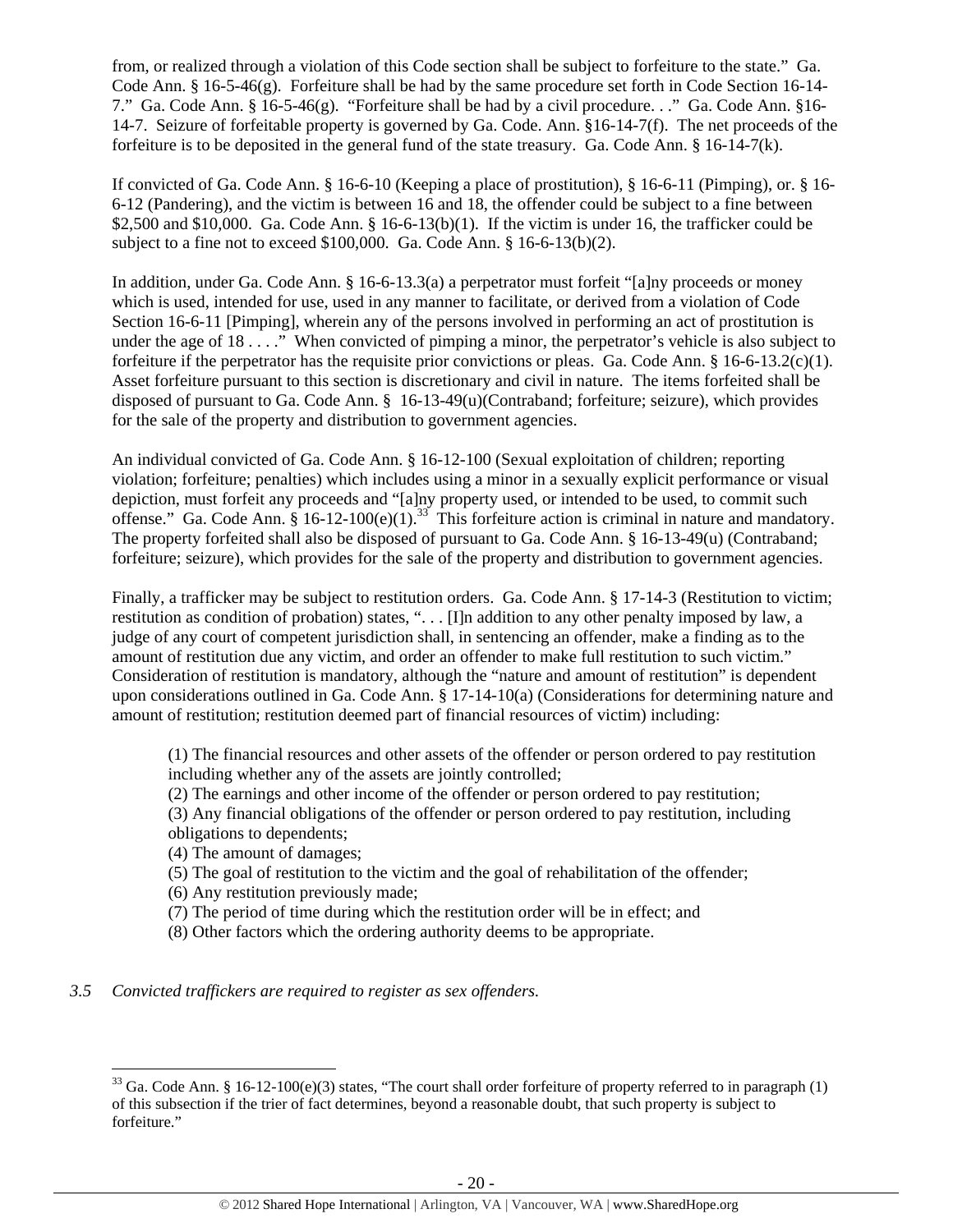from, or realized through a violation of this Code section shall be subject to forfeiture to the state." Ga. Code Ann. § 16-5-46(g). Forfeiture shall be had by the same procedure set forth in Code Section 16-14-7." Ga. Code Ann. § 16-5-46(g). "Forfeiture shall be had by a civil procedure. . ." Ga. Code Ann. §16-14-7. Seizure of forfeitable property is governed by Ga. Code. Ann. §16-14-7(f). The net proceeds of the forfeiture is to be deposited in the general fund of the state treasury. Ga. Code Ann. § 16-14-7(k).

If convicted of Ga. Code Ann. § 16-6-10 (Keeping a place of prostitution), § 16-6-11 (Pimping), or. § 16-6-12 (Pandering), and the victim is between 16 and 18, the offender could be subject to a fine between $2,500 and $10,000. Ga. Code Ann. § 16-6-13(b)(1). If the victim is under 16, the trafficker could be subject to a fine not to exceed $100,000. Ga. Code Ann. § 16-6-13(b)(2).

In addition, under Ga. Code Ann. § 16-6-13.3(a) a perpetrator must forfeit "[a]ny proceeds or money which is used, intended for use, used in any manner to facilitate, or derived from a violation of Code Section 16-6-11 [Pimping], wherein any of the persons involved in performing an act of prostitution is under the age of 18 . . . ." When convicted of pimping a minor, the perpetrator's vehicle is also subject to forfeiture if the perpetrator has the requisite prior convictions or pleas. Ga. Code Ann. § 16-6-13.2(c)(1). Asset forfeiture pursuant to this section is discretionary and civil in nature. The items forfeited shall be disposed of pursuant to Ga. Code Ann. § 16-13-49(u)(Contraband; forfeiture; seizure), which provides for the sale of the property and distribution to government agencies.

An individual convicted of Ga. Code Ann. § 16-12-100 (Sexual exploitation of children; reporting violation; forfeiture; penalties) which includes using a minor in a sexually explicit performance or visual depiction, must forfeit any proceeds and "[a]ny property used, or intended to be used, to commit such offense." Ga. Code Ann. § 16-12-100(e)(1).[33] This forfeiture action is criminal in nature and mandatory. The property forfeited shall also be disposed of pursuant to Ga. Code Ann. § 16-13-49(u) (Contraband; forfeiture; seizure), which provides for the sale of the property and distribution to government agencies.

Finally, a trafficker may be subject to restitution orders. Ga. Code Ann. § 17-14-3 (Restitution to victim; restitution as condition of probation) states, ". . . [I]n addition to any other penalty imposed by law, a judge of any court of competent jurisdiction shall, in sentencing an offender, make a finding as to the amount of restitution due any victim, and order an offender to make full restitution to such victim." Consideration of restitution is mandatory, although the "nature and amount of restitution" is dependent upon considerations outlined in Ga. Code Ann. § 17-14-10(a) (Considerations for determining nature and amount of restitution; restitution deemed part of financial resources of victim) including:

> (1) The financial resources and other assets of the offender or person ordered to pay restitution including whether any of the assets are jointly controlled;
> (2) The earnings and other income of the offender or person ordered to pay restitution;
> (3) Any financial obligations of the offender or person ordered to pay restitution, including obligations to dependents;
> (4) The amount of damages;
> (5) The goal of restitution to the victim and the goal of rehabilitation of the offender;
> (6) Any restitution previously made;
> (7) The period of time during which the restitution order will be in effect; and
> (8) Other factors which the ordering authority deems to be appropriate.

*3.5 Convicted traffickers are required to register as sex offenders.*

---

[33] Ga. Code Ann. § 16-12-100(e)(3) states, "The court shall order forfeiture of property referred to in paragraph (1) of this subsection if the trier of fact determines, beyond a reasonable doubt, that such property is subject to forfeiture."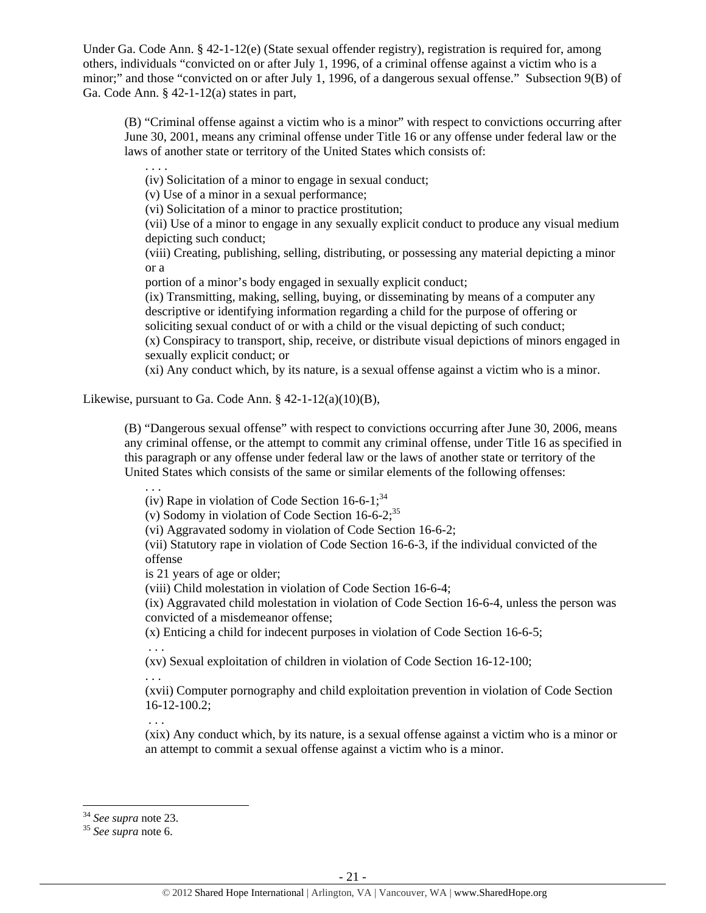Under Ga. Code Ann. § 42-1-12(e) (State sexual offender registry), registration is required for, among others, individuals "convicted on or after July 1, 1996, of a criminal offense against a victim who is a minor;" and those "convicted on or after July 1, 1996, of a dangerous sexual offense." Subsection 9(B) of Ga. Code Ann. § 42-1-12(a) states in part,

> (B) "Criminal offense against a victim who is a minor" with respect to convictions occurring after June 30, 2001, means any criminal offense under Title 16 or any offense under federal law or the laws of another state or territory of the United States which consists of:
>
> . . . .
>
> (iv) Solicitation of a minor to engage in sexual conduct;
> (v) Use of a minor in a sexual performance;
> (vi) Solicitation of a minor to practice prostitution;
> (vii) Use of a minor to engage in any sexually explicit conduct to produce any visual medium depicting such conduct;
> (viii) Creating, publishing, selling, distributing, or possessing any material depicting a minor or a
> portion of a minor's body engaged in sexually explicit conduct;
> (ix) Transmitting, making, selling, buying, or disseminating by means of a computer any descriptive or identifying information regarding a child for the purpose of offering or soliciting sexual conduct of or with a child or the visual depicting of such conduct;
> (x) Conspiracy to transport, ship, receive, or distribute visual depictions of minors engaged in sexually explicit conduct; or
> (xi) Any conduct which, by its nature, is a sexual offense against a victim who is a minor.

Likewise, pursuant to Ga. Code Ann. § 42-1-12(a)(10)(B),

> (B) "Dangerous sexual offense" with respect to convictions occurring after June 30, 2006, means any criminal offense, or the attempt to commit any criminal offense, under Title 16 as specified in this paragraph or any offense under federal law or the laws of another state or territory of the United States which consists of the same or similar elements of the following offenses:
>
> . . .
>
> (iv) Rape in violation of Code Section 16-6-1;[34]
> (v) Sodomy in violation of Code Section 16-6-2;[35]
> (vi) Aggravated sodomy in violation of Code Section 16-6-2;
> (vii) Statutory rape in violation of Code Section 16-6-3, if the individual convicted of the offense
> is 21 years of age or older;
> (viii) Child molestation in violation of Code Section 16-6-4;
> (ix) Aggravated child molestation in violation of Code Section 16-6-4, unless the person was convicted of a misdemeanor offense;
> (x) Enticing a child for indecent purposes in violation of Code Section 16-6-5;
>
> . . .
>
> (xv) Sexual exploitation of children in violation of Code Section 16-12-100;
>
> . . .
>
> (xvii) Computer pornography and child exploitation prevention in violation of Code Section 16-12-100.2;
>
> . . .
>
> (xix) Any conduct which, by its nature, is a sexual offense against a victim who is a minor or an attempt to commit a sexual offense against a victim who is a minor.

---

[34] *See supra* note 23.

[35] *See supra* note 6.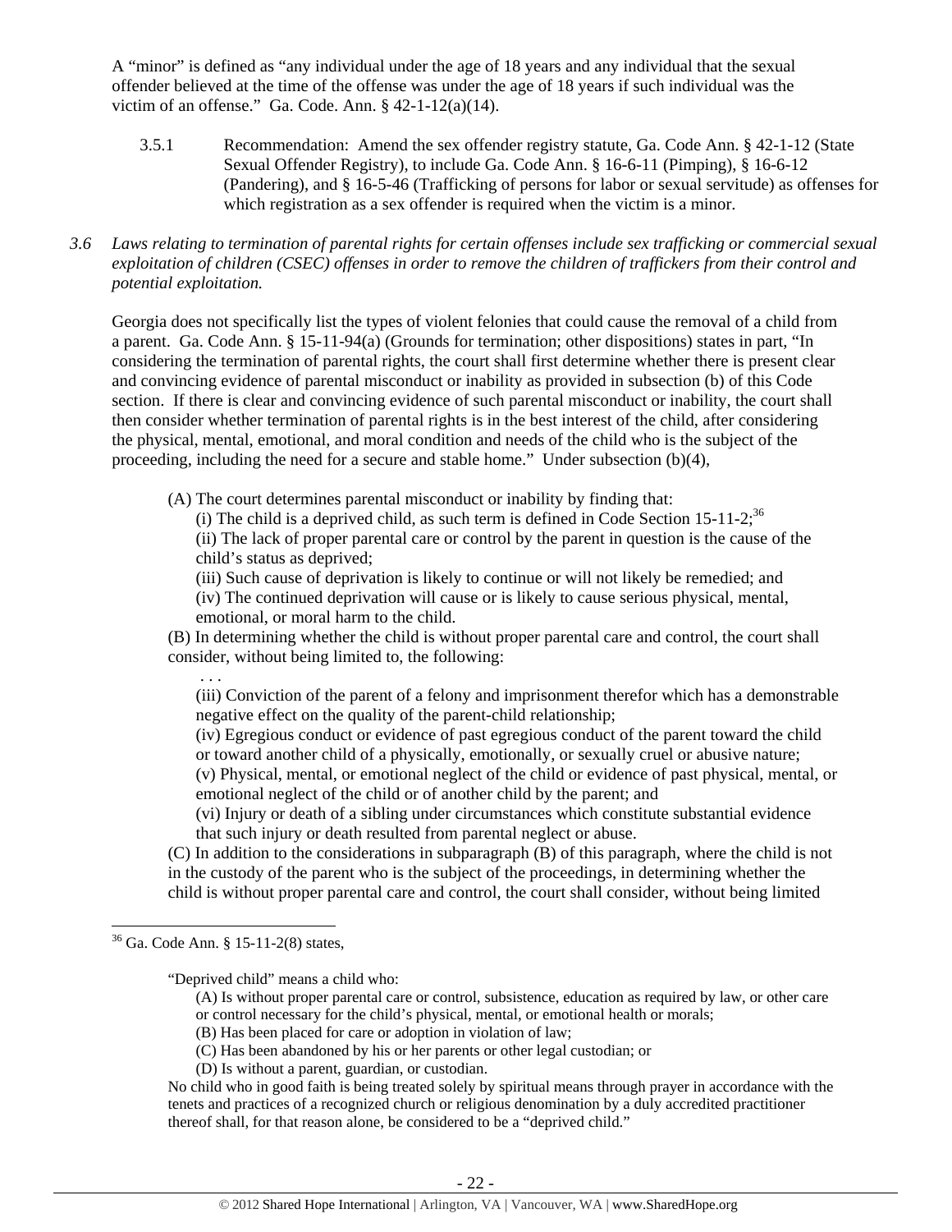A "minor" is defined as "any individual under the age of 18 years and any individual that the sexual offender believed at the time of the offense was under the age of 18 years if such individual was the victim of an offense." Ga. Code. Ann. § 42-1-12(a)(14).

3.5.1 Recommendation: Amend the sex offender registry statute, Ga. Code Ann. § 42-1-12 (State Sexual Offender Registry), to include Ga. Code Ann. § 16-6-11 (Pimping), § 16-6-12 (Pandering), and § 16-5-46 (Trafficking of persons for labor or sexual servitude) as offenses for which registration as a sex offender is required when the victim is a minor.

*3.6 Laws relating to termination of parental rights for certain offenses include sex trafficking or commercial sexual exploitation of children (CSEC) offenses in order to remove the children of traffickers from their control and potential exploitation.*

Georgia does not specifically list the types of violent felonies that could cause the removal of a child from a parent. Ga. Code Ann. § 15-11-94(a) (Grounds for termination; other dispositions) states in part, "In considering the termination of parental rights, the court shall first determine whether there is present clear and convincing evidence of parental misconduct or inability as provided in subsection (b) of this Code section. If there is clear and convincing evidence of such parental misconduct or inability, the court shall then consider whether termination of parental rights is in the best interest of the child, after considering the physical, mental, emotional, and moral condition and needs of the child who is the subject of the proceeding, including the need for a secure and stable home." Under subsection (b)(4),

> (A) The court determines parental misconduct or inability by finding that:
> (i) The child is a deprived child, as such term is defined in Code Section 15-11-2;[36]
> (ii) The lack of proper parental care or control by the parent in question is the cause of the child's status as deprived;
> (iii) Such cause of deprivation is likely to continue or will not likely be remedied; and
> (iv) The continued deprivation will cause or is likely to cause serious physical, mental, emotional, or moral harm to the child.
> (B) In determining whether the child is without proper parental care and control, the court shall consider, without being limited to, the following:
> . . .
> (iii) Conviction of the parent of a felony and imprisonment therefor which has a demonstrable negative effect on the quality of the parent-child relationship;
> (iv) Egregious conduct or evidence of past egregious conduct of the parent toward the child or toward another child of a physically, emotionally, or sexually cruel or abusive nature;
> (v) Physical, mental, or emotional neglect of the child or evidence of past physical, mental, or emotional neglect of the child or of another child by the parent; and
> (vi) Injury or death of a sibling under circumstances which constitute substantial evidence that such injury or death resulted from parental neglect or abuse.
> (C) In addition to the considerations in subparagraph (B) of this paragraph, where the child is not in the custody of the parent who is the subject of the proceedings, in determining whether the child is without proper parental care and control, the court shall consider, without being limited

---

[36] Ga. Code Ann. § 15-11-2(8) states,

> "Deprived child" means a child who:
> (A) Is without proper parental care or control, subsistence, education as required by law, or other care or control necessary for the child's physical, mental, or emotional health or morals;
> (B) Has been placed for care or adoption in violation of law;
> (C) Has been abandoned by his or her parents or other legal custodian; or
> (D) Is without a parent, guardian, or custodian.
> No child who in good faith is being treated solely by spiritual means through prayer in accordance with the tenets and practices of a recognized church or religious denomination by a duly accredited practitioner thereof shall, for that reason alone, be considered to be a "deprived child."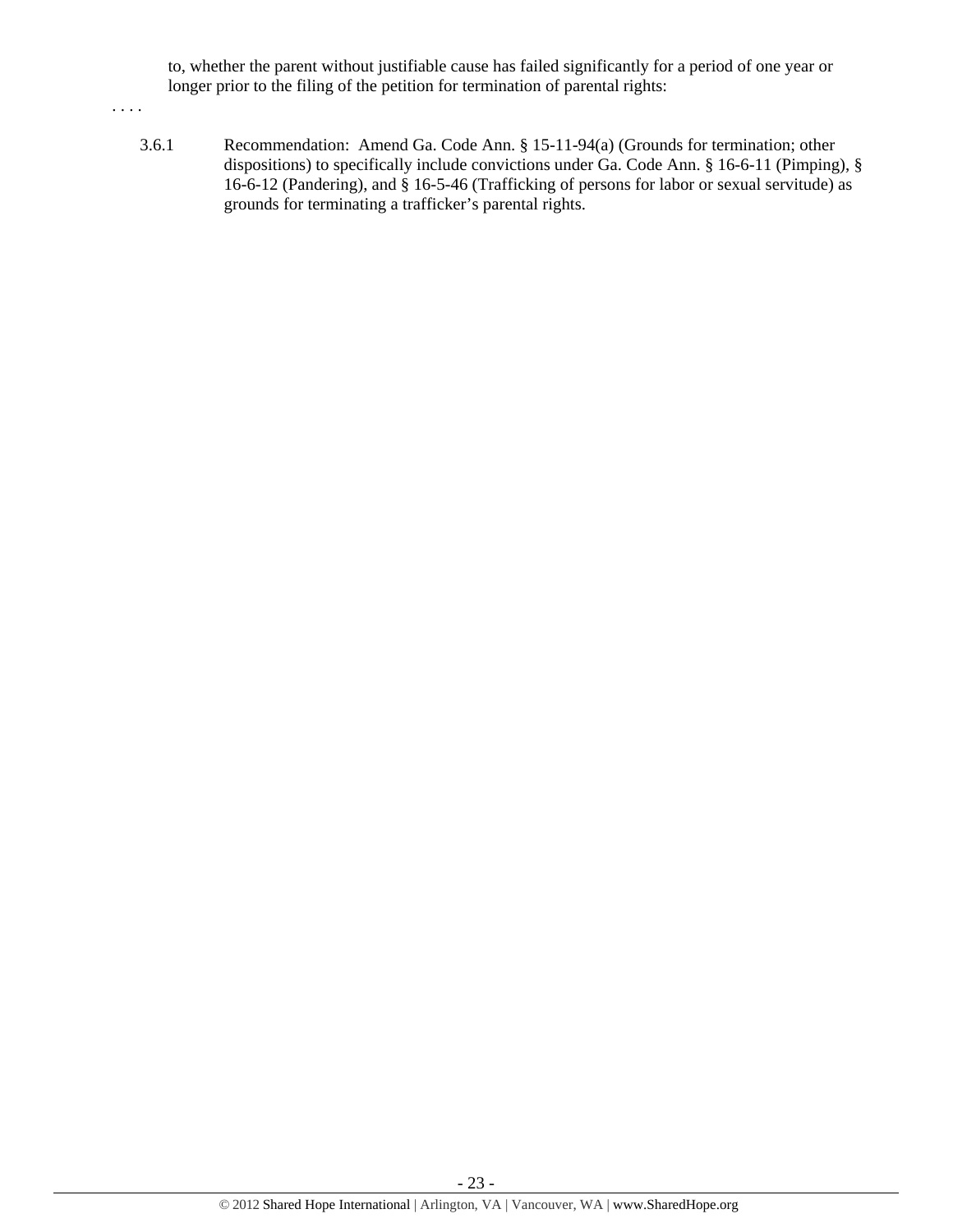to, whether the parent without justifiable cause has failed significantly for a period of one year or longer prior to the filing of the petition for termination of parental rights:

. . . .

3.6.1 Recommendation: Amend Ga. Code Ann. § 15-11-94(a) (Grounds for termination; other dispositions) to specifically include convictions under Ga. Code Ann. § 16-6-11 (Pimping), § 16-6-12 (Pandering), and § 16-5-46 (Trafficking of persons for labor or sexual servitude) as grounds for terminating a trafficker's parental rights.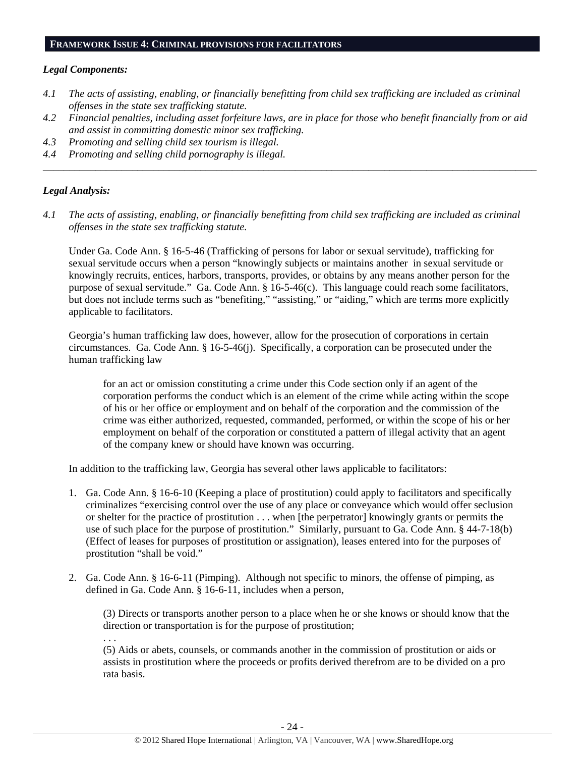## FRAMEWORK ISSUE 4: CRIMINAL PROVISIONS FOR FACILITATORS

### *Legal Components:*

*4.1 The acts of assisting, enabling, or financially benefitting from child sex trafficking are included as criminal offenses in the state sex trafficking statute.*

*4.2 Financial penalties, including asset forfeiture laws, are in place for those who benefit financially from or aid and assist in committing domestic minor sex trafficking.*

*4.3 Promoting and selling child sex tourism is illegal.*

*4.4 Promoting and selling child pornography is illegal.*

---

### *Legal Analysis:*

*4.1 The acts of assisting, enabling, or financially benefitting from child sex trafficking are included as criminal offenses in the state sex trafficking statute.*

Under Ga. Code Ann. § 16-5-46 (Trafficking of persons for labor or sexual servitude), trafficking for sexual servitude occurs when a person "knowingly subjects or maintains another in sexual servitude or knowingly recruits, entices, harbors, transports, provides, or obtains by any means another person for the purpose of sexual servitude." Ga. Code Ann. § 16-5-46(c). This language could reach some facilitators, but does not include terms such as "benefiting," "assisting," or "aiding," which are terms more explicitly applicable to facilitators.

Georgia's human trafficking law does, however, allow for the prosecution of corporations in certain circumstances. Ga. Code Ann. § 16-5-46(j). Specifically, a corporation can be prosecuted under the human trafficking law

> for an act or omission constituting a crime under this Code section only if an agent of the corporation performs the conduct which is an element of the crime while acting within the scope of his or her office or employment and on behalf of the corporation and the commission of the crime was either authorized, requested, commanded, performed, or within the scope of his or her employment on behalf of the corporation or constituted a pattern of illegal activity that an agent of the company knew or should have known was occurring.

In addition to the trafficking law, Georgia has several other laws applicable to facilitators:

1. Ga. Code Ann. § 16-6-10 (Keeping a place of prostitution) could apply to facilitators and specifically criminalizes "exercising control over the use of any place or conveyance which would offer seclusion or shelter for the practice of prostitution . . . when [the perpetrator] knowingly grants or permits the use of such place for the purpose of prostitution." Similarly, pursuant to Ga. Code Ann. § 44-7-18(b) (Effect of leases for purposes of prostitution or assignation), leases entered into for the purposes of prostitution "shall be void."

2. Ga. Code Ann. § 16-6-11 (Pimping). Although not specific to minors, the offense of pimping, as defined in Ga. Code Ann. § 16-6-11, includes when a person,

   > (3) Directs or transports another person to a place when he or she knows or should know that the direction or transportation is for the purpose of prostitution;
   >
   > . . .
   >
   > (5) Aids or abets, counsels, or commands another in the commission of prostitution or aids or assists in prostitution where the proceeds or profits derived therefrom are to be divided on a pro rata basis.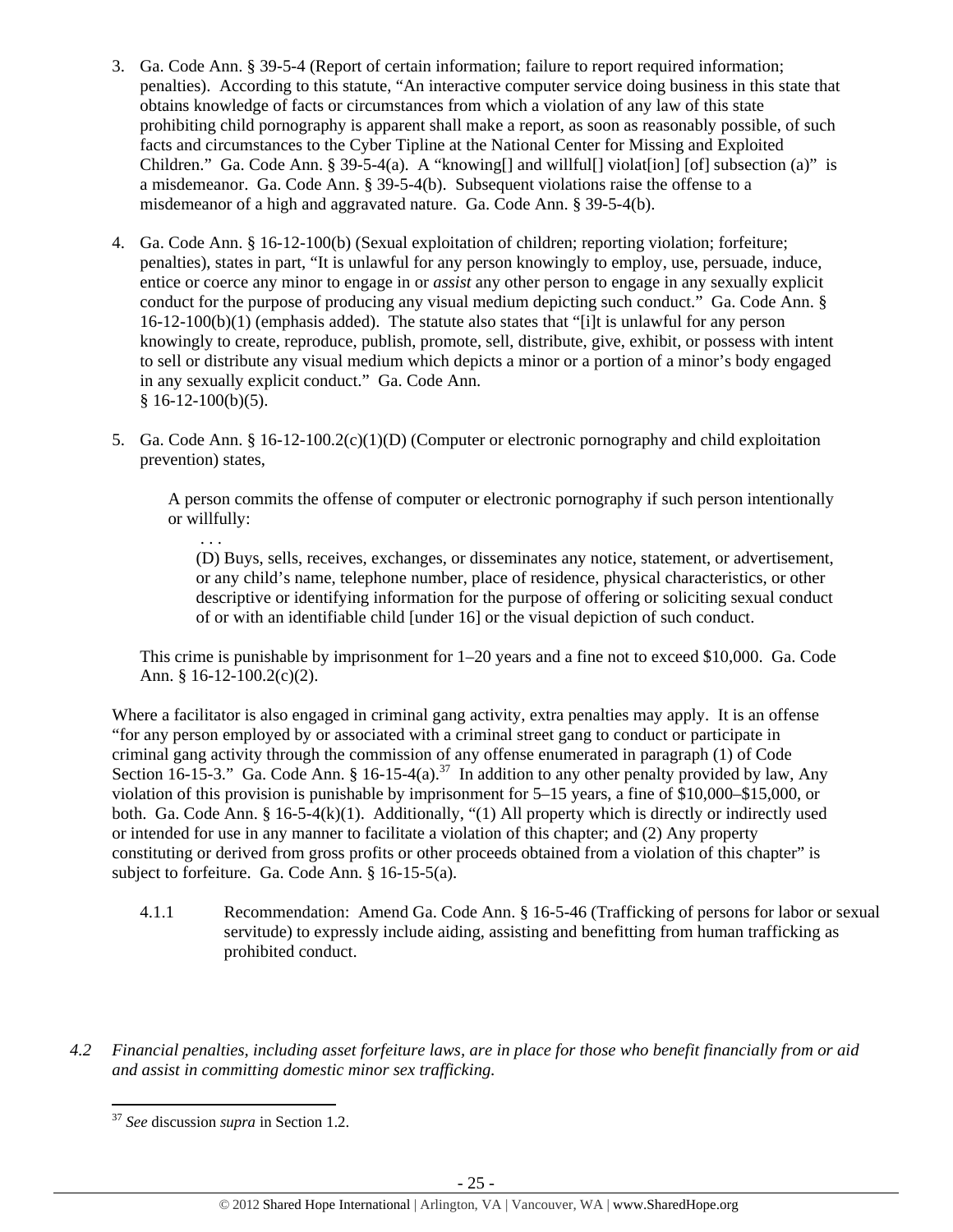3. Ga. Code Ann. § 39-5-4 (Report of certain information; failure to report required information; penalties). According to this statute, "An interactive computer service doing business in this state that obtains knowledge of facts or circumstances from which a violation of any law of this state prohibiting child pornography is apparent shall make a report, as soon as reasonably possible, of such facts and circumstances to the Cyber Tipline at the National Center for Missing and Exploited Children." Ga. Code Ann. § 39-5-4(a). A "knowing[] and willful[] violat[ion] [of] subsection (a)" is a misdemeanor. Ga. Code Ann. § 39-5-4(b). Subsequent violations raise the offense to a misdemeanor of a high and aggravated nature. Ga. Code Ann. § 39-5-4(b).

4. Ga. Code Ann. § 16-12-100(b) (Sexual exploitation of children; reporting violation; forfeiture; penalties), states in part, "It is unlawful for any person knowingly to employ, use, persuade, induce, entice or coerce any minor to engage in or *assist* any other person to engage in any sexually explicit conduct for the purpose of producing any visual medium depicting such conduct." Ga. Code Ann. § 16-12-100(b)(1) (emphasis added). The statute also states that "[i]t is unlawful for any person knowingly to create, reproduce, publish, promote, sell, distribute, give, exhibit, or possess with intent to sell or distribute any visual medium which depicts a minor or a portion of a minor's body engaged in any sexually explicit conduct." Ga. Code Ann. § 16-12-100(b)(5).

5. Ga. Code Ann. § 16-12-100.2(c)(1)(D) (Computer or electronic pornography and child exploitation prevention) states,

   > A person commits the offense of computer or electronic pornography if such person intentionally or willfully:
   >
   > . . .
   >
   > (D) Buys, sells, receives, exchanges, or disseminates any notice, statement, or advertisement, or any child's name, telephone number, place of residence, physical characteristics, or other descriptive or identifying information for the purpose of offering or soliciting sexual conduct of or with an identifiable child [under 16] or the visual depiction of such conduct.

   This crime is punishable by imprisonment for 1–20 years and a fine not to exceed $10,000. Ga. Code Ann. § 16-12-100.2(c)(2).

Where a facilitator is also engaged in criminal gang activity, extra penalties may apply. It is an offense "for any person employed by or associated with a criminal street gang to conduct or participate in criminal gang activity through the commission of any offense enumerated in paragraph (1) of Code Section 16-15-3." Ga. Code Ann. § 16-15-4(a).[37] In addition to any other penalty provided by law, Any violation of this provision is punishable by imprisonment for 5–15 years, a fine of $10,000–$15,000, or both. Ga. Code Ann. § 16-5-4(k)(1). Additionally, "(1) All property which is directly or indirectly used or intended for use in any manner to facilitate a violation of this chapter; and (2) Any property constituting or derived from gross profits or other proceeds obtained from a violation of this chapter" is subject to forfeiture. Ga. Code Ann. § 16-15-5(a).

4.1.1 Recommendation: Amend Ga. Code Ann. § 16-5-46 (Trafficking of persons for labor or sexual servitude) to expressly include aiding, assisting and benefitting from human trafficking as prohibited conduct.

*4.2 Financial penalties, including asset forfeiture laws, are in place for those who benefit financially from or aid and assist in committing domestic minor sex trafficking.*

[37] *See* discussion *supra* in Section 1.2.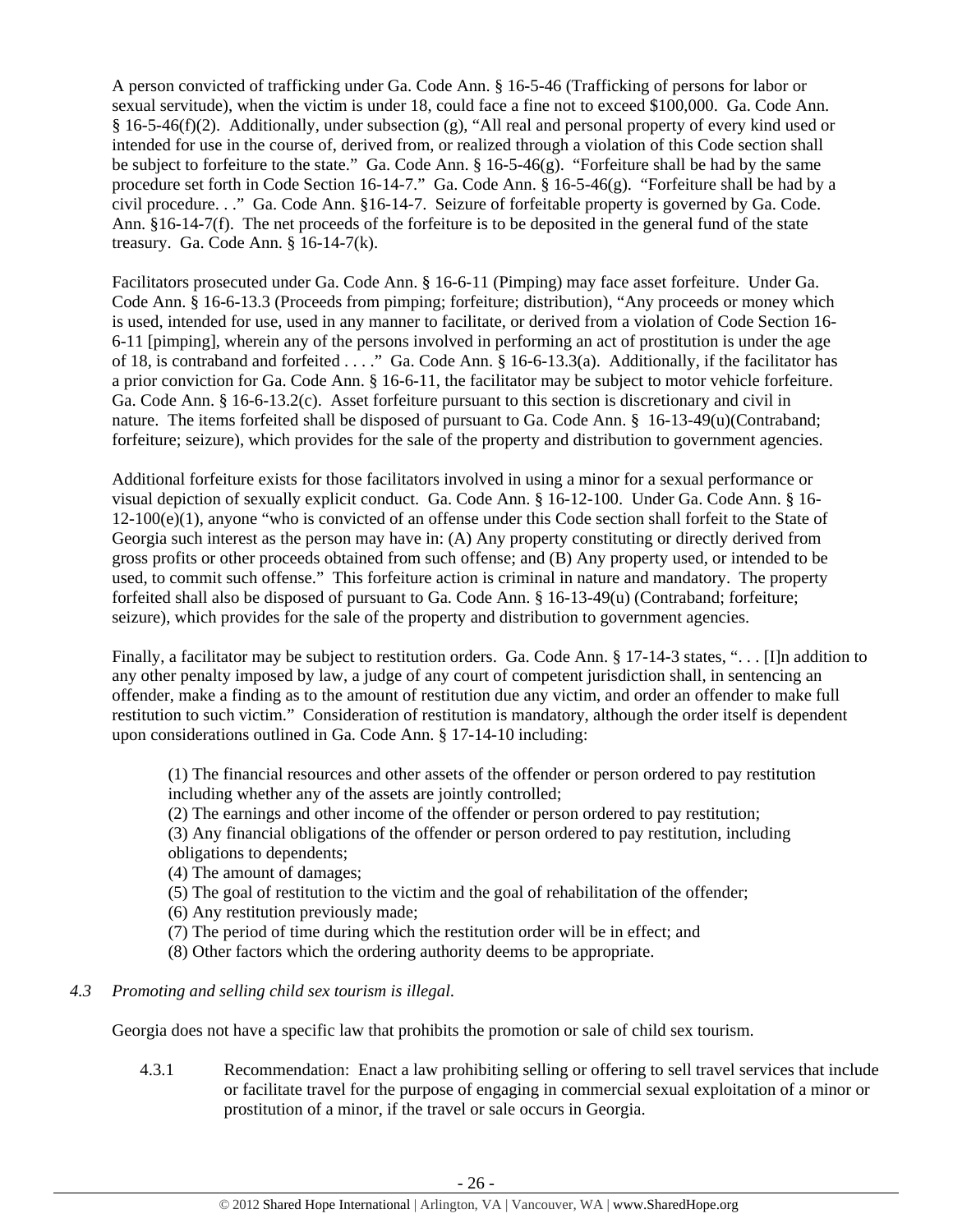A person convicted of trafficking under Ga. Code Ann. § 16-5-46 (Trafficking of persons for labor or sexual servitude), when the victim is under 18, could face a fine not to exceed $100,000. Ga. Code Ann. § 16-5-46(f)(2). Additionally, under subsection (g), "All real and personal property of every kind used or intended for use in the course of, derived from, or realized through a violation of this Code section shall be subject to forfeiture to the state." Ga. Code Ann. § 16-5-46(g). "Forfeiture shall be had by the same procedure set forth in Code Section 16-14-7." Ga. Code Ann. § 16-5-46(g). "Forfeiture shall be had by a civil procedure. . ." Ga. Code Ann. §16-14-7. Seizure of forfeitable property is governed by Ga. Code. Ann. §16-14-7(f). The net proceeds of the forfeiture is to be deposited in the general fund of the state treasury. Ga. Code Ann. § 16-14-7(k).

Facilitators prosecuted under Ga. Code Ann. § 16-6-11 (Pimping) may face asset forfeiture. Under Ga. Code Ann. § 16-6-13.3 (Proceeds from pimping; forfeiture; distribution), "Any proceeds or money which is used, intended for use, used in any manner to facilitate, or derived from a violation of Code Section 16-6-11 [pimping], wherein any of the persons involved in performing an act of prostitution is under the age of 18, is contraband and forfeited . . . ." Ga. Code Ann. § 16-6-13.3(a). Additionally, if the facilitator has a prior conviction for Ga. Code Ann. § 16-6-11, the facilitator may be subject to motor vehicle forfeiture. Ga. Code Ann. § 16-6-13.2(c). Asset forfeiture pursuant to this section is discretionary and civil in nature. The items forfeited shall be disposed of pursuant to Ga. Code Ann. § 16-13-49(u)(Contraband; forfeiture; seizure), which provides for the sale of the property and distribution to government agencies.

Additional forfeiture exists for those facilitators involved in using a minor for a sexual performance or visual depiction of sexually explicit conduct. Ga. Code Ann. § 16-12-100. Under Ga. Code Ann. § 16-12-100(e)(1), anyone "who is convicted of an offense under this Code section shall forfeit to the State of Georgia such interest as the person may have in: (A) Any property constituting or directly derived from gross profits or other proceeds obtained from such offense; and (B) Any property used, or intended to be used, to commit such offense." This forfeiture action is criminal in nature and mandatory. The property forfeited shall also be disposed of pursuant to Ga. Code Ann. § 16-13-49(u) (Contraband; forfeiture; seizure), which provides for the sale of the property and distribution to government agencies.

Finally, a facilitator may be subject to restitution orders. Ga. Code Ann. § 17-14-3 states, ". . . [I]n addition to any other penalty imposed by law, a judge of any court of competent jurisdiction shall, in sentencing an offender, make a finding as to the amount of restitution due any victim, and order an offender to make full restitution to such victim." Consideration of restitution is mandatory, although the order itself is dependent upon considerations outlined in Ga. Code Ann. § 17-14-10 including:

> (1) The financial resources and other assets of the offender or person ordered to pay restitution including whether any of the assets are jointly controlled;
> (2) The earnings and other income of the offender or person ordered to pay restitution;
> (3) Any financial obligations of the offender or person ordered to pay restitution, including obligations to dependents;
> (4) The amount of damages;
> (5) The goal of restitution to the victim and the goal of rehabilitation of the offender;
> (6) Any restitution previously made;
> (7) The period of time during which the restitution order will be in effect; and
> (8) Other factors which the ordering authority deems to be appropriate.

*4.3 Promoting and selling child sex tourism is illegal.*

Georgia does not have a specific law that prohibits the promotion or sale of child sex tourism.

4.3.1 Recommendation: Enact a law prohibiting selling or offering to sell travel services that include or facilitate travel for the purpose of engaging in commercial sexual exploitation of a minor or prostitution of a minor, if the travel or sale occurs in Georgia.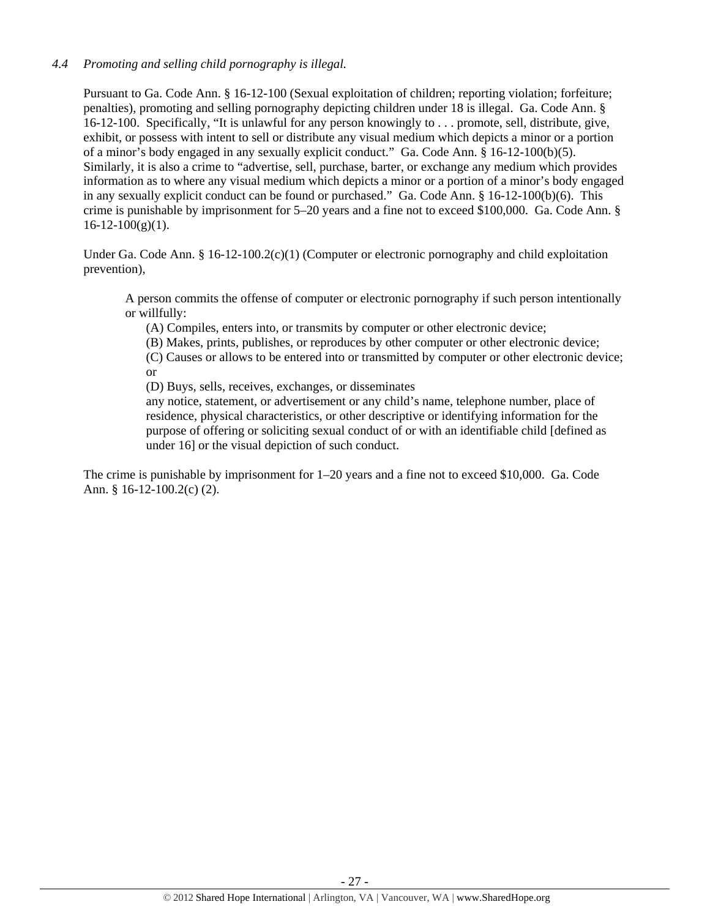*4.4 Promoting and selling child pornography is illegal.*

Pursuant to Ga. Code Ann. § 16-12-100 (Sexual exploitation of children; reporting violation; forfeiture; penalties), promoting and selling pornography depicting children under 18 is illegal. Ga. Code Ann. § 16-12-100. Specifically, "It is unlawful for any person knowingly to . . . promote, sell, distribute, give, exhibit, or possess with intent to sell or distribute any visual medium which depicts a minor or a portion of a minor's body engaged in any sexually explicit conduct." Ga. Code Ann. § 16-12-100(b)(5). Similarly, it is also a crime to "advertise, sell, purchase, barter, or exchange any medium which provides information as to where any visual medium which depicts a minor or a portion of a minor's body engaged in any sexually explicit conduct can be found or purchased." Ga. Code Ann. § 16-12-100(b)(6). This crime is punishable by imprisonment for 5–20 years and a fine not to exceed $100,000. Ga. Code Ann. § 16-12-100(g)(1).

Under Ga. Code Ann. § 16-12-100.2(c)(1) (Computer or electronic pornography and child exploitation prevention),

> A person commits the offense of computer or electronic pornography if such person intentionally or willfully:
>
> (A) Compiles, enters into, or transmits by computer or other electronic device;
>
> (B) Makes, prints, publishes, or reproduces by other computer or other electronic device;
>
> (C) Causes or allows to be entered into or transmitted by computer or other electronic device; or
>
> (D) Buys, sells, receives, exchanges, or disseminates
>
> any notice, statement, or advertisement or any child's name, telephone number, place of residence, physical characteristics, or other descriptive or identifying information for the purpose of offering or soliciting sexual conduct of or with an identifiable child [defined as under 16] or the visual depiction of such conduct.

The crime is punishable by imprisonment for 1–20 years and a fine not to exceed $10,000. Ga. Code Ann. § 16-12-100.2(c) (2).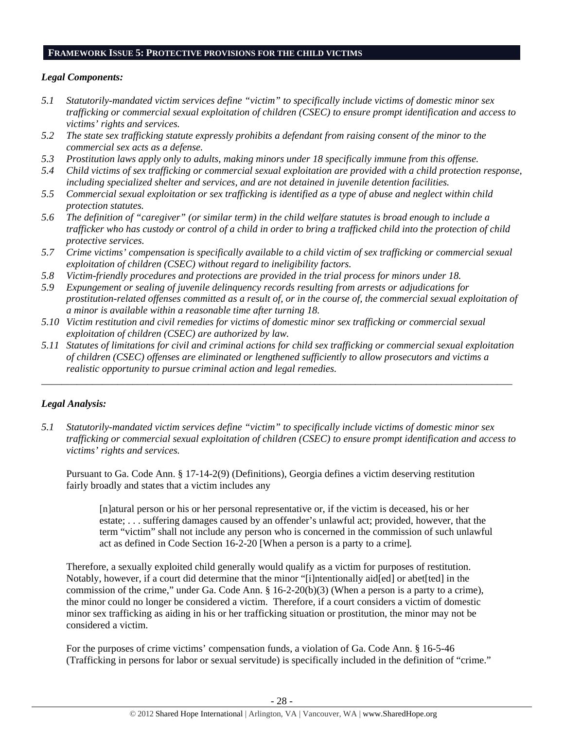## FRAMEWORK ISSUE 5: PROTECTIVE PROVISIONS FOR THE CHILD VICTIMS

***Legal Components:***

*5.1 Statutorily-mandated victim services define "victim" to specifically include victims of domestic minor sex trafficking or commercial sexual exploitation of children (CSEC) to ensure prompt identification and access to victims' rights and services.*

*5.2 The state sex trafficking statute expressly prohibits a defendant from raising consent of the minor to the commercial sex acts as a defense.*

*5.3 Prostitution laws apply only to adults, making minors under 18 specifically immune from this offense.*

*5.4 Child victims of sex trafficking or commercial sexual exploitation are provided with a child protection response, including specialized shelter and services, and are not detained in juvenile detention facilities.*

*5.5 Commercial sexual exploitation or sex trafficking is identified as a type of abuse and neglect within child protection statutes.*

*5.6 The definition of "caregiver" (or similar term) in the child welfare statutes is broad enough to include a trafficker who has custody or control of a child in order to bring a trafficked child into the protection of child protective services.*

*5.7 Crime victims' compensation is specifically available to a child victim of sex trafficking or commercial sexual exploitation of children (CSEC) without regard to ineligibility factors.*

*5.8 Victim-friendly procedures and protections are provided in the trial process for minors under 18.*

*5.9 Expungement or sealing of juvenile delinquency records resulting from arrests or adjudications for prostitution-related offenses committed as a result of, or in the course of, the commercial sexual exploitation of a minor is available within a reasonable time after turning 18.*

*5.10 Victim restitution and civil remedies for victims of domestic minor sex trafficking or commercial sexual exploitation of children (CSEC) are authorized by law.*

*5.11 Statutes of limitations for civil and criminal actions for child sex trafficking or commercial sexual exploitation of children (CSEC) offenses are eliminated or lengthened sufficiently to allow prosecutors and victims a realistic opportunity to pursue criminal action and legal remedies.*

---

***Legal Analysis:***

*5.1 Statutorily-mandated victim services define "victim" to specifically include victims of domestic minor sex trafficking or commercial sexual exploitation of children (CSEC) to ensure prompt identification and access to victims' rights and services.*

Pursuant to Ga. Code Ann. § 17-14-2(9) (Definitions), Georgia defines a victim deserving restitution fairly broadly and states that a victim includes any

> [n]atural person or his or her personal representative or, if the victim is deceased, his or her estate; . . . suffering damages caused by an offender's unlawful act; provided, however, that the term "victim" shall not include any person who is concerned in the commission of such unlawful act as defined in Code Section 16-2-20 [When a person is a party to a crime].

Therefore, a sexually exploited child generally would qualify as a victim for purposes of restitution. Notably, however, if a court did determine that the minor "[i]ntentionally aid[ed] or abet[ted] in the commission of the crime," under Ga. Code Ann. § 16-2-20(b)(3) (When a person is a party to a crime), the minor could no longer be considered a victim. Therefore, if a court considers a victim of domestic minor sex trafficking as aiding in his or her trafficking situation or prostitution, the minor may not be considered a victim.

For the purposes of crime victims' compensation funds, a violation of Ga. Code Ann. § 16-5-46 (Trafficking in persons for labor or sexual servitude) is specifically included in the definition of "crime."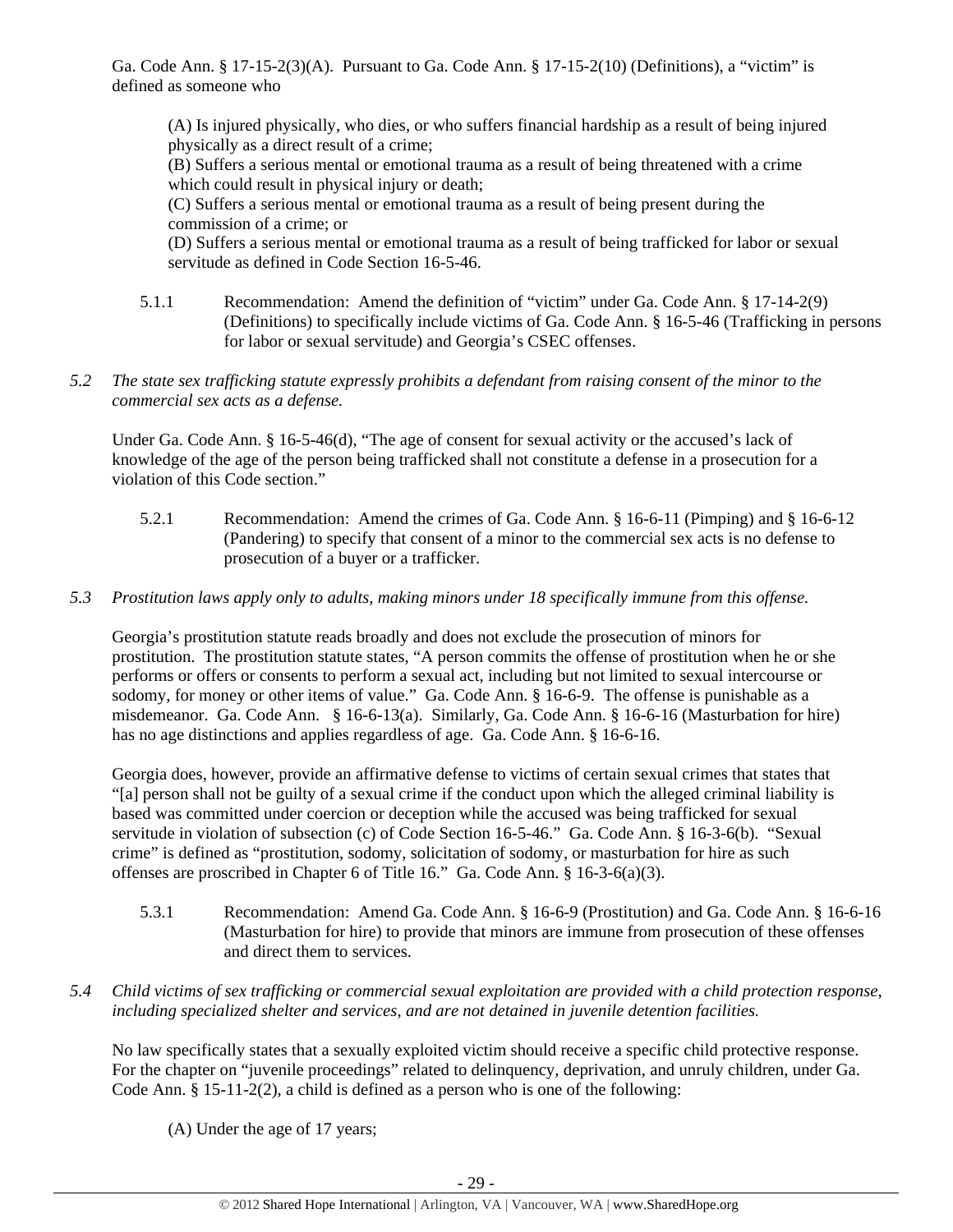Ga. Code Ann. § 17-15-2(3)(A). Pursuant to Ga. Code Ann. § 17-15-2(10) (Definitions), a "victim" is defined as someone who

> (A) Is injured physically, who dies, or who suffers financial hardship as a result of being injured physically as a direct result of a crime;
> (B) Suffers a serious mental or emotional trauma as a result of being threatened with a crime which could result in physical injury or death;
> (C) Suffers a serious mental or emotional trauma as a result of being present during the commission of a crime; or
> (D) Suffers a serious mental or emotional trauma as a result of being trafficked for labor or sexual servitude as defined in Code Section 16-5-46.

5.1.1 Recommendation: Amend the definition of "victim" under Ga. Code Ann. § 17-14-2(9) (Definitions) to specifically include victims of Ga. Code Ann. § 16-5-46 (Trafficking in persons for labor or sexual servitude) and Georgia's CSEC offenses.

*5.2 The state sex trafficking statute expressly prohibits a defendant from raising consent of the minor to the commercial sex acts as a defense.*

Under Ga. Code Ann. § 16-5-46(d), "The age of consent for sexual activity or the accused's lack of knowledge of the age of the person being trafficked shall not constitute a defense in a prosecution for a violation of this Code section."

5.2.1 Recommendation: Amend the crimes of Ga. Code Ann. § 16-6-11 (Pimping) and § 16-6-12 (Pandering) to specify that consent of a minor to the commercial sex acts is no defense to prosecution of a buyer or a trafficker.

*5.3 Prostitution laws apply only to adults, making minors under 18 specifically immune from this offense.*

Georgia's prostitution statute reads broadly and does not exclude the prosecution of minors for prostitution. The prostitution statute states, "A person commits the offense of prostitution when he or she performs or offers or consents to perform a sexual act, including but not limited to sexual intercourse or sodomy, for money or other items of value." Ga. Code Ann. § 16-6-9. The offense is punishable as a misdemeanor. Ga. Code Ann. § 16-6-13(a). Similarly, Ga. Code Ann. § 16-6-16 (Masturbation for hire) has no age distinctions and applies regardless of age. Ga. Code Ann. § 16-6-16.

Georgia does, however, provide an affirmative defense to victims of certain sexual crimes that states that "[a] person shall not be guilty of a sexual crime if the conduct upon which the alleged criminal liability is based was committed under coercion or deception while the accused was being trafficked for sexual servitude in violation of subsection (c) of Code Section 16-5-46." Ga. Code Ann. § 16-3-6(b). "Sexual crime" is defined as "prostitution, sodomy, solicitation of sodomy, or masturbation for hire as such offenses are proscribed in Chapter 6 of Title 16." Ga. Code Ann. § 16-3-6(a)(3).

5.3.1 Recommendation: Amend Ga. Code Ann. § 16-6-9 (Prostitution) and Ga. Code Ann. § 16-6-16 (Masturbation for hire) to provide that minors are immune from prosecution of these offenses and direct them to services.

*5.4 Child victims of sex trafficking or commercial sexual exploitation are provided with a child protection response, including specialized shelter and services, and are not detained in juvenile detention facilities.*

No law specifically states that a sexually exploited victim should receive a specific child protective response. For the chapter on "juvenile proceedings" related to delinquency, deprivation, and unruly children, under Ga. Code Ann. § 15-11-2(2), a child is defined as a person who is one of the following:

> (A) Under the age of 17 years;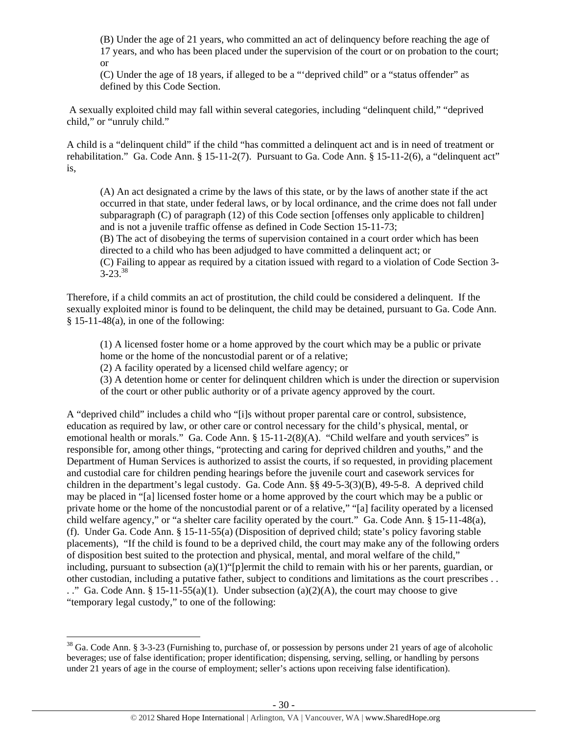> (B) Under the age of 21 years, who committed an act of delinquency before reaching the age of 17 years, and who has been placed under the supervision of the court or on probation to the court; or
>
> (C) Under the age of 18 years, if alleged to be a "'deprived child" or a "status offender" as defined by this Code Section.

A sexually exploited child may fall within several categories, including "delinquent child," "deprived child," or "unruly child."

A child is a "delinquent child" if the child "has committed a delinquent act and is in need of treatment or rehabilitation." Ga. Code Ann. § 15-11-2(7). Pursuant to Ga. Code Ann. § 15-11-2(6), a "delinquent act" is,

> (A) An act designated a crime by the laws of this state, or by the laws of another state if the act occurred in that state, under federal laws, or by local ordinance, and the crime does not fall under subparagraph (C) of paragraph (12) of this Code section [offenses only applicable to children] and is not a juvenile traffic offense as defined in Code Section 15-11-73;
>
> (B) The act of disobeying the terms of supervision contained in a court order which has been directed to a child who has been adjudged to have committed a delinquent act; or
>
> (C) Failing to appear as required by a citation issued with regard to a violation of Code Section 3-3-23.[38]

Therefore, if a child commits an act of prostitution, the child could be considered a delinquent. If the sexually exploited minor is found to be delinquent, the child may be detained, pursuant to Ga. Code Ann. § 15-11-48(a), in one of the following:

> (1) A licensed foster home or a home approved by the court which may be a public or private home or the home of the noncustodial parent or of a relative;
>
> (2) A facility operated by a licensed child welfare agency; or
>
> (3) A detention home or center for delinquent children which is under the direction or supervision of the court or other public authority or of a private agency approved by the court.

A "deprived child" includes a child who "[i]s without proper parental care or control, subsistence, education as required by law, or other care or control necessary for the child's physical, mental, or emotional health or morals." Ga. Code Ann. § 15-11-2(8)(A). "Child welfare and youth services" is responsible for, among other things, "protecting and caring for deprived children and youths," and the Department of Human Services is authorized to assist the courts, if so requested, in providing placement and custodial care for children pending hearings before the juvenile court and casework services for children in the department's legal custody. Ga. Code Ann. §§ 49-5-3(3)(B), 49-5-8. A deprived child may be placed in "[a] licensed foster home or a home approved by the court which may be a public or private home or the home of the noncustodial parent or of a relative," "[a] facility operated by a licensed child welfare agency," or "a shelter care facility operated by the court." Ga. Code Ann. § 15-11-48(a), (f). Under Ga. Code Ann. § 15-11-55(a) (Disposition of deprived child; state's policy favoring stable placements), "If the child is found to be a deprived child, the court may make any of the following orders of disposition best suited to the protection and physical, mental, and moral welfare of the child," including, pursuant to subsection (a)(1)"[p]ermit the child to remain with his or her parents, guardian, or other custodian, including a putative father, subject to conditions and limitations as the court prescribes . . ." Ga. Code Ann. § 15-11-55(a)(1). Under subsection (a)(2)(A), the court may choose to give "temporary legal custody," to one of the following:

---

[38] Ga. Code Ann. § 3-3-23 (Furnishing to, purchase of, or possession by persons under 21 years of age of alcoholic beverages; use of false identification; proper identification; dispensing, serving, selling, or handling by persons under 21 years of age in the course of employment; seller's actions upon receiving false identification).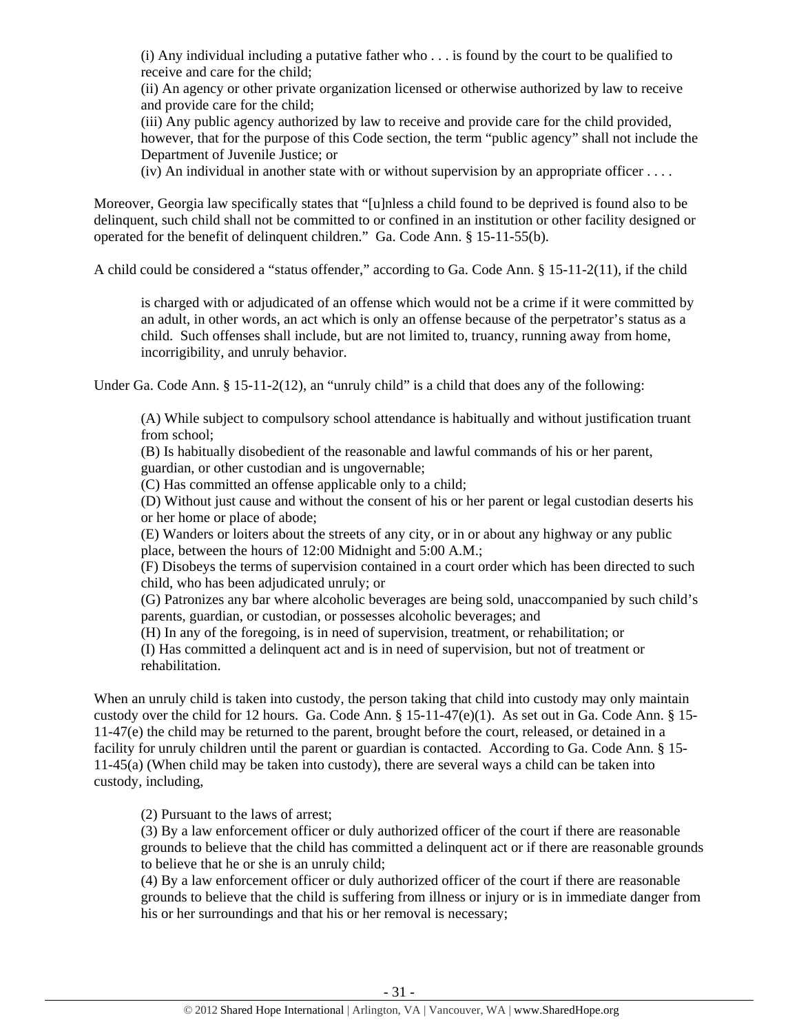> (i) Any individual including a putative father who . . . is found by the court to be qualified to receive and care for the child;
> (ii) An agency or other private organization licensed or otherwise authorized by law to receive and provide care for the child;
> (iii) Any public agency authorized by law to receive and provide care for the child provided, however, that for the purpose of this Code section, the term "public agency" shall not include the Department of Juvenile Justice; or
> (iv) An individual in another state with or without supervision by an appropriate officer . . . .

Moreover, Georgia law specifically states that "[u]nless a child found to be deprived is found also to be delinquent, such child shall not be committed to or confined in an institution or other facility designed or operated for the benefit of delinquent children." Ga. Code Ann. § 15-11-55(b).

A child could be considered a "status offender," according to Ga. Code Ann. § 15-11-2(11), if the child

> is charged with or adjudicated of an offense which would not be a crime if it were committed by an adult, in other words, an act which is only an offense because of the perpetrator's status as a child. Such offenses shall include, but are not limited to, truancy, running away from home, incorrigibility, and unruly behavior.

Under Ga. Code Ann. § 15-11-2(12), an "unruly child" is a child that does any of the following:

> (A) While subject to compulsory school attendance is habitually and without justification truant from school;
> (B) Is habitually disobedient of the reasonable and lawful commands of his or her parent, guardian, or other custodian and is ungovernable;
> (C) Has committed an offense applicable only to a child;
> (D) Without just cause and without the consent of his or her parent or legal custodian deserts his or her home or place of abode;
> (E) Wanders or loiters about the streets of any city, or in or about any highway or any public place, between the hours of 12:00 Midnight and 5:00 A.M.;
> (F) Disobeys the terms of supervision contained in a court order which has been directed to such child, who has been adjudicated unruly; or
> (G) Patronizes any bar where alcoholic beverages are being sold, unaccompanied by such child's parents, guardian, or custodian, or possesses alcoholic beverages; and
> (H) In any of the foregoing, is in need of supervision, treatment, or rehabilitation; or
> (I) Has committed a delinquent act and is in need of supervision, but not of treatment or rehabilitation.

When an unruly child is taken into custody, the person taking that child into custody may only maintain custody over the child for 12 hours. Ga. Code Ann. § 15-11-47(e)(1). As set out in Ga. Code Ann. § 15-11-47(e) the child may be returned to the parent, brought before the court, released, or detained in a facility for unruly children until the parent or guardian is contacted. According to Ga. Code Ann. § 15-11-45(a) (When child may be taken into custody), there are several ways a child can be taken into custody, including,

> (2) Pursuant to the laws of arrest;
> (3) By a law enforcement officer or duly authorized officer of the court if there are reasonable grounds to believe that the child has committed a delinquent act or if there are reasonable grounds to believe that he or she is an unruly child;
> (4) By a law enforcement officer or duly authorized officer of the court if there are reasonable grounds to believe that the child is suffering from illness or injury or is in immediate danger from his or her surroundings and that his or her removal is necessary;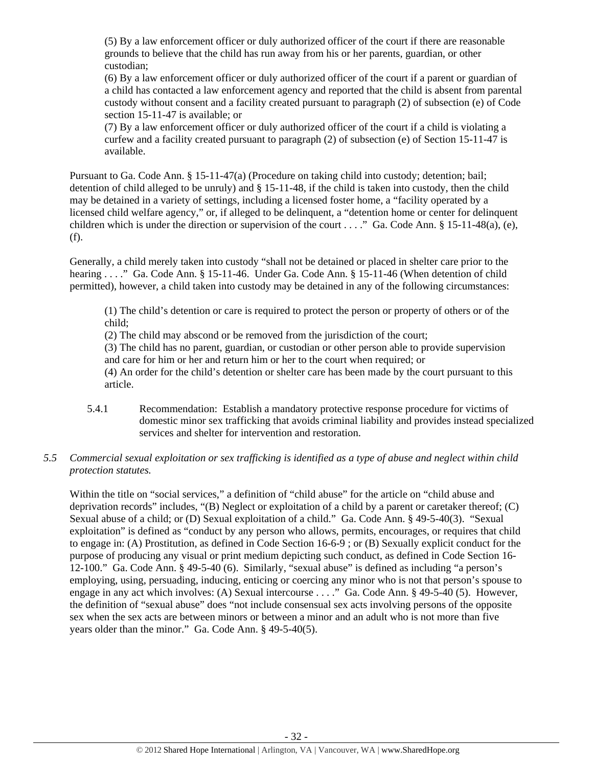(5) By a law enforcement officer or duly authorized officer of the court if there are reasonable grounds to believe that the child has run away from his or her parents, guardian, or other custodian;

(6) By a law enforcement officer or duly authorized officer of the court if a parent or guardian of a child has contacted a law enforcement agency and reported that the child is absent from parental custody without consent and a facility created pursuant to paragraph (2) of subsection (e) of Code section 15-11-47 is available; or

(7) By a law enforcement officer or duly authorized officer of the court if a child is violating a curfew and a facility created pursuant to paragraph (2) of subsection (e) of Section 15-11-47 is available.

Pursuant to Ga. Code Ann. § 15-11-47(a) (Procedure on taking child into custody; detention; bail; detention of child alleged to be unruly) and § 15-11-48, if the child is taken into custody, then the child may be detained in a variety of settings, including a licensed foster home, a "facility operated by a licensed child welfare agency," or, if alleged to be delinquent, a "detention home or center for delinquent children which is under the direction or supervision of the court . . . ." Ga. Code Ann. § 15-11-48(a), (e), (f).

Generally, a child merely taken into custody "shall not be detained or placed in shelter care prior to the hearing . . . ." Ga. Code Ann. § 15-11-46. Under Ga. Code Ann. § 15-11-46 (When detention of child permitted), however, a child taken into custody may be detained in any of the following circumstances:

(1) The child's detention or care is required to protect the person or property of others or of the child;

(2) The child may abscond or be removed from the jurisdiction of the court;

(3) The child has no parent, guardian, or custodian or other person able to provide supervision and care for him or her and return him or her to the court when required; or

(4) An order for the child's detention or shelter care has been made by the court pursuant to this article.

5.4.1 Recommendation: Establish a mandatory protective response procedure for victims of domestic minor sex trafficking that avoids criminal liability and provides instead specialized services and shelter for intervention and restoration.

*5.5 Commercial sexual exploitation or sex trafficking is identified as a type of abuse and neglect within child protection statutes.*

Within the title on "social services," a definition of "child abuse" for the article on "child abuse and deprivation records" includes, "(B) Neglect or exploitation of a child by a parent or caretaker thereof; (C) Sexual abuse of a child; or (D) Sexual exploitation of a child." Ga. Code Ann. § 49-5-40(3). "Sexual exploitation" is defined as "conduct by any person who allows, permits, encourages, or requires that child to engage in: (A) Prostitution, as defined in Code Section 16-6-9 ; or (B) Sexually explicit conduct for the purpose of producing any visual or print medium depicting such conduct, as defined in Code Section 16-12-100." Ga. Code Ann. § 49-5-40 (6). Similarly, "sexual abuse" is defined as including "a person's employing, using, persuading, inducing, enticing or coercing any minor who is not that person's spouse to engage in any act which involves: (A) Sexual intercourse . . . ." Ga. Code Ann. § 49-5-40 (5). However, the definition of "sexual abuse" does "not include consensual sex acts involving persons of the opposite sex when the sex acts are between minors or between a minor and an adult who is not more than five years older than the minor." Ga. Code Ann. § 49-5-40(5).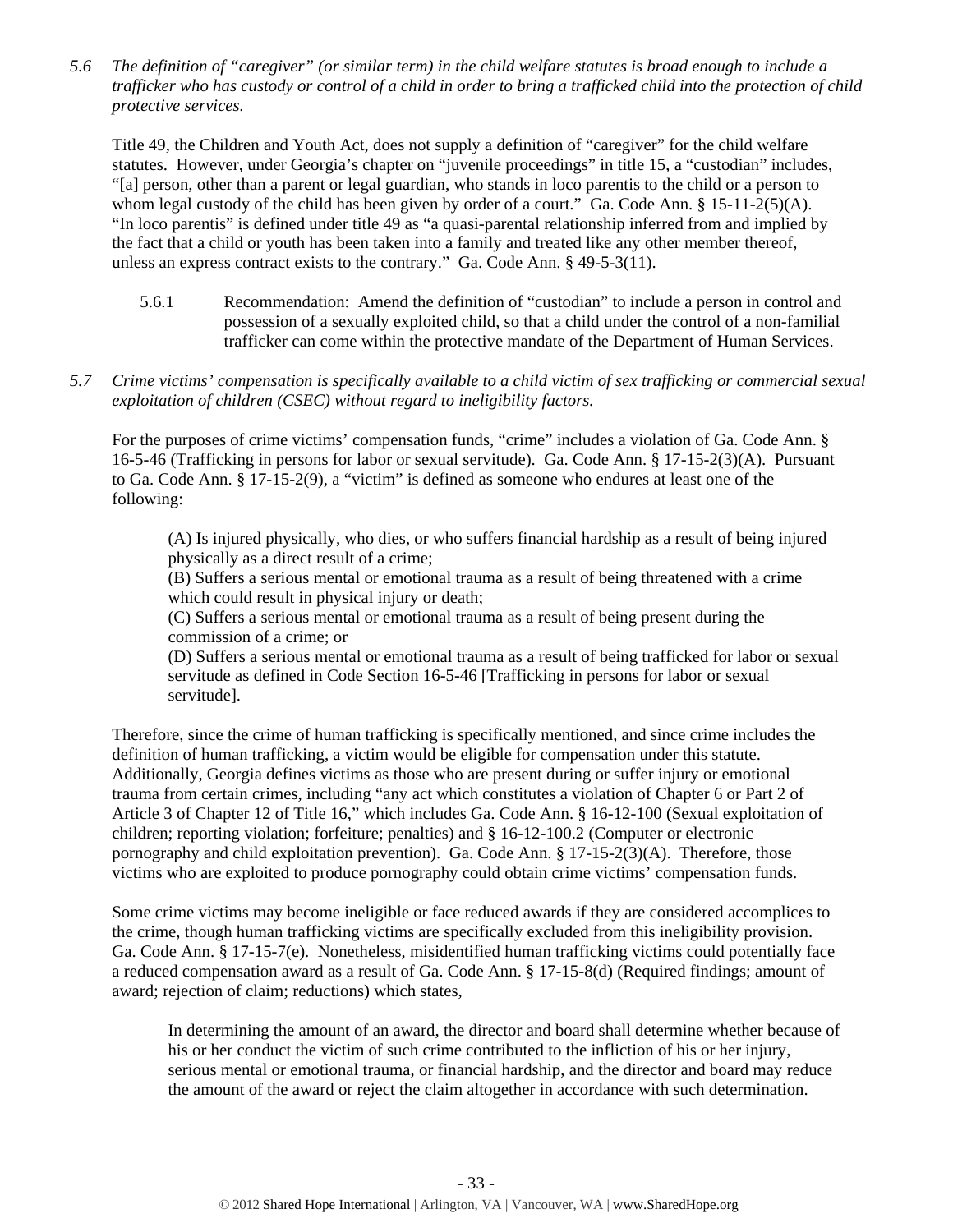*5.6 The definition of "caregiver" (or similar term) in the child welfare statutes is broad enough to include a trafficker who has custody or control of a child in order to bring a trafficked child into the protection of child protective services.*

Title 49, the Children and Youth Act, does not supply a definition of "caregiver" for the child welfare statutes. However, under Georgia's chapter on "juvenile proceedings" in title 15, a "custodian" includes, "[a] person, other than a parent or legal guardian, who stands in loco parentis to the child or a person to whom legal custody of the child has been given by order of a court." Ga. Code Ann. § 15-11-2(5)(A). "In loco parentis" is defined under title 49 as "a quasi-parental relationship inferred from and implied by the fact that a child or youth has been taken into a family and treated like any other member thereof, unless an express contract exists to the contrary." Ga. Code Ann. § 49-5-3(11).

5.6.1 Recommendation: Amend the definition of "custodian" to include a person in control and possession of a sexually exploited child, so that a child under the control of a non-familial trafficker can come within the protective mandate of the Department of Human Services.

*5.7 Crime victims' compensation is specifically available to a child victim of sex trafficking or commercial sexual exploitation of children (CSEC) without regard to ineligibility factors.*

For the purposes of crime victims' compensation funds, "crime" includes a violation of Ga. Code Ann. § 16-5-46 (Trafficking in persons for labor or sexual servitude). Ga. Code Ann. § 17-15-2(3)(A). Pursuant to Ga. Code Ann. § 17-15-2(9), a "victim" is defined as someone who endures at least one of the following:

> (A) Is injured physically, who dies, or who suffers financial hardship as a result of being injured physically as a direct result of a crime;
> (B) Suffers a serious mental or emotional trauma as a result of being threatened with a crime which could result in physical injury or death;
> (C) Suffers a serious mental or emotional trauma as a result of being present during the commission of a crime; or
> (D) Suffers a serious mental or emotional trauma as a result of being trafficked for labor or sexual servitude as defined in Code Section 16-5-46 [Trafficking in persons for labor or sexual servitude].

Therefore, since the crime of human trafficking is specifically mentioned, and since crime includes the definition of human trafficking, a victim would be eligible for compensation under this statute. Additionally, Georgia defines victims as those who are present during or suffer injury or emotional trauma from certain crimes, including "any act which constitutes a violation of Chapter 6 or Part 2 of Article 3 of Chapter 12 of Title 16," which includes Ga. Code Ann. § 16-12-100 (Sexual exploitation of children; reporting violation; forfeiture; penalties) and § 16-12-100.2 (Computer or electronic pornography and child exploitation prevention). Ga. Code Ann. § 17-15-2(3)(A). Therefore, those victims who are exploited to produce pornography could obtain crime victims' compensation funds.

Some crime victims may become ineligible or face reduced awards if they are considered accomplices to the crime, though human trafficking victims are specifically excluded from this ineligibility provision. Ga. Code Ann. § 17-15-7(e). Nonetheless, misidentified human trafficking victims could potentially face a reduced compensation award as a result of Ga. Code Ann. § 17-15-8(d) (Required findings; amount of award; rejection of claim; reductions) which states,

> In determining the amount of an award, the director and board shall determine whether because of his or her conduct the victim of such crime contributed to the infliction of his or her injury, serious mental or emotional trauma, or financial hardship, and the director and board may reduce the amount of the award or reject the claim altogether in accordance with such determination.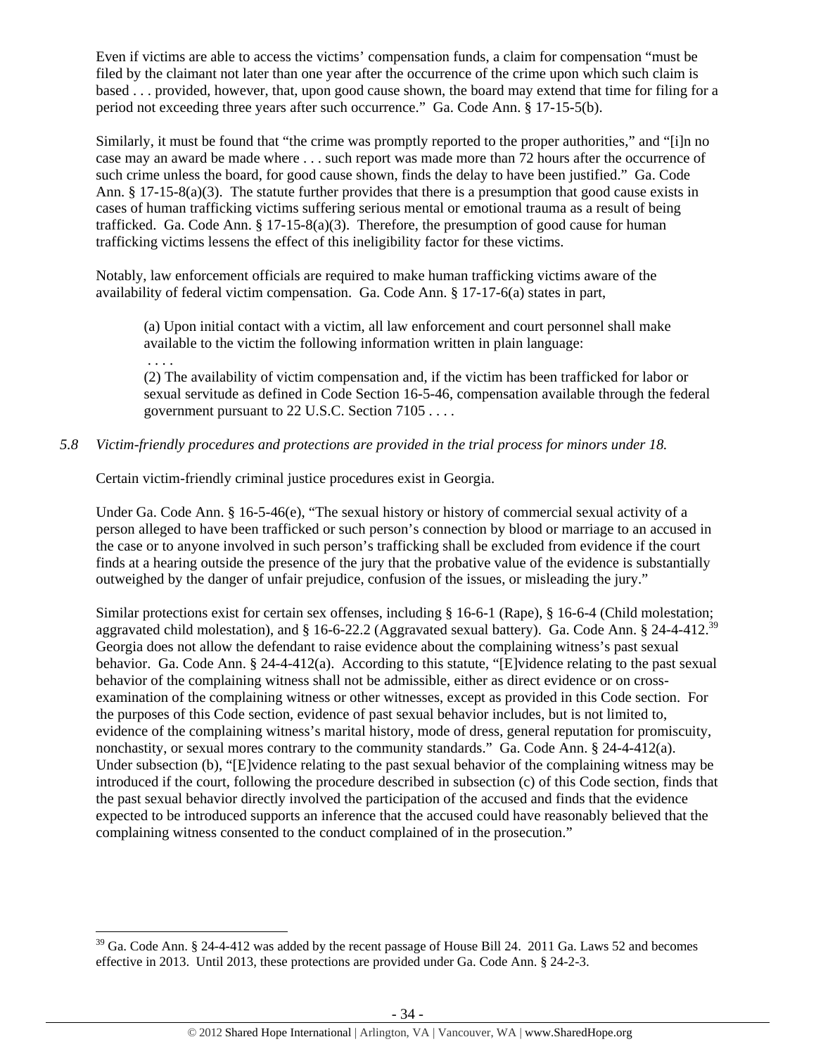Even if victims are able to access the victims' compensation funds, a claim for compensation "must be filed by the claimant not later than one year after the occurrence of the crime upon which such claim is based . . . provided, however, that, upon good cause shown, the board may extend that time for filing for a period not exceeding three years after such occurrence." Ga. Code Ann. § 17-15-5(b).

Similarly, it must be found that "the crime was promptly reported to the proper authorities," and "[i]n no case may an award be made where . . . such report was made more than 72 hours after the occurrence of such crime unless the board, for good cause shown, finds the delay to have been justified." Ga. Code Ann. § 17-15-8(a)(3). The statute further provides that there is a presumption that good cause exists in cases of human trafficking victims suffering serious mental or emotional trauma as a result of being trafficked. Ga. Code Ann. § 17-15-8(a)(3). Therefore, the presumption of good cause for human trafficking victims lessens the effect of this ineligibility factor for these victims.

Notably, law enforcement officials are required to make human trafficking victims aware of the availability of federal victim compensation. Ga. Code Ann. § 17-17-6(a) states in part,

> (a) Upon initial contact with a victim, all law enforcement and court personnel shall make available to the victim the following information written in plain language:
>
> . . . .
>
> (2) The availability of victim compensation and, if the victim has been trafficked for labor or sexual servitude as defined in Code Section 16-5-46, compensation available through the federal government pursuant to 22 U.S.C. Section 7105 . . . .

*5.8 Victim-friendly procedures and protections are provided in the trial process for minors under 18.*

Certain victim-friendly criminal justice procedures exist in Georgia.

Under Ga. Code Ann. § 16-5-46(e), "The sexual history or history of commercial sexual activity of a person alleged to have been trafficked or such person's connection by blood or marriage to an accused in the case or to anyone involved in such person's trafficking shall be excluded from evidence if the court finds at a hearing outside the presence of the jury that the probative value of the evidence is substantially outweighed by the danger of unfair prejudice, confusion of the issues, or misleading the jury."

Similar protections exist for certain sex offenses, including § 16-6-1 (Rape), § 16-6-4 (Child molestation; aggravated child molestation), and § 16-6-22.2 (Aggravated sexual battery). Ga. Code Ann. § 24-4-412.[39] Georgia does not allow the defendant to raise evidence about the complaining witness's past sexual behavior. Ga. Code Ann. § 24-4-412(a). According to this statute, "[E]vidence relating to the past sexual behavior of the complaining witness shall not be admissible, either as direct evidence or on cross-examination of the complaining witness or other witnesses, except as provided in this Code section. For the purposes of this Code section, evidence of past sexual behavior includes, but is not limited to, evidence of the complaining witness's marital history, mode of dress, general reputation for promiscuity, nonchastity, or sexual mores contrary to the community standards." Ga. Code Ann. § 24-4-412(a). Under subsection (b), "[E]vidence relating to the past sexual behavior of the complaining witness may be introduced if the court, following the procedure described in subsection (c) of this Code section, finds that the past sexual behavior directly involved the participation of the accused and finds that the evidence expected to be introduced supports an inference that the accused could have reasonably believed that the complaining witness consented to the conduct complained of in the prosecution."

---

[39] Ga. Code Ann. § 24-4-412 was added by the recent passage of House Bill 24. 2011 Ga. Laws 52 and becomes effective in 2013. Until 2013, these protections are provided under Ga. Code Ann. § 24-2-3.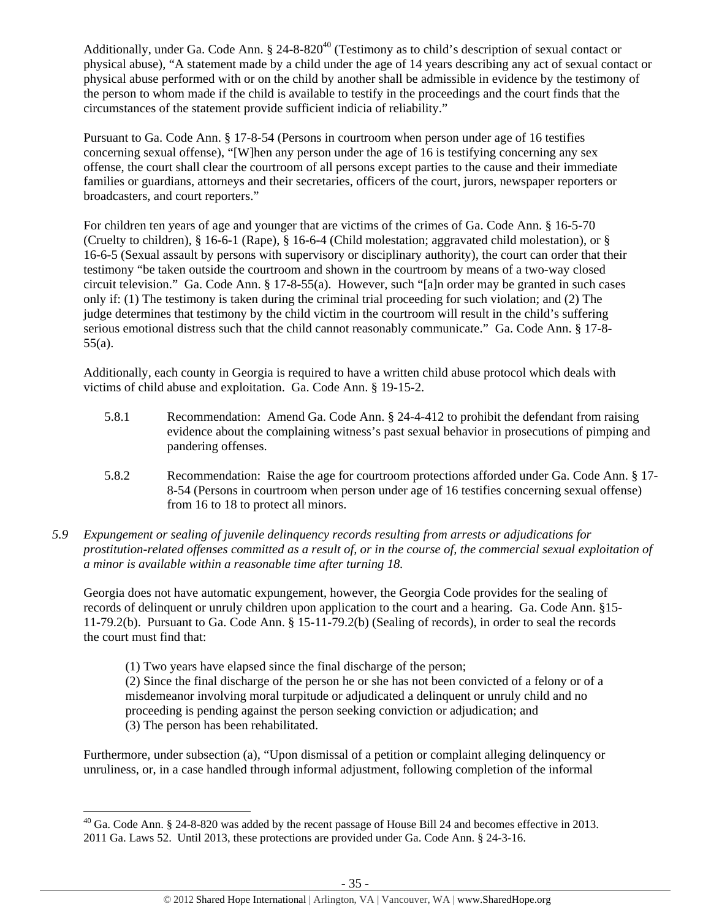Additionally, under Ga. Code Ann. § 24-8-820[40] (Testimony as to child's description of sexual contact or physical abuse), "A statement made by a child under the age of 14 years describing any act of sexual contact or physical abuse performed with or on the child by another shall be admissible in evidence by the testimony of the person to whom made if the child is available to testify in the proceedings and the court finds that the circumstances of the statement provide sufficient indicia of reliability."

Pursuant to Ga. Code Ann. § 17-8-54 (Persons in courtroom when person under age of 16 testifies concerning sexual offense), "[W]hen any person under the age of 16 is testifying concerning any sex offense, the court shall clear the courtroom of all persons except parties to the cause and their immediate families or guardians, attorneys and their secretaries, officers of the court, jurors, newspaper reporters or broadcasters, and court reporters."

For children ten years of age and younger that are victims of the crimes of Ga. Code Ann. § 16-5-70 (Cruelty to children), § 16-6-1 (Rape), § 16-6-4 (Child molestation; aggravated child molestation), or § 16-6-5 (Sexual assault by persons with supervisory or disciplinary authority), the court can order that their testimony "be taken outside the courtroom and shown in the courtroom by means of a two-way closed circuit television." Ga. Code Ann. § 17-8-55(a). However, such "[a]n order may be granted in such cases only if: (1) The testimony is taken during the criminal trial proceeding for such violation; and (2) The judge determines that testimony by the child victim in the courtroom will result in the child's suffering serious emotional distress such that the child cannot reasonably communicate." Ga. Code Ann. § 17-8-55(a).

Additionally, each county in Georgia is required to have a written child abuse protocol which deals with victims of child abuse and exploitation. Ga. Code Ann. § 19-15-2.

5.8.1 Recommendation: Amend Ga. Code Ann. § 24-4-412 to prohibit the defendant from raising evidence about the complaining witness's past sexual behavior in prosecutions of pimping and pandering offenses.

5.8.2 Recommendation: Raise the age for courtroom protections afforded under Ga. Code Ann. § 17-8-54 (Persons in courtroom when person under age of 16 testifies concerning sexual offense) from 16 to 18 to protect all minors.

*5.9 Expungement or sealing of juvenile delinquency records resulting from arrests or adjudications for prostitution-related offenses committed as a result of, or in the course of, the commercial sexual exploitation of a minor is available within a reasonable time after turning 18.*

Georgia does not have automatic expungement, however, the Georgia Code provides for the sealing of records of delinquent or unruly children upon application to the court and a hearing. Ga. Code Ann. §15-11-79.2(b). Pursuant to Ga. Code Ann. § 15-11-79.2(b) (Sealing of records), in order to seal the records the court must find that:

> (1) Two years have elapsed since the final discharge of the person;
> (2) Since the final discharge of the person he or she has not been convicted of a felony or of a misdemeanor involving moral turpitude or adjudicated a delinquent or unruly child and no proceeding is pending against the person seeking conviction or adjudication; and
> (3) The person has been rehabilitated.

Furthermore, under subsection (a), "Upon dismissal of a petition or complaint alleging delinquency or unruliness, or, in a case handled through informal adjustment, following completion of the informal

---

[40] Ga. Code Ann. § 24-8-820 was added by the recent passage of House Bill 24 and becomes effective in 2013. 2011 Ga. Laws 52. Until 2013, these protections are provided under Ga. Code Ann. § 24-3-16.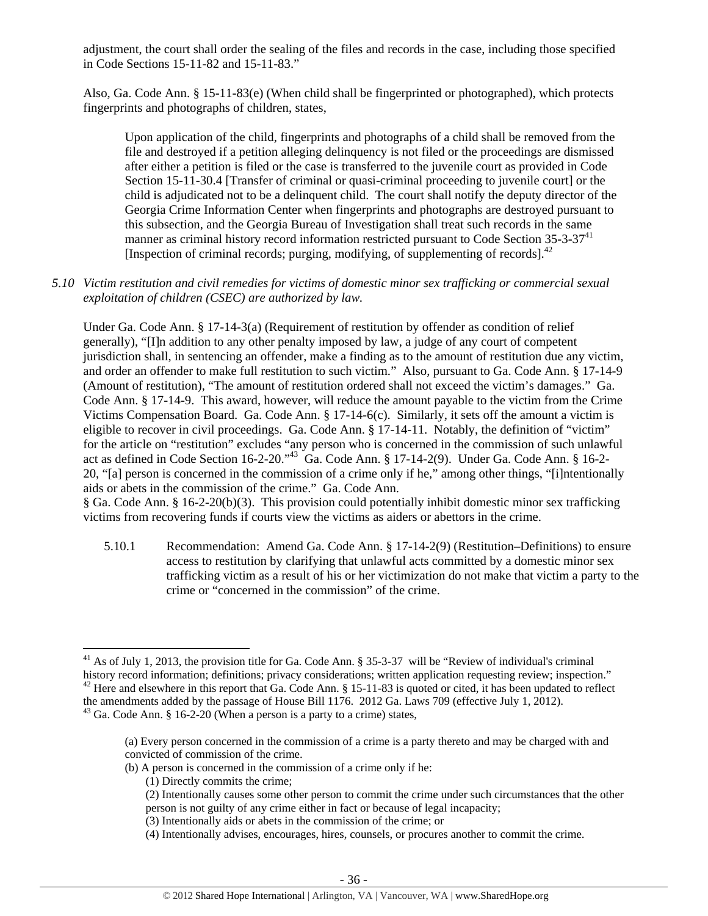adjustment, the court shall order the sealing of the files and records in the case, including those specified in Code Sections 15-11-82 and 15-11-83."

Also, Ga. Code Ann. § 15-11-83(e) (When child shall be fingerprinted or photographed), which protects fingerprints and photographs of children, states,

> Upon application of the child, fingerprints and photographs of a child shall be removed from the file and destroyed if a petition alleging delinquency is not filed or the proceedings are dismissed after either a petition is filed or the case is transferred to the juvenile court as provided in Code Section 15-11-30.4 [Transfer of criminal or quasi-criminal proceeding to juvenile court] or the child is adjudicated not to be a delinquent child. The court shall notify the deputy director of the Georgia Crime Information Center when fingerprints and photographs are destroyed pursuant to this subsection, and the Georgia Bureau of Investigation shall treat such records in the same manner as criminal history record information restricted pursuant to Code Section 35-3-37[41] [Inspection of criminal records; purging, modifying, of supplementing of records].[42]

*5.10 Victim restitution and civil remedies for victims of domestic minor sex trafficking or commercial sexual exploitation of children (CSEC) are authorized by law.*

Under Ga. Code Ann. § 17-14-3(a) (Requirement of restitution by offender as condition of relief generally), "[I]n addition to any other penalty imposed by law, a judge of any court of competent jurisdiction shall, in sentencing an offender, make a finding as to the amount of restitution due any victim, and order an offender to make full restitution to such victim." Also, pursuant to Ga. Code Ann. § 17-14-9 (Amount of restitution), "The amount of restitution ordered shall not exceed the victim's damages." Ga. Code Ann. § 17-14-9. This award, however, will reduce the amount payable to the victim from the Crime Victims Compensation Board. Ga. Code Ann. § 17-14-6(c). Similarly, it sets off the amount a victim is eligible to recover in civil proceedings. Ga. Code Ann. § 17-14-11. Notably, the definition of "victim" for the article on "restitution" excludes "any person who is concerned in the commission of such unlawful act as defined in Code Section 16-2-20."[43] Ga. Code Ann. § 17-14-2(9). Under Ga. Code Ann. § 16-2-20, "[a] person is concerned in the commission of a crime only if he," among other things, "[i]ntentionally aids or abets in the commission of the crime." Ga. Code Ann. § Ga. Code Ann. § 16-2-20(b)(3). This provision could potentially inhibit domestic minor sex trafficking victims from recovering funds if courts view the victims as aiders or abettors in the crime.

5.10.1 Recommendation: Amend Ga. Code Ann. § 17-14-2(9) (Restitution–Definitions) to ensure access to restitution by clarifying that unlawful acts committed by a domestic minor sex trafficking victim as a result of his or her victimization do not make that victim a party to the crime or "concerned in the commission" of the crime.

---

[41] As of July 1, 2013, the provision title for Ga. Code Ann. § 35-3-37 will be "Review of individual's criminal history record information; definitions; privacy considerations; written application requesting review; inspection."

[42] Here and elsewhere in this report that Ga. Code Ann. § 15-11-83 is quoted or cited, it has been updated to reflect the amendments added by the passage of House Bill 1176. 2012 Ga. Laws 709 (effective July 1, 2012).

[43] Ga. Code Ann. § 16-2-20 (When a person is a party to a crime) states,

> (a) Every person concerned in the commission of a crime is a party thereto and may be charged with and convicted of commission of the crime.
> (b) A person is concerned in the commission of a crime only if he:
> (1) Directly commits the crime;
> (2) Intentionally causes some other person to commit the crime under such circumstances that the other person is not guilty of any crime either in fact or because of legal incapacity;
> (3) Intentionally aids or abets in the commission of the crime; or
> (4) Intentionally advises, encourages, hires, counsels, or procures another to commit the crime.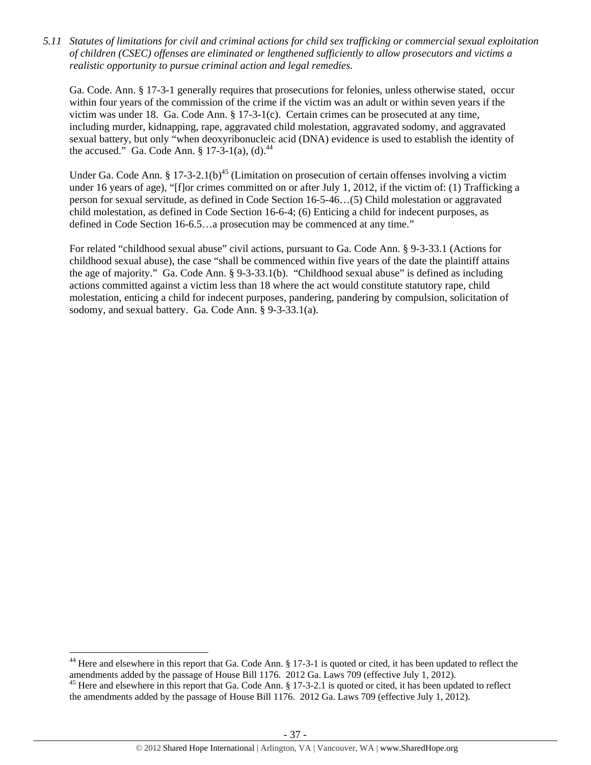*5.11 Statutes of limitations for civil and criminal actions for child sex trafficking or commercial sexual exploitation of children (CSEC) offenses are eliminated or lengthened sufficiently to allow prosecutors and victims a realistic opportunity to pursue criminal action and legal remedies.*

Ga. Code. Ann. § 17-3-1 generally requires that prosecutions for felonies, unless otherwise stated, occur within four years of the commission of the crime if the victim was an adult or within seven years if the victim was under 18. Ga. Code Ann. § 17-3-1(c). Certain crimes can be prosecuted at any time, including murder, kidnapping, rape, aggravated child molestation, aggravated sodomy, and aggravated sexual battery, but only "when deoxyribonucleic acid (DNA) evidence is used to establish the identity of the accused." Ga. Code Ann. § 17-3-1(a), (d).[44]

Under Ga. Code Ann. § 17-3-2.1(b)[45] (Limitation on prosecution of certain offenses involving a victim under 16 years of age), "[f]or crimes committed on or after July 1, 2012, if the victim of: (1) Trafficking a person for sexual servitude, as defined in Code Section 16-5-46…(5) Child molestation or aggravated child molestation, as defined in Code Section 16-6-4; (6) Enticing a child for indecent purposes, as defined in Code Section 16-6.5…a prosecution may be commenced at any time."

For related "childhood sexual abuse" civil actions, pursuant to Ga. Code Ann. § 9-3-33.1 (Actions for childhood sexual abuse), the case "shall be commenced within five years of the date the plaintiff attains the age of majority." Ga. Code Ann. § 9-3-33.1(b). "Childhood sexual abuse" is defined as including actions committed against a victim less than 18 where the act would constitute statutory rape, child molestation, enticing a child for indecent purposes, pandering, pandering by compulsion, solicitation of sodomy, and sexual battery. Ga. Code Ann. § 9-3-33.1(a).

---

[44] Here and elsewhere in this report that Ga. Code Ann. § 17-3-1 is quoted or cited, it has been updated to reflect the amendments added by the passage of House Bill 1176. 2012 Ga. Laws 709 (effective July 1, 2012).

[45] Here and elsewhere in this report that Ga. Code Ann. § 17-3-2.1 is quoted or cited, it has been updated to reflect the amendments added by the passage of House Bill 1176. 2012 Ga. Laws 709 (effective July 1, 2012).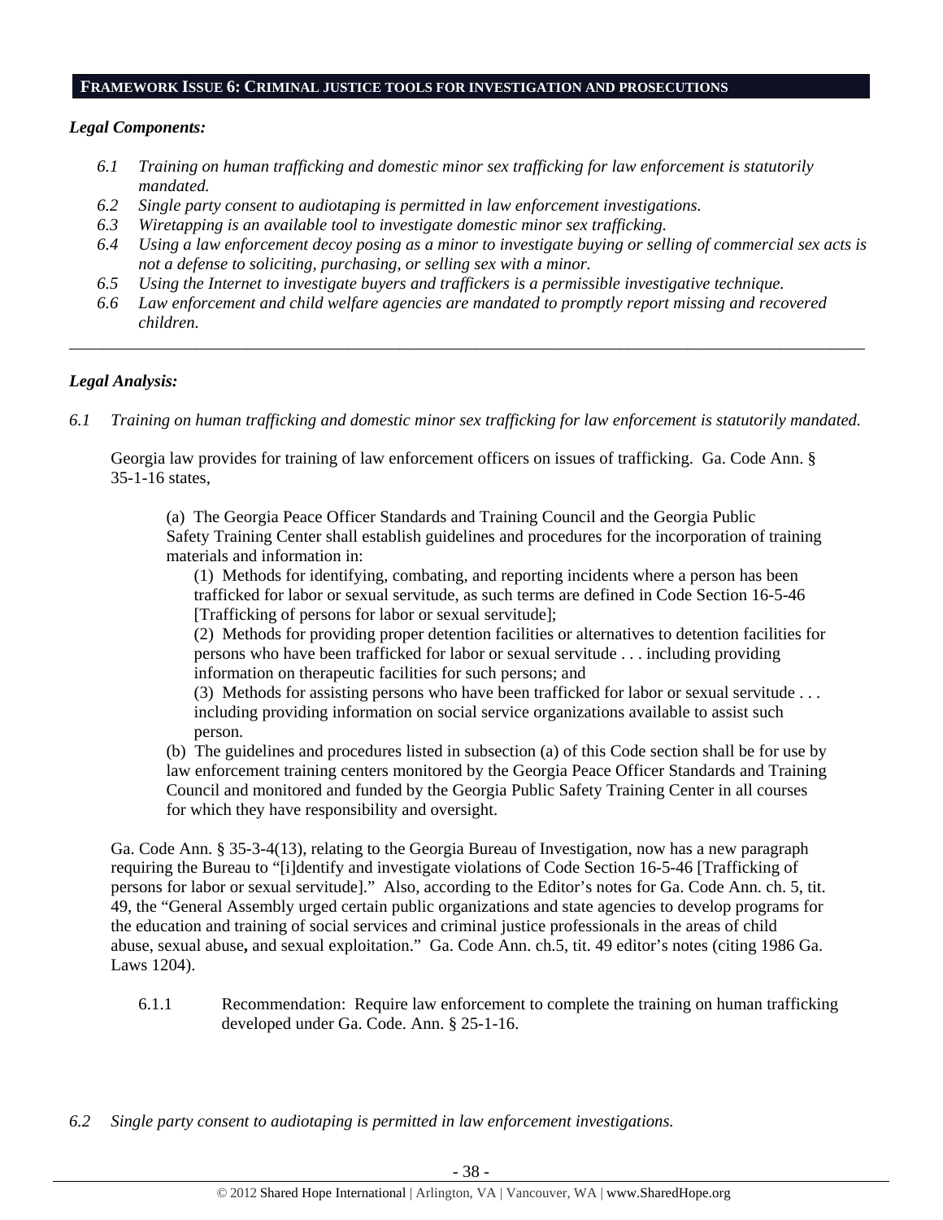## FRAMEWORK ISSUE 6: CRIMINAL JUSTICE TOOLS FOR INVESTIGATION AND PROSECUTIONS

***Legal Components:***

*6.1 Training on human trafficking and domestic minor sex trafficking for law enforcement is statutorily mandated.*

*6.2 Single party consent to audiotaping is permitted in law enforcement investigations.*

*6.3 Wiretapping is an available tool to investigate domestic minor sex trafficking.*

*6.4 Using a law enforcement decoy posing as a minor to investigate buying or selling of commercial sex acts is not a defense to soliciting, purchasing, or selling sex with a minor.*

*6.5 Using the Internet to investigate buyers and traffickers is a permissible investigative technique.*

*6.6 Law enforcement and child welfare agencies are mandated to promptly report missing and recovered children.*

---

***Legal Analysis:***

*6.1 Training on human trafficking and domestic minor sex trafficking for law enforcement is statutorily mandated.*

Georgia law provides for training of law enforcement officers on issues of trafficking. Ga. Code Ann. § 35-1-16 states,

> (a) The Georgia Peace Officer Standards and Training Council and the Georgia Public Safety Training Center shall establish guidelines and procedures for the incorporation of training materials and information in:
>
> (1) Methods for identifying, combating, and reporting incidents where a person has been trafficked for labor or sexual servitude, as such terms are defined in Code Section 16-5-46 [Trafficking of persons for labor or sexual servitude];
>
> (2) Methods for providing proper detention facilities or alternatives to detention facilities for persons who have been trafficked for labor or sexual servitude . . . including providing information on therapeutic facilities for such persons; and
>
> (3) Methods for assisting persons who have been trafficked for labor or sexual servitude . . . including providing information on social service organizations available to assist such person.
>
> (b) The guidelines and procedures listed in subsection (a) of this Code section shall be for use by law enforcement training centers monitored by the Georgia Peace Officer Standards and Training Council and monitored and funded by the Georgia Public Safety Training Center in all courses for which they have responsibility and oversight.

Ga. Code Ann. § 35-3-4(13), relating to the Georgia Bureau of Investigation, now has a new paragraph requiring the Bureau to "[i]dentify and investigate violations of Code Section 16-5-46 [Trafficking of persons for labor or sexual servitude]." Also, according to the Editor's notes for Ga. Code Ann. ch. 5, tit. 49, the "General Assembly urged certain public organizations and state agencies to develop programs for the education and training of social services and criminal justice professionals in the areas of child abuse, sexual abuse**,** and sexual exploitation." Ga. Code Ann. ch.5, tit. 49 editor's notes (citing 1986 Ga. Laws 1204).

6.1.1 Recommendation: Require law enforcement to complete the training on human trafficking developed under Ga. Code. Ann. § 25-1-16.

*6.2 Single party consent to audiotaping is permitted in law enforcement investigations.*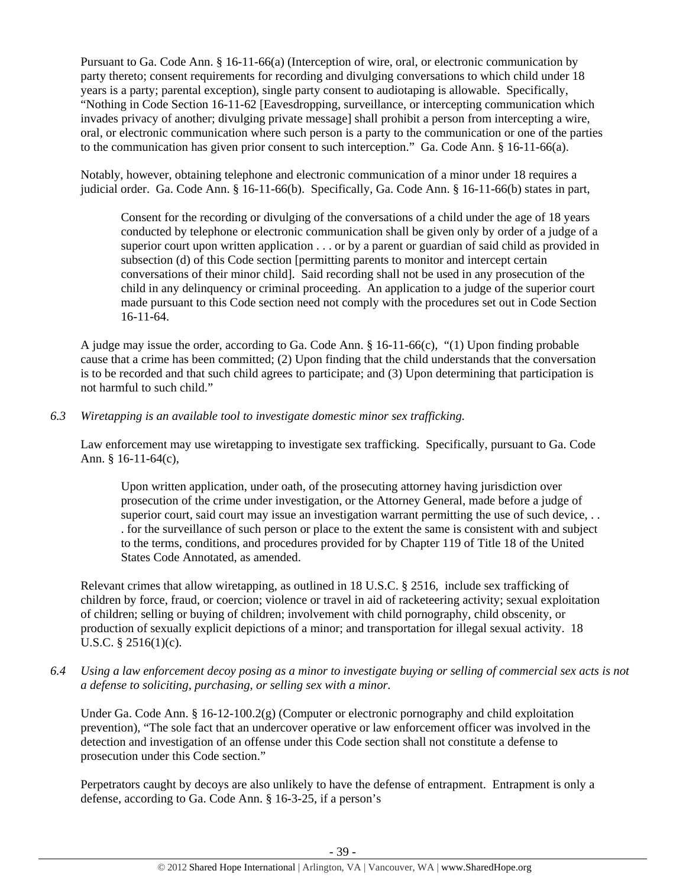Pursuant to Ga. Code Ann. § 16-11-66(a) (Interception of wire, oral, or electronic communication by party thereto; consent requirements for recording and divulging conversations to which child under 18 years is a party; parental exception), single party consent to audiotaping is allowable. Specifically, "Nothing in Code Section 16-11-62 [Eavesdropping, surveillance, or intercepting communication which invades privacy of another; divulging private message] shall prohibit a person from intercepting a wire, oral, or electronic communication where such person is a party to the communication or one of the parties to the communication has given prior consent to such interception." Ga. Code Ann. § 16-11-66(a).

Notably, however, obtaining telephone and electronic communication of a minor under 18 requires a judicial order. Ga. Code Ann. § 16-11-66(b). Specifically, Ga. Code Ann. § 16-11-66(b) states in part,

> Consent for the recording or divulging of the conversations of a child under the age of 18 years conducted by telephone or electronic communication shall be given only by order of a judge of a superior court upon written application . . . or by a parent or guardian of said child as provided in subsection (d) of this Code section [permitting parents to monitor and intercept certain conversations of their minor child]. Said recording shall not be used in any prosecution of the child in any delinquency or criminal proceeding. An application to a judge of the superior court made pursuant to this Code section need not comply with the procedures set out in Code Section 16-11-64.

A judge may issue the order, according to Ga. Code Ann. § 16-11-66(c), "(1) Upon finding probable cause that a crime has been committed; (2) Upon finding that the child understands that the conversation is to be recorded and that such child agrees to participate; and (3) Upon determining that participation is not harmful to such child."

*6.3 Wiretapping is an available tool to investigate domestic minor sex trafficking.*

Law enforcement may use wiretapping to investigate sex trafficking. Specifically, pursuant to Ga. Code Ann. § 16-11-64(c),

> Upon written application, under oath, of the prosecuting attorney having jurisdiction over prosecution of the crime under investigation, or the Attorney General, made before a judge of superior court, said court may issue an investigation warrant permitting the use of such device, . . . for the surveillance of such person or place to the extent the same is consistent with and subject to the terms, conditions, and procedures provided for by Chapter 119 of Title 18 of the United States Code Annotated, as amended.

Relevant crimes that allow wiretapping, as outlined in 18 U.S.C. § 2516, include sex trafficking of children by force, fraud, or coercion; violence or travel in aid of racketeering activity; sexual exploitation of children; selling or buying of children; involvement with child pornography, child obscenity, or production of sexually explicit depictions of a minor; and transportation for illegal sexual activity. 18 U.S.C. § 2516(1)(c).

*6.4 Using a law enforcement decoy posing as a minor to investigate buying or selling of commercial sex acts is not a defense to soliciting, purchasing, or selling sex with a minor.*

Under Ga. Code Ann. § 16-12-100.2(g) (Computer or electronic pornography and child exploitation prevention), "The sole fact that an undercover operative or law enforcement officer was involved in the detection and investigation of an offense under this Code section shall not constitute a defense to prosecution under this Code section."

Perpetrators caught by decoys are also unlikely to have the defense of entrapment. Entrapment is only a defense, according to Ga. Code Ann. § 16-3-25, if a person's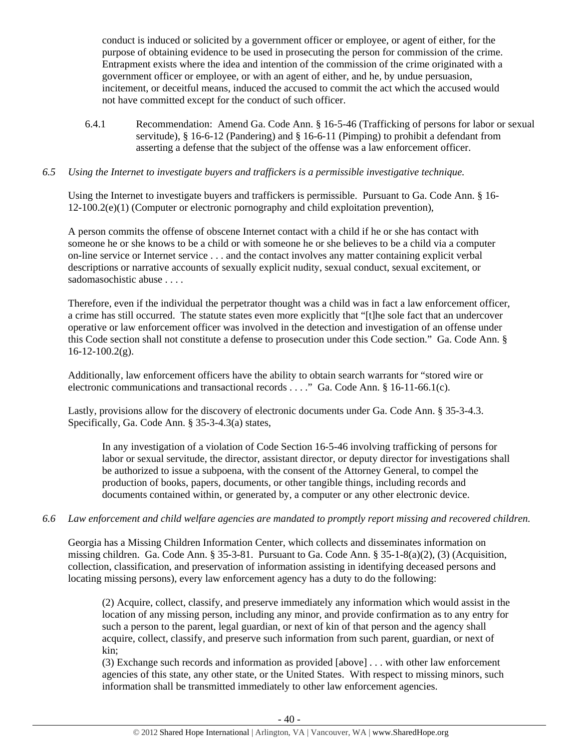conduct is induced or solicited by a government officer or employee, or agent of either, for the purpose of obtaining evidence to be used in prosecuting the person for commission of the crime. Entrapment exists where the idea and intention of the commission of the crime originated with a government officer or employee, or with an agent of either, and he, by undue persuasion, incitement, or deceitful means, induced the accused to commit the act which the accused would not have committed except for the conduct of such officer.

6.4.1 Recommendation: Amend Ga. Code Ann. § 16-5-46 (Trafficking of persons for labor or sexual servitude), § 16-6-12 (Pandering) and § 16-6-11 (Pimping) to prohibit a defendant from asserting a defense that the subject of the offense was a law enforcement officer.

*6.5 Using the Internet to investigate buyers and traffickers is a permissible investigative technique.*

Using the Internet to investigate buyers and traffickers is permissible. Pursuant to Ga. Code Ann. § 16-12-100.2(e)(1) (Computer or electronic pornography and child exploitation prevention),

A person commits the offense of obscene Internet contact with a child if he or she has contact with someone he or she knows to be a child or with someone he or she believes to be a child via a computer on-line service or Internet service . . . and the contact involves any matter containing explicit verbal descriptions or narrative accounts of sexually explicit nudity, sexual conduct, sexual excitement, or sadomasochistic abuse . . . .

Therefore, even if the individual the perpetrator thought was a child was in fact a law enforcement officer, a crime has still occurred. The statute states even more explicitly that "[t]he sole fact that an undercover operative or law enforcement officer was involved in the detection and investigation of an offense under this Code section shall not constitute a defense to prosecution under this Code section." Ga. Code Ann. § 16-12-100.2(g).

Additionally, law enforcement officers have the ability to obtain search warrants for "stored wire or electronic communications and transactional records . . . ." Ga. Code Ann. § 16-11-66.1(c).

Lastly, provisions allow for the discovery of electronic documents under Ga. Code Ann. § 35-3-4.3. Specifically, Ga. Code Ann. § 35-3-4.3(a) states,

> In any investigation of a violation of Code Section 16-5-46 involving trafficking of persons for labor or sexual servitude, the director, assistant director, or deputy director for investigations shall be authorized to issue a subpoena, with the consent of the Attorney General, to compel the production of books, papers, documents, or other tangible things, including records and documents contained within, or generated by, a computer or any other electronic device.

*6.6 Law enforcement and child welfare agencies are mandated to promptly report missing and recovered children.*

Georgia has a Missing Children Information Center, which collects and disseminates information on missing children. Ga. Code Ann. § 35-3-81. Pursuant to Ga. Code Ann. § 35-1-8(a)(2), (3) (Acquisition, collection, classification, and preservation of information assisting in identifying deceased persons and locating missing persons), every law enforcement agency has a duty to do the following:

> (2) Acquire, collect, classify, and preserve immediately any information which would assist in the location of any missing person, including any minor, and provide confirmation as to any entry for such a person to the parent, legal guardian, or next of kin of that person and the agency shall acquire, collect, classify, and preserve such information from such parent, guardian, or next of kin;
> (3) Exchange such records and information as provided [above] . . . with other law enforcement agencies of this state, any other state, or the United States. With respect to missing minors, such information shall be transmitted immediately to other law enforcement agencies.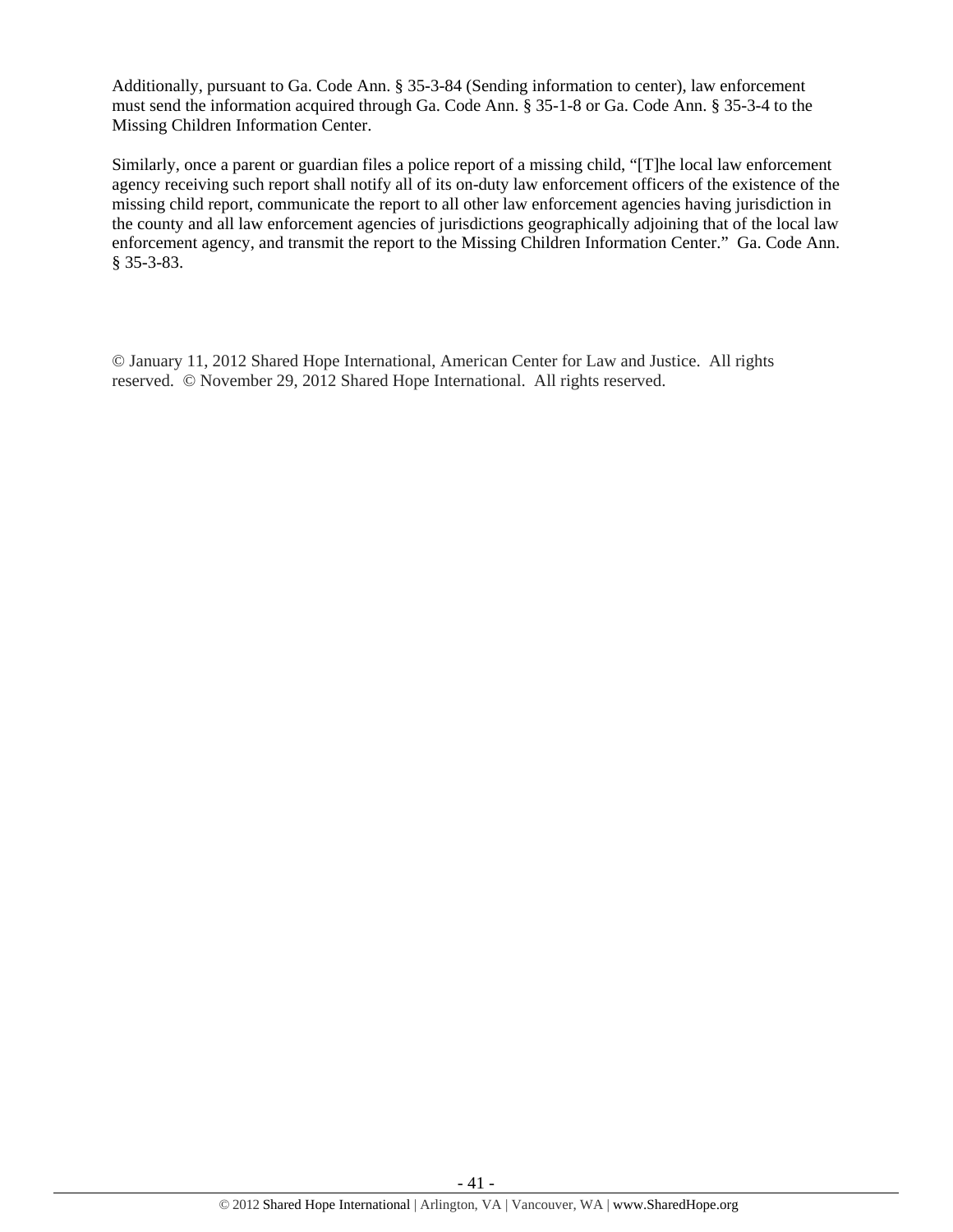Additionally, pursuant to Ga. Code Ann. § 35-3-84 (Sending information to center), law enforcement must send the information acquired through Ga. Code Ann. § 35-1-8 or Ga. Code Ann. § 35-3-4 to the Missing Children Information Center.

Similarly, once a parent or guardian files a police report of a missing child, "[T]he local law enforcement agency receiving such report shall notify all of its on-duty law enforcement officers of the existence of the missing child report, communicate the report to all other law enforcement agencies having jurisdiction in the county and all law enforcement agencies of jurisdictions geographically adjoining that of the local law enforcement agency, and transmit the report to the Missing Children Information Center." Ga. Code Ann. § 35-3-83.

© January 11, 2012 Shared Hope International, American Center for Law and Justice. All rights reserved. © November 29, 2012 Shared Hope International. All rights reserved.